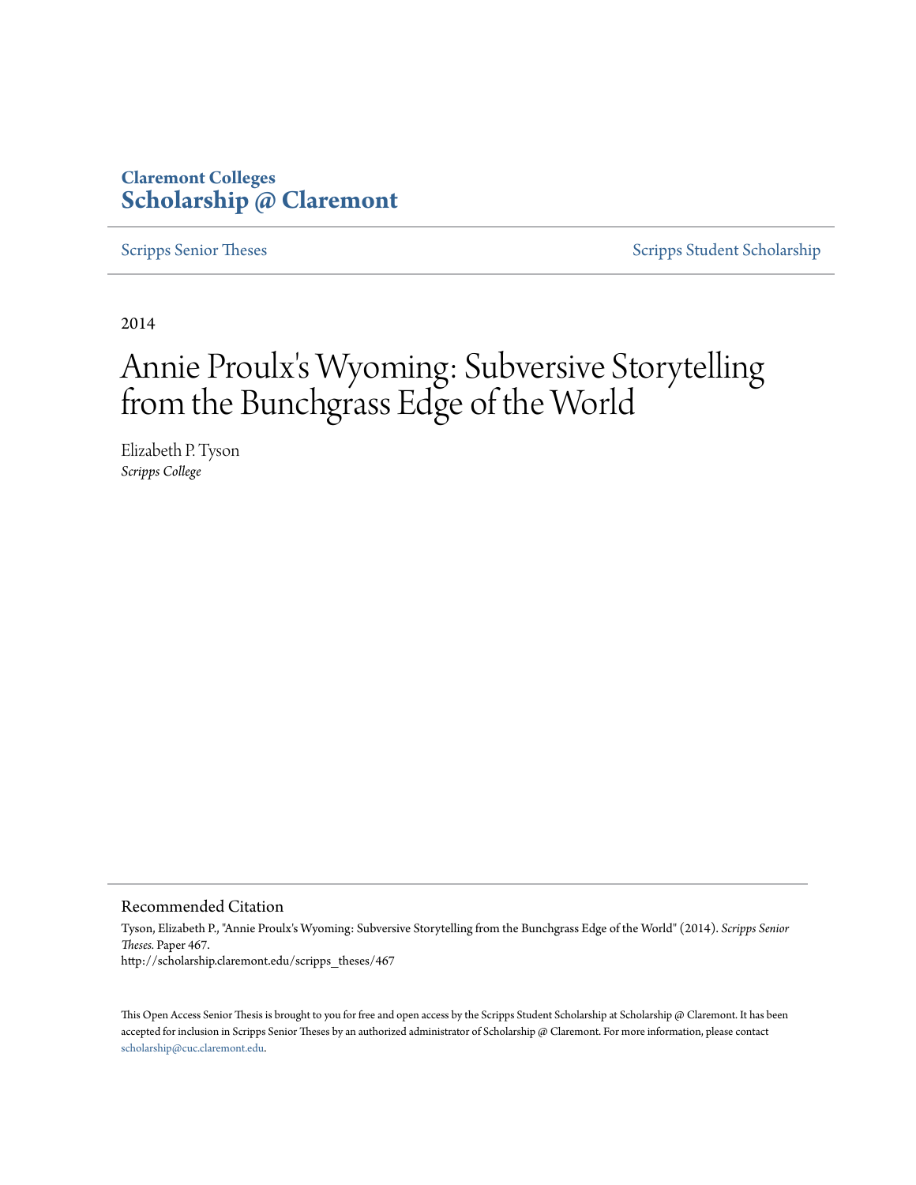Claremont Colleges
**Scholarship @ Claremont**

Scripps Senior Theses | Scripps Student Scholarship

2014

# Annie Proulx's Wyoming: Subversive Storytelling from the Bunchgrass Edge of the World

Elizabeth P. Tyson
*Scripps College*

## Recommended Citation

Tyson, Elizabeth P., "Annie Proulx's Wyoming: Subversive Storytelling from the Bunchgrass Edge of the World" (2014). *Scripps Senior Theses.* Paper 467.
http://scholarship.claremont.edu/scripps_theses/467

This Open Access Senior Thesis is brought to you for free and open access by the Scripps Student Scholarship at Scholarship @ Claremont. It has been accepted for inclusion in Scripps Senior Theses by an authorized administrator of Scholarship @ Claremont. For more information, please contact scholarship@cuc.claremont.edu.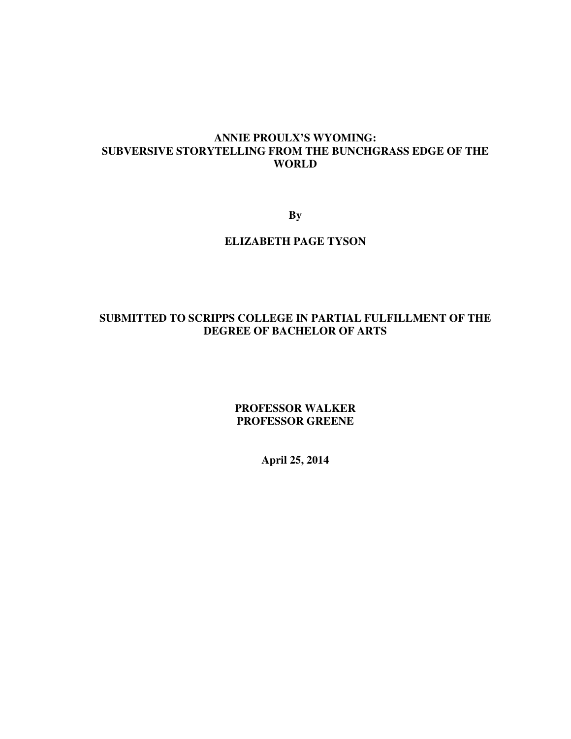# ANNIE PROULX'S WYOMING:
# SUBVERSIVE STORYTELLING FROM THE BUNCHGRASS EDGE OF THE WORLD

**By**

**ELIZABETH PAGE TYSON**

**SUBMITTED TO SCRIPPS COLLEGE IN PARTIAL FULFILLMENT OF THE DEGREE OF BACHELOR OF ARTS**

**PROFESSOR WALKER**
**PROFESSOR GREENE**

**April 25, 2014**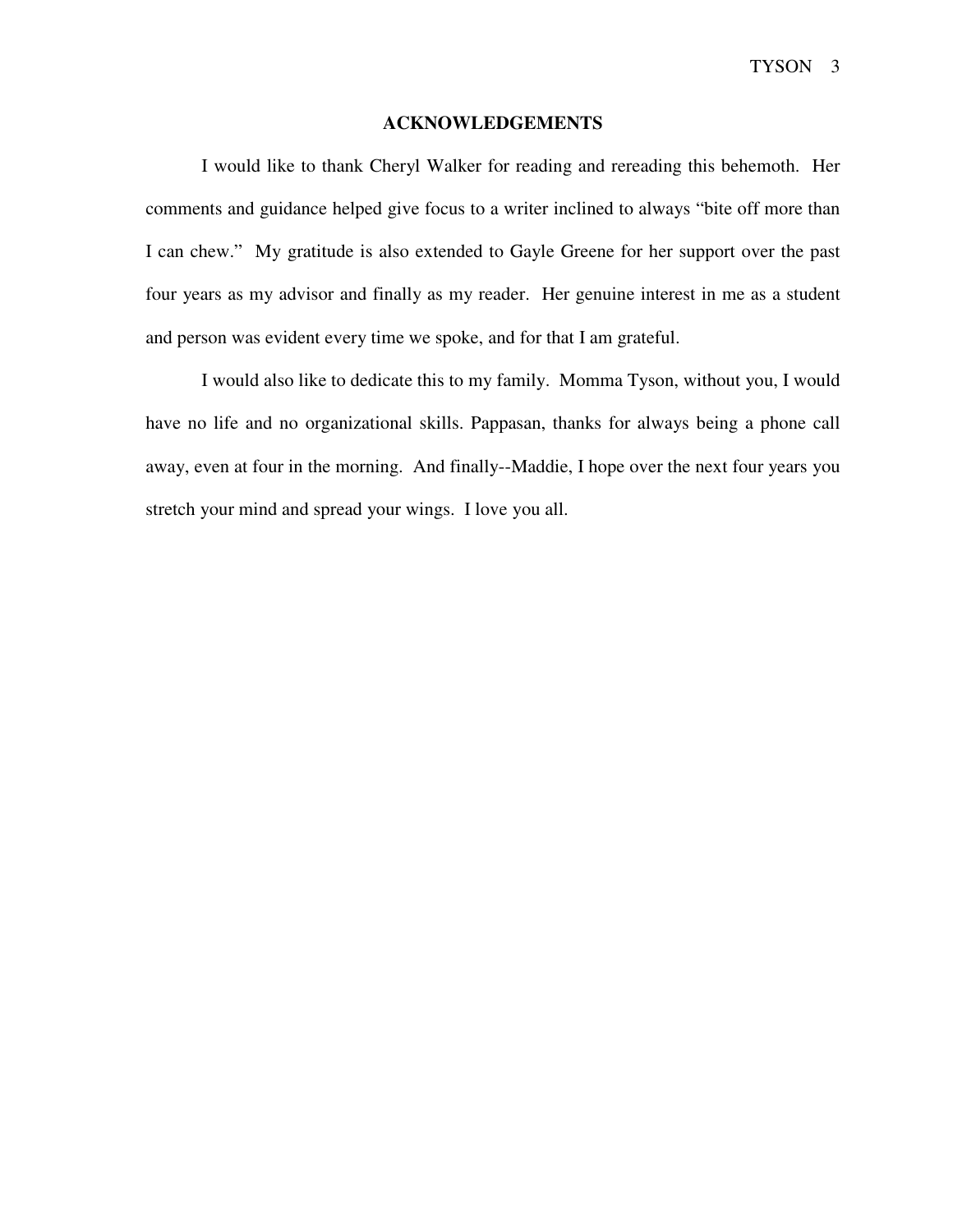## ACKNOWLEDGEMENTS

I would like to thank Cheryl Walker for reading and rereading this behemoth. Her comments and guidance helped give focus to a writer inclined to always "bite off more than I can chew." My gratitude is also extended to Gayle Greene for her support over the past four years as my advisor and finally as my reader. Her genuine interest in me as a student and person was evident every time we spoke, and for that I am grateful.

I would also like to dedicate this to my family. Momma Tyson, without you, I would have no life and no organizational skills. Pappasan, thanks for always being a phone call away, even at four in the morning. And finally--Maddie, I hope over the next four years you stretch your mind and spread your wings. I love you all.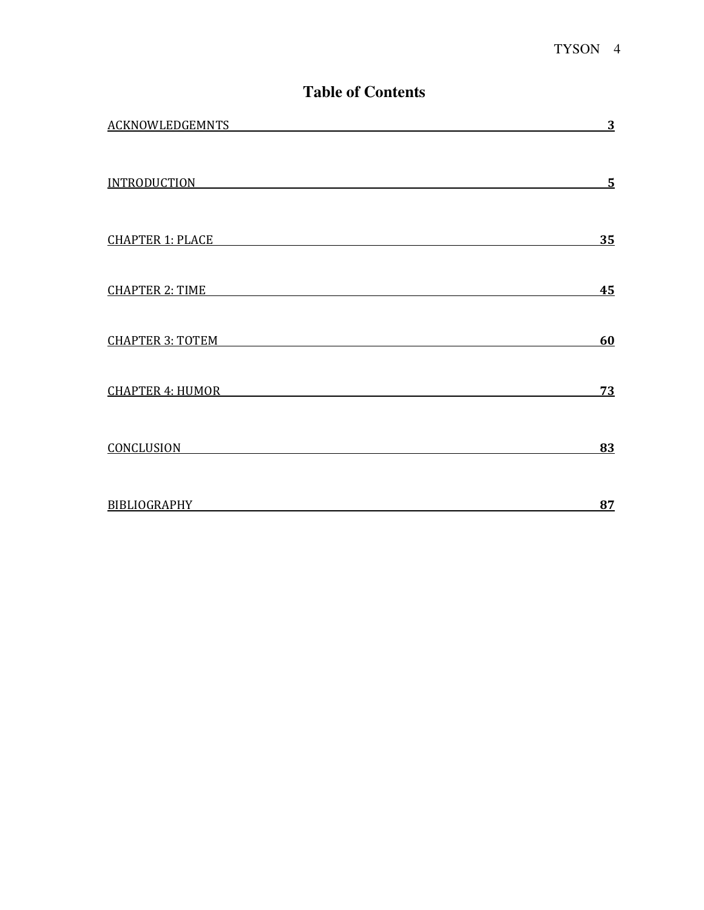# Table of Contents

| | |
|---|---|
| ACKNOWLEDGEMNTS | **3** |
| INTRODUCTION | **5** |
| CHAPTER 1: PLACE | **35** |
| CHAPTER 2: TIME | **45** |
| CHAPTER 3: TOTEM | **60** |
| CHAPTER 4: HUMOR | **73** |
| CONCLUSION | **83** |
| BIBLIOGRAPHY | **87** |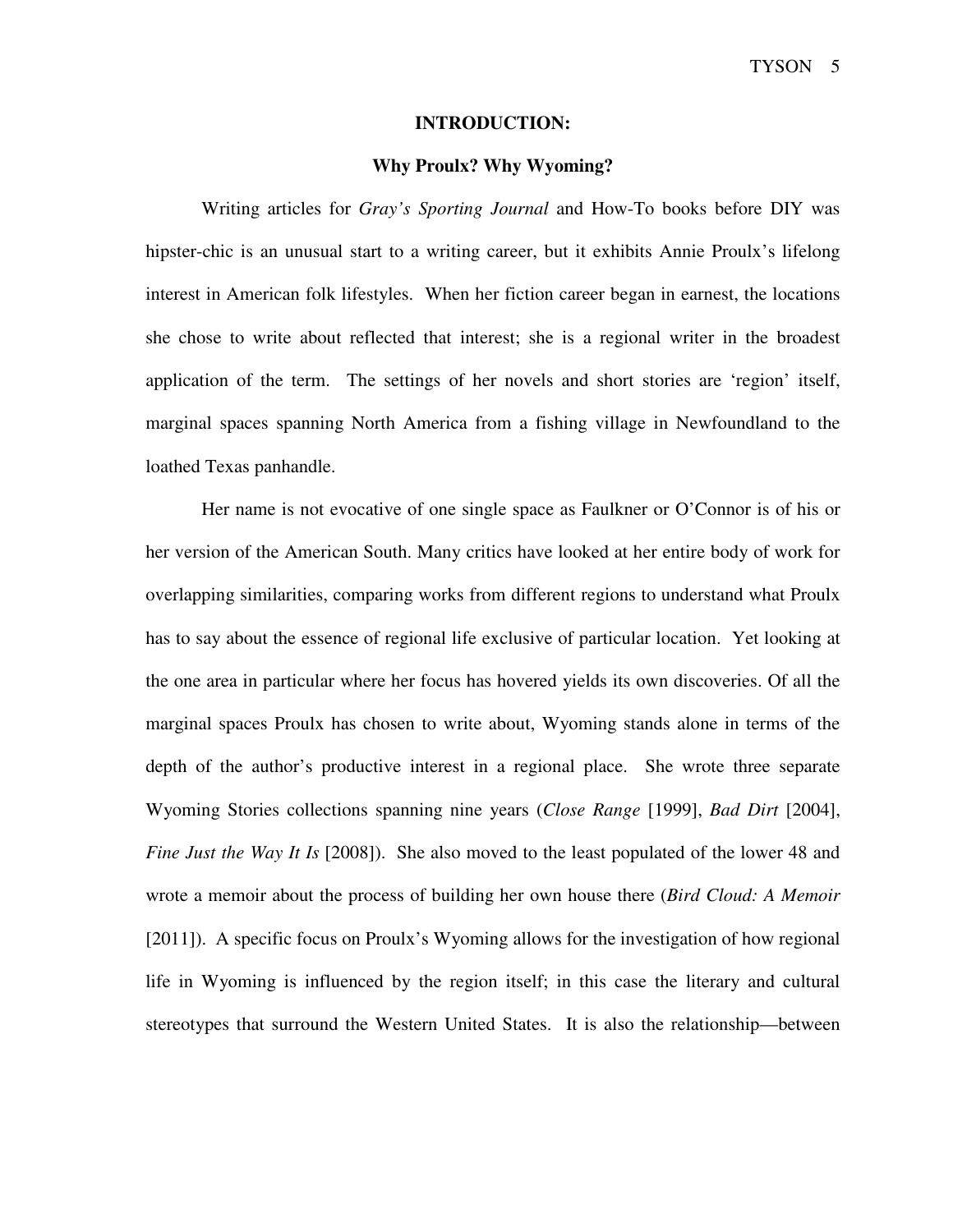# INTRODUCTION:

## Why Proulx? Why Wyoming?

Writing articles for *Gray's Sporting Journal* and How-To books before DIY was hipster-chic is an unusual start to a writing career, but it exhibits Annie Proulx's lifelong interest in American folk lifestyles. When her fiction career began in earnest, the locations she chose to write about reflected that interest; she is a regional writer in the broadest application of the term. The settings of her novels and short stories are 'region' itself, marginal spaces spanning North America from a fishing village in Newfoundland to the loathed Texas panhandle.

Her name is not evocative of one single space as Faulkner or O'Connor is of his or her version of the American South. Many critics have looked at her entire body of work for overlapping similarities, comparing works from different regions to understand what Proulx has to say about the essence of regional life exclusive of particular location. Yet looking at the one area in particular where her focus has hovered yields its own discoveries. Of all the marginal spaces Proulx has chosen to write about, Wyoming stands alone in terms of the depth of the author's productive interest in a regional place. She wrote three separate Wyoming Stories collections spanning nine years (*Close Range* [1999], *Bad Dirt* [2004], *Fine Just the Way It Is* [2008]). She also moved to the least populated of the lower 48 and wrote a memoir about the process of building her own house there (*Bird Cloud: A Memoir* [2011]). A specific focus on Proulx's Wyoming allows for the investigation of how regional life in Wyoming is influenced by the region itself; in this case the literary and cultural stereotypes that surround the Western United States. It is also the relationship—between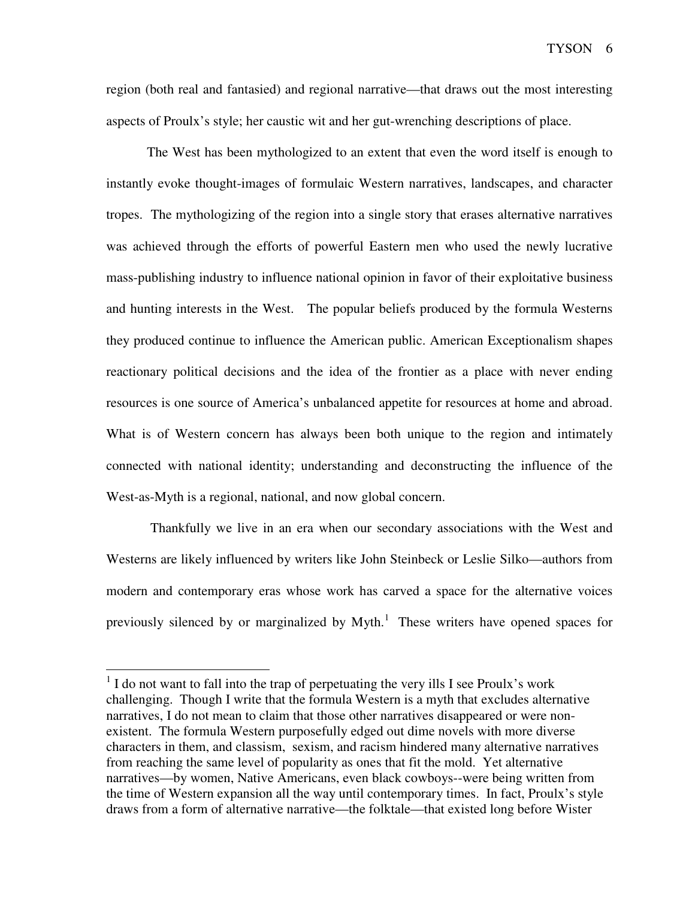region (both real and fantasied) and regional narrative—that draws out the most interesting aspects of Proulx's style; her caustic wit and her gut-wrenching descriptions of place.

The West has been mythologized to an extent that even the word itself is enough to instantly evoke thought-images of formulaic Western narratives, landscapes, and character tropes. The mythologizing of the region into a single story that erases alternative narratives was achieved through the efforts of powerful Eastern men who used the newly lucrative mass-publishing industry to influence national opinion in favor of their exploitative business and hunting interests in the West. The popular beliefs produced by the formula Westerns they produced continue to influence the American public. American Exceptionalism shapes reactionary political decisions and the idea of the frontier as a place with never ending resources is one source of America's unbalanced appetite for resources at home and abroad. What is of Western concern has always been both unique to the region and intimately connected with national identity; understanding and deconstructing the influence of the West-as-Myth is a regional, national, and now global concern.

Thankfully we live in an era when our secondary associations with the West and Westerns are likely influenced by writers like John Steinbeck or Leslie Silko—authors from modern and contemporary eras whose work has carved a space for the alternative voices previously silenced by or marginalized by Myth.[1] These writers have opened spaces for

---

[1] I do not want to fall into the trap of perpetuating the very ills I see Proulx's work challenging. Though I write that the formula Western is a myth that excludes alternative narratives, I do not mean to claim that those other narratives disappeared or were non-existent. The formula Western purposefully edged out dime novels with more diverse characters in them, and classism, sexism, and racism hindered many alternative narratives from reaching the same level of popularity as ones that fit the mold. Yet alternative narratives—by women, Native Americans, even black cowboys--were being written from the time of Western expansion all the way until contemporary times. In fact, Proulx's style draws from a form of alternative narrative—the folktale—that existed long before Wister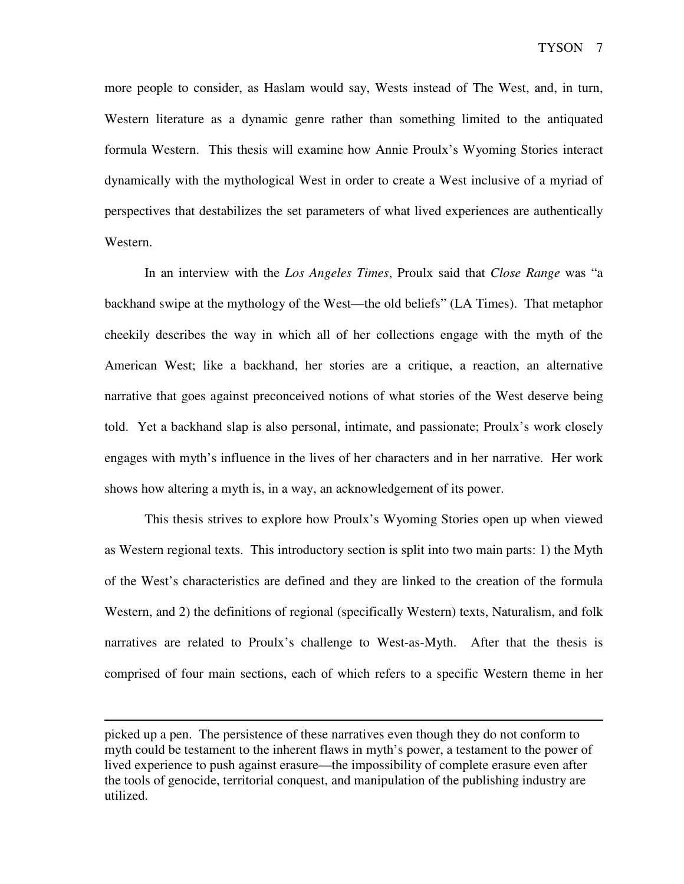more people to consider, as Haslam would say, Wests instead of The West, and, in turn, Western literature as a dynamic genre rather than something limited to the antiquated formula Western. This thesis will examine how Annie Proulx's Wyoming Stories interact dynamically with the mythological West in order to create a West inclusive of a myriad of perspectives that destabilizes the set parameters of what lived experiences are authentically Western.

In an interview with the *Los Angeles Times*, Proulx said that *Close Range* was "a backhand swipe at the mythology of the West—the old beliefs" (LA Times). That metaphor cheekily describes the way in which all of her collections engage with the myth of the American West; like a backhand, her stories are a critique, a reaction, an alternative narrative that goes against preconceived notions of what stories of the West deserve being told. Yet a backhand slap is also personal, intimate, and passionate; Proulx's work closely engages with myth's influence in the lives of her characters and in her narrative. Her work shows how altering a myth is, in a way, an acknowledgement of its power.

This thesis strives to explore how Proulx's Wyoming Stories open up when viewed as Western regional texts. This introductory section is split into two main parts: 1) the Myth of the West's characteristics are defined and they are linked to the creation of the formula Western, and 2) the definitions of regional (specifically Western) texts, Naturalism, and folk narratives are related to Proulx's challenge to West-as-Myth. After that the thesis is comprised of four main sections, each of which refers to a specific Western theme in her

---

picked up a pen. The persistence of these narratives even though they do not conform to myth could be testament to the inherent flaws in myth's power, a testament to the power of lived experience to push against erasure—the impossibility of complete erasure even after the tools of genocide, territorial conquest, and manipulation of the publishing industry are utilized.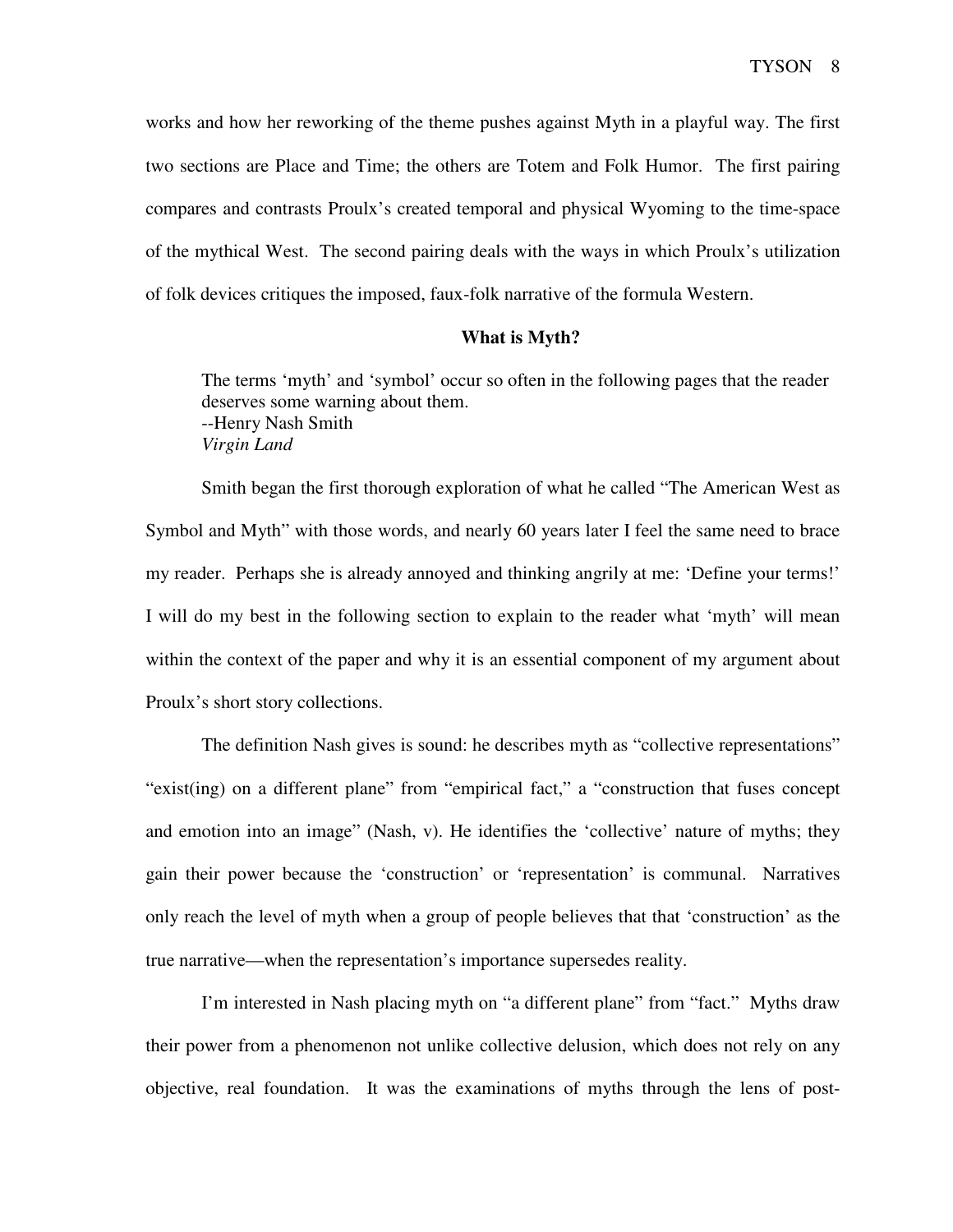works and how her reworking of the theme pushes against Myth in a playful way. The first two sections are Place and Time; the others are Totem and Folk Humor. The first pairing compares and contrasts Proulx's created temporal and physical Wyoming to the time-space of the mythical West. The second pairing deals with the ways in which Proulx's utilization of folk devices critiques the imposed, faux-folk narrative of the formula Western.

## What is Myth?

> The terms 'myth' and 'symbol' occur so often in the following pages that the reader deserves some warning about them.
> --Henry Nash Smith
> *Virgin Land*

Smith began the first thorough exploration of what he called "The American West as Symbol and Myth" with those words, and nearly 60 years later I feel the same need to brace my reader. Perhaps she is already annoyed and thinking angrily at me: 'Define your terms!' I will do my best in the following section to explain to the reader what 'myth' will mean within the context of the paper and why it is an essential component of my argument about Proulx's short story collections.

The definition Nash gives is sound: he describes myth as "collective representations" "exist(ing) on a different plane" from "empirical fact," a "construction that fuses concept and emotion into an image" (Nash, v). He identifies the 'collective' nature of myths; they gain their power because the 'construction' or 'representation' is communal. Narratives only reach the level of myth when a group of people believes that that 'construction' as the true narrative—when the representation's importance supersedes reality.

I'm interested in Nash placing myth on "a different plane" from "fact." Myths draw their power from a phenomenon not unlike collective delusion, which does not rely on any objective, real foundation. It was the examinations of myths through the lens of post-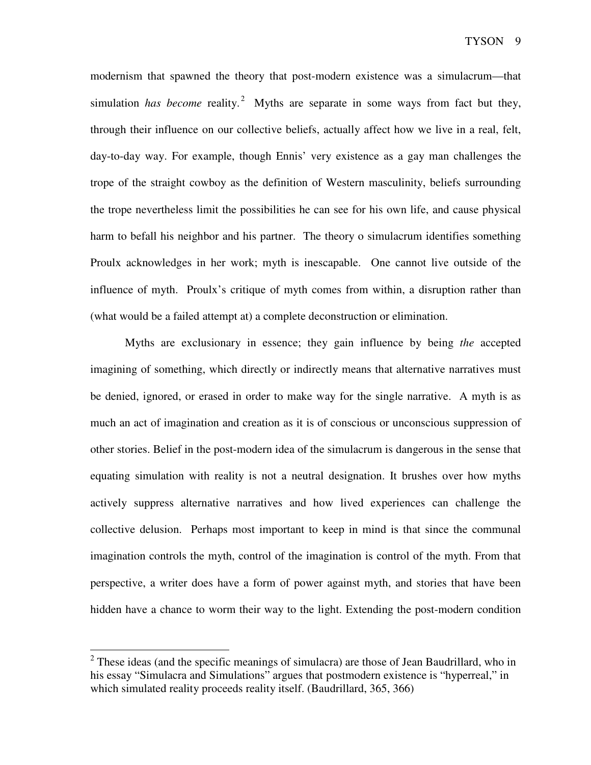modernism that spawned the theory that post-modern existence was a simulacrum—that simulation *has become* reality.[2] Myths are separate in some ways from fact but they, through their influence on our collective beliefs, actually affect how we live in a real, felt, day-to-day way. For example, though Ennis' very existence as a gay man challenges the trope of the straight cowboy as the definition of Western masculinity, beliefs surrounding the trope nevertheless limit the possibilities he can see for his own life, and cause physical harm to befall his neighbor and his partner. The theory o simulacrum identifies something Proulx acknowledges in her work; myth is inescapable. One cannot live outside of the influence of myth. Proulx's critique of myth comes from within, a disruption rather than (what would be a failed attempt at) a complete deconstruction or elimination.

Myths are exclusionary in essence; they gain influence by being *the* accepted imagining of something, which directly or indirectly means that alternative narratives must be denied, ignored, or erased in order to make way for the single narrative. A myth is as much an act of imagination and creation as it is of conscious or unconscious suppression of other stories. Belief in the post-modern idea of the simulacrum is dangerous in the sense that equating simulation with reality is not a neutral designation. It brushes over how myths actively suppress alternative narratives and how lived experiences can challenge the collective delusion. Perhaps most important to keep in mind is that since the communal imagination controls the myth, control of the imagination is control of the myth. From that perspective, a writer does have a form of power against myth, and stories that have been hidden have a chance to worm their way to the light. Extending the post-modern condition

---

[2] These ideas (and the specific meanings of simulacra) are those of Jean Baudrillard, who in his essay "Simulacra and Simulations" argues that postmodern existence is "hyperreal," in which simulated reality proceeds reality itself. (Baudrillard, 365, 366)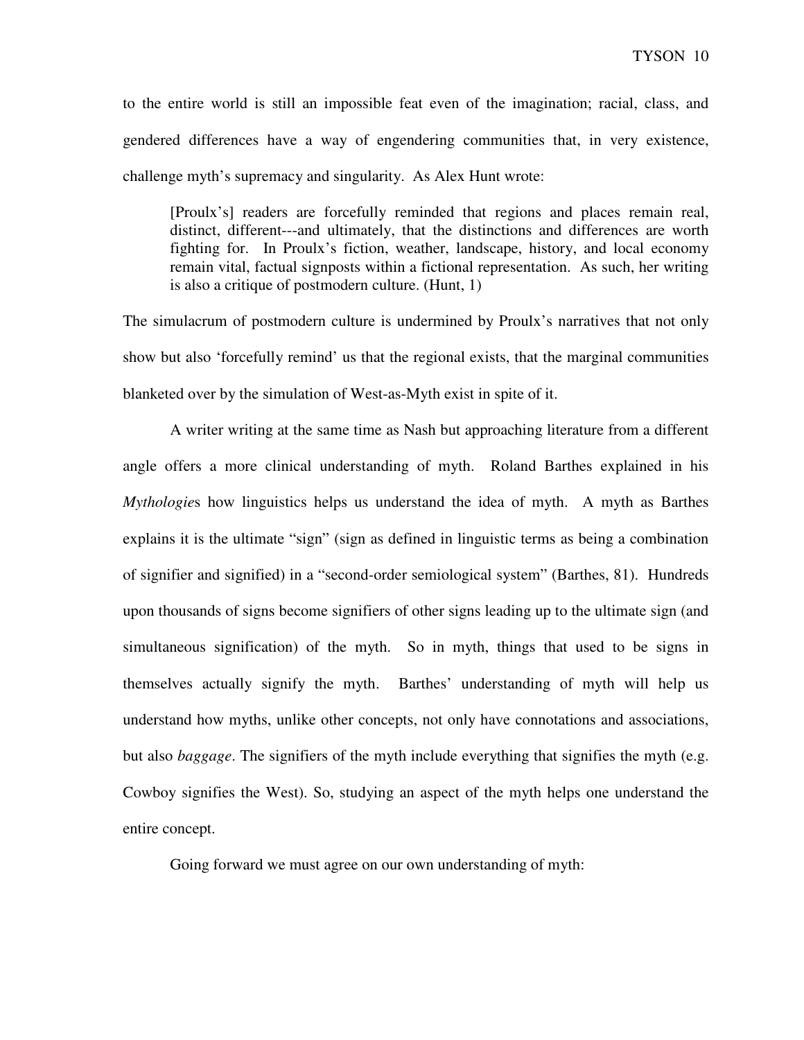to the entire world is still an impossible feat even of the imagination; racial, class, and gendered differences have a way of engendering communities that, in very existence, challenge myth's supremacy and singularity. As Alex Hunt wrote:

> [Proulx's] readers are forcefully reminded that regions and places remain real, distinct, different---and ultimately, that the distinctions and differences are worth fighting for. In Proulx's fiction, weather, landscape, history, and local economy remain vital, factual signposts within a fictional representation. As such, her writing is also a critique of postmodern culture. (Hunt, 1)

The simulacrum of postmodern culture is undermined by Proulx's narratives that not only show but also 'forcefully remind' us that the regional exists, that the marginal communities blanketed over by the simulation of West-as-Myth exist in spite of it.

A writer writing at the same time as Nash but approaching literature from a different angle offers a more clinical understanding of myth. Roland Barthes explained in his *Mythologies* how linguistics helps us understand the idea of myth. A myth as Barthes explains it is the ultimate "sign" (sign as defined in linguistic terms as being a combination of signifier and signified) in a "second-order semiological system" (Barthes, 81). Hundreds upon thousands of signs become signifiers of other signs leading up to the ultimate sign (and simultaneous signification) of the myth. So in myth, things that used to be signs in themselves actually signify the myth. Barthes' understanding of myth will help us understand how myths, unlike other concepts, not only have connotations and associations, but also *baggage*. The signifiers of the myth include everything that signifies the myth (e.g. Cowboy signifies the West). So, studying an aspect of the myth helps one understand the entire concept.

Going forward we must agree on our own understanding of myth: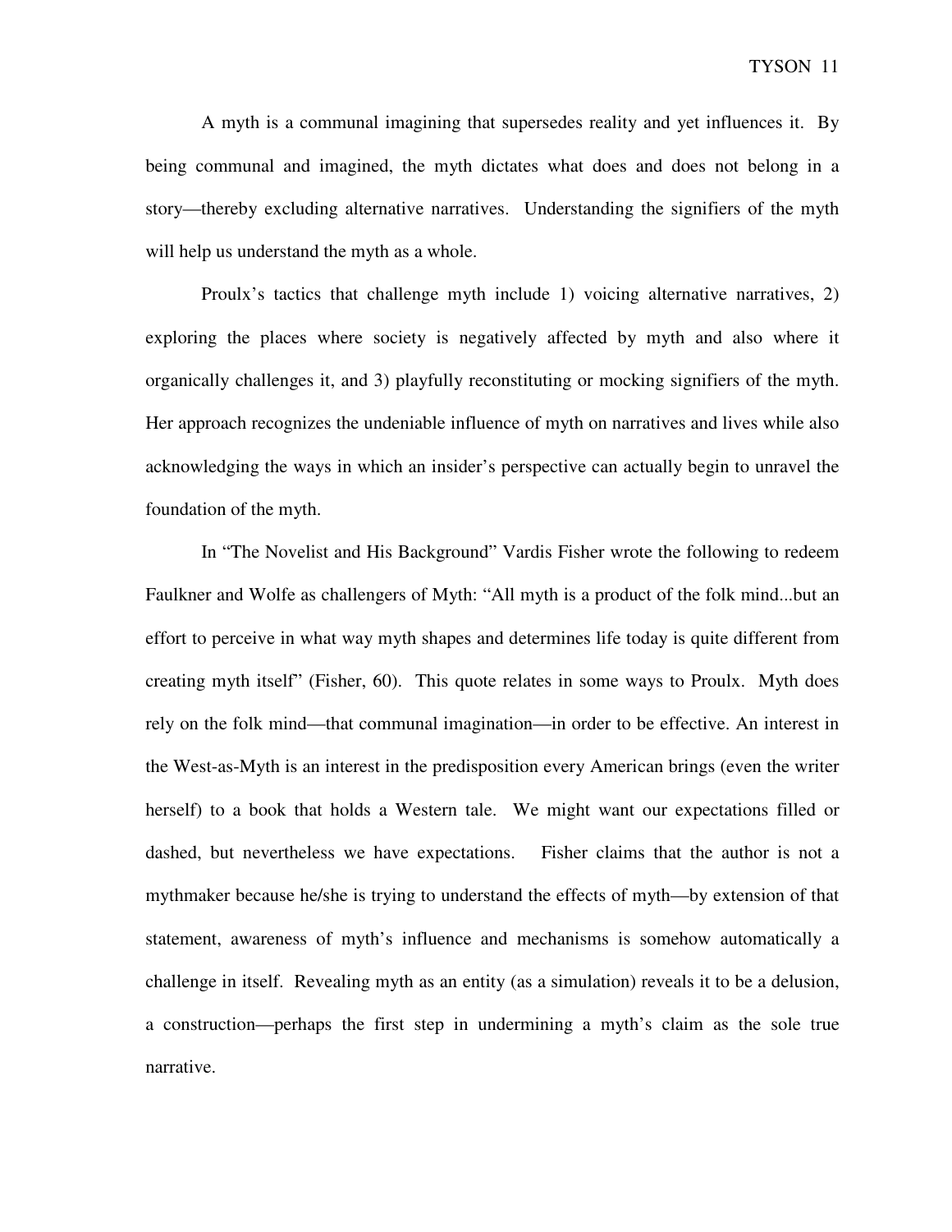A myth is a communal imagining that supersedes reality and yet influences it. By being communal and imagined, the myth dictates what does and does not belong in a story—thereby excluding alternative narratives. Understanding the signifiers of the myth will help us understand the myth as a whole.

Proulx's tactics that challenge myth include 1) voicing alternative narratives, 2) exploring the places where society is negatively affected by myth and also where it organically challenges it, and 3) playfully reconstituting or mocking signifiers of the myth. Her approach recognizes the undeniable influence of myth on narratives and lives while also acknowledging the ways in which an insider's perspective can actually begin to unravel the foundation of the myth.

In "The Novelist and His Background" Vardis Fisher wrote the following to redeem Faulkner and Wolfe as challengers of Myth: "All myth is a product of the folk mind...but an effort to perceive in what way myth shapes and determines life today is quite different from creating myth itself" (Fisher, 60). This quote relates in some ways to Proulx. Myth does rely on the folk mind—that communal imagination—in order to be effective. An interest in the West-as-Myth is an interest in the predisposition every American brings (even the writer herself) to a book that holds a Western tale. We might want our expectations filled or dashed, but nevertheless we have expectations. Fisher claims that the author is not a mythmaker because he/she is trying to understand the effects of myth—by extension of that statement, awareness of myth's influence and mechanisms is somehow automatically a challenge in itself. Revealing myth as an entity (as a simulation) reveals it to be a delusion, a construction—perhaps the first step in undermining a myth's claim as the sole true narrative.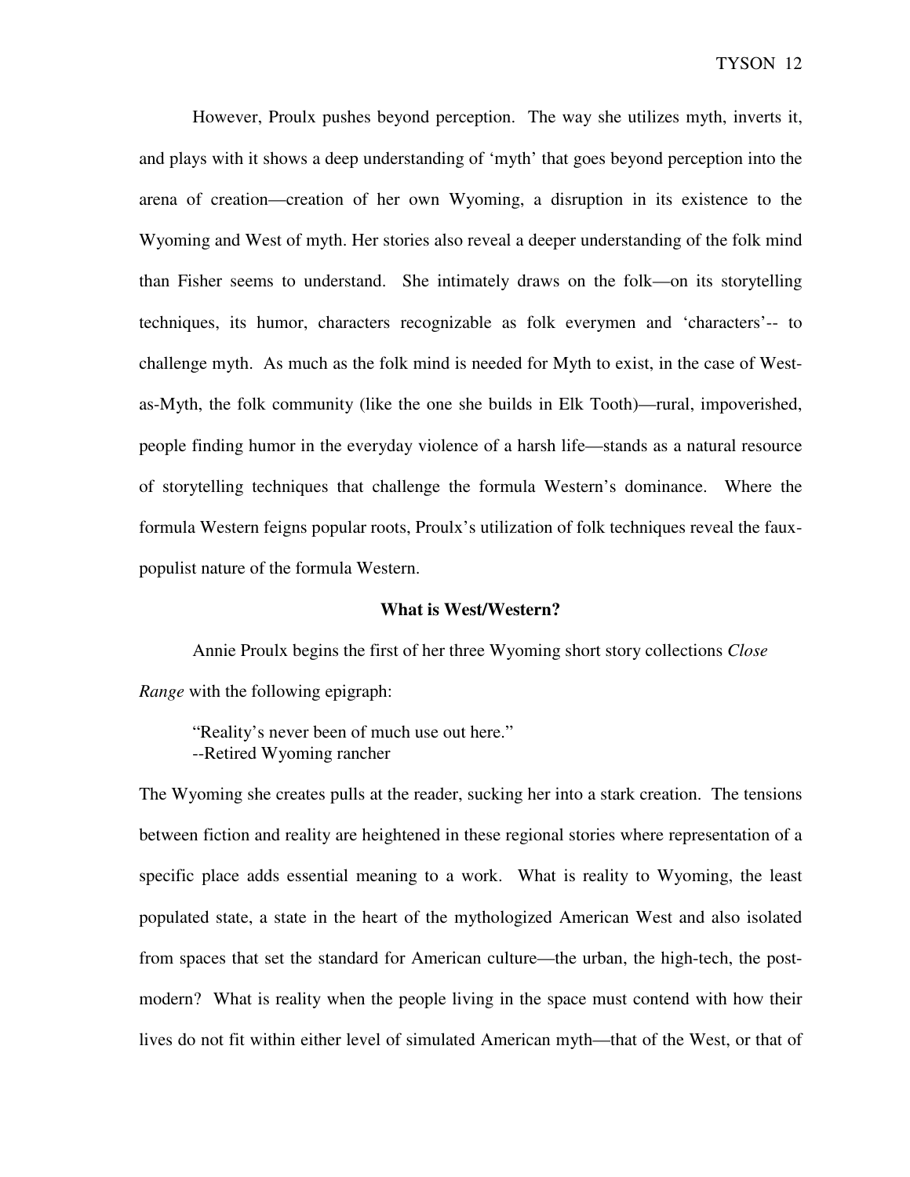However, Proulx pushes beyond perception. The way she utilizes myth, inverts it, and plays with it shows a deep understanding of 'myth' that goes beyond perception into the arena of creation—creation of her own Wyoming, a disruption in its existence to the Wyoming and West of myth. Her stories also reveal a deeper understanding of the folk mind than Fisher seems to understand. She intimately draws on the folk—on its storytelling techniques, its humor, characters recognizable as folk everymen and 'characters'-- to challenge myth. As much as the folk mind is needed for Myth to exist, in the case of West-as-Myth, the folk community (like the one she builds in Elk Tooth)—rural, impoverished, people finding humor in the everyday violence of a harsh life—stands as a natural resource of storytelling techniques that challenge the formula Western's dominance. Where the formula Western feigns popular roots, Proulx's utilization of folk techniques reveal the faux-populist nature of the formula Western.

**What is West/Western?**

Annie Proulx begins the first of her three Wyoming short story collections *Close Range* with the following epigraph:

> "Reality's never been of much use out here."
> --Retired Wyoming rancher

The Wyoming she creates pulls at the reader, sucking her into a stark creation. The tensions between fiction and reality are heightened in these regional stories where representation of a specific place adds essential meaning to a work. What is reality to Wyoming, the least populated state, a state in the heart of the mythologized American West and also isolated from spaces that set the standard for American culture—the urban, the high-tech, the post-modern? What is reality when the people living in the space must contend with how their lives do not fit within either level of simulated American myth—that of the West, or that of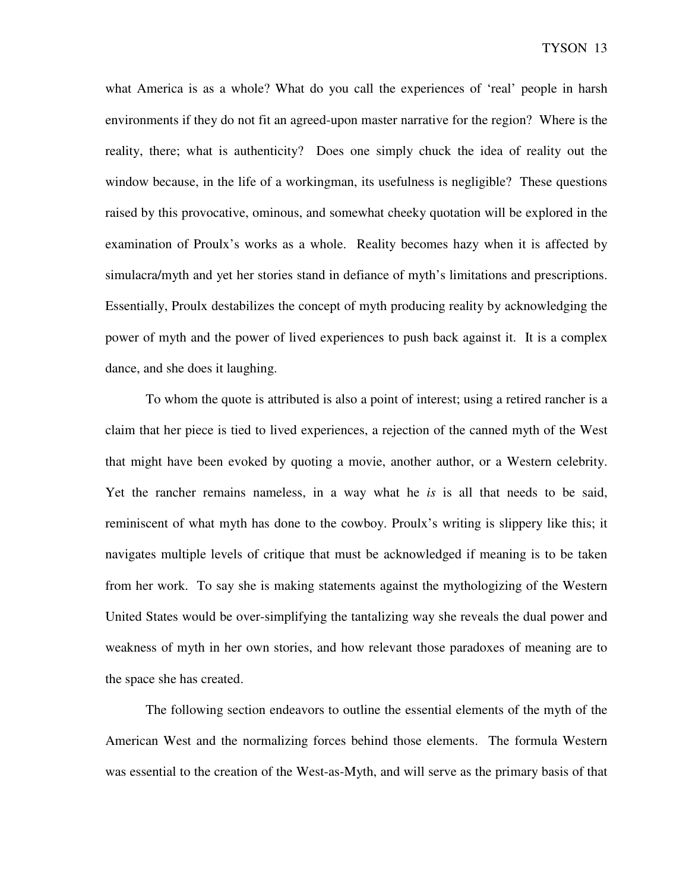what America is as a whole? What do you call the experiences of 'real' people in harsh environments if they do not fit an agreed-upon master narrative for the region? Where is the reality, there; what is authenticity? Does one simply chuck the idea of reality out the window because, in the life of a workingman, its usefulness is negligible? These questions raised by this provocative, ominous, and somewhat cheeky quotation will be explored in the examination of Proulx's works as a whole. Reality becomes hazy when it is affected by simulacra/myth and yet her stories stand in defiance of myth's limitations and prescriptions. Essentially, Proulx destabilizes the concept of myth producing reality by acknowledging the power of myth and the power of lived experiences to push back against it. It is a complex dance, and she does it laughing.

To whom the quote is attributed is also a point of interest; using a retired rancher is a claim that her piece is tied to lived experiences, a rejection of the canned myth of the West that might have been evoked by quoting a movie, another author, or a Western celebrity. Yet the rancher remains nameless, in a way what he *is* is all that needs to be said, reminiscent of what myth has done to the cowboy. Proulx's writing is slippery like this; it navigates multiple levels of critique that must be acknowledged if meaning is to be taken from her work. To say she is making statements against the mythologizing of the Western United States would be over-simplifying the tantalizing way she reveals the dual power and weakness of myth in her own stories, and how relevant those paradoxes of meaning are to the space she has created.

The following section endeavors to outline the essential elements of the myth of the American West and the normalizing forces behind those elements. The formula Western was essential to the creation of the West-as-Myth, and will serve as the primary basis of that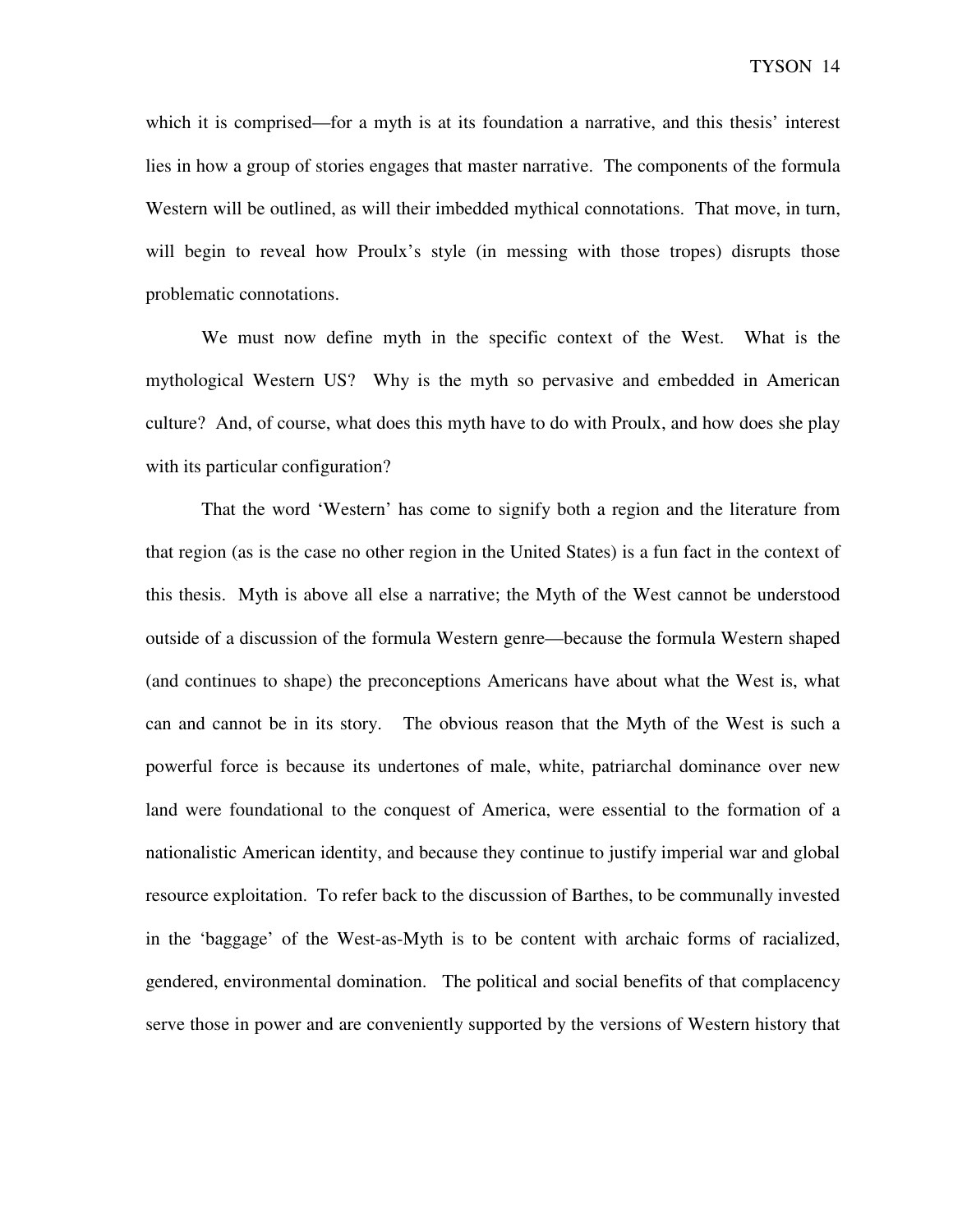which it is comprised—for a myth is at its foundation a narrative, and this thesis' interest lies in how a group of stories engages that master narrative. The components of the formula Western will be outlined, as will their imbedded mythical connotations. That move, in turn, will begin to reveal how Proulx's style (in messing with those tropes) disrupts those problematic connotations.

We must now define myth in the specific context of the West. What is the mythological Western US? Why is the myth so pervasive and embedded in American culture? And, of course, what does this myth have to do with Proulx, and how does she play with its particular configuration?

That the word 'Western' has come to signify both a region and the literature from that region (as is the case no other region in the United States) is a fun fact in the context of this thesis. Myth is above all else a narrative; the Myth of the West cannot be understood outside of a discussion of the formula Western genre—because the formula Western shaped (and continues to shape) the preconceptions Americans have about what the West is, what can and cannot be in its story. The obvious reason that the Myth of the West is such a powerful force is because its undertones of male, white, patriarchal dominance over new land were foundational to the conquest of America, were essential to the formation of a nationalistic American identity, and because they continue to justify imperial war and global resource exploitation. To refer back to the discussion of Barthes, to be communally invested in the 'baggage' of the West-as-Myth is to be content with archaic forms of racialized, gendered, environmental domination. The political and social benefits of that complacency serve those in power and are conveniently supported by the versions of Western history that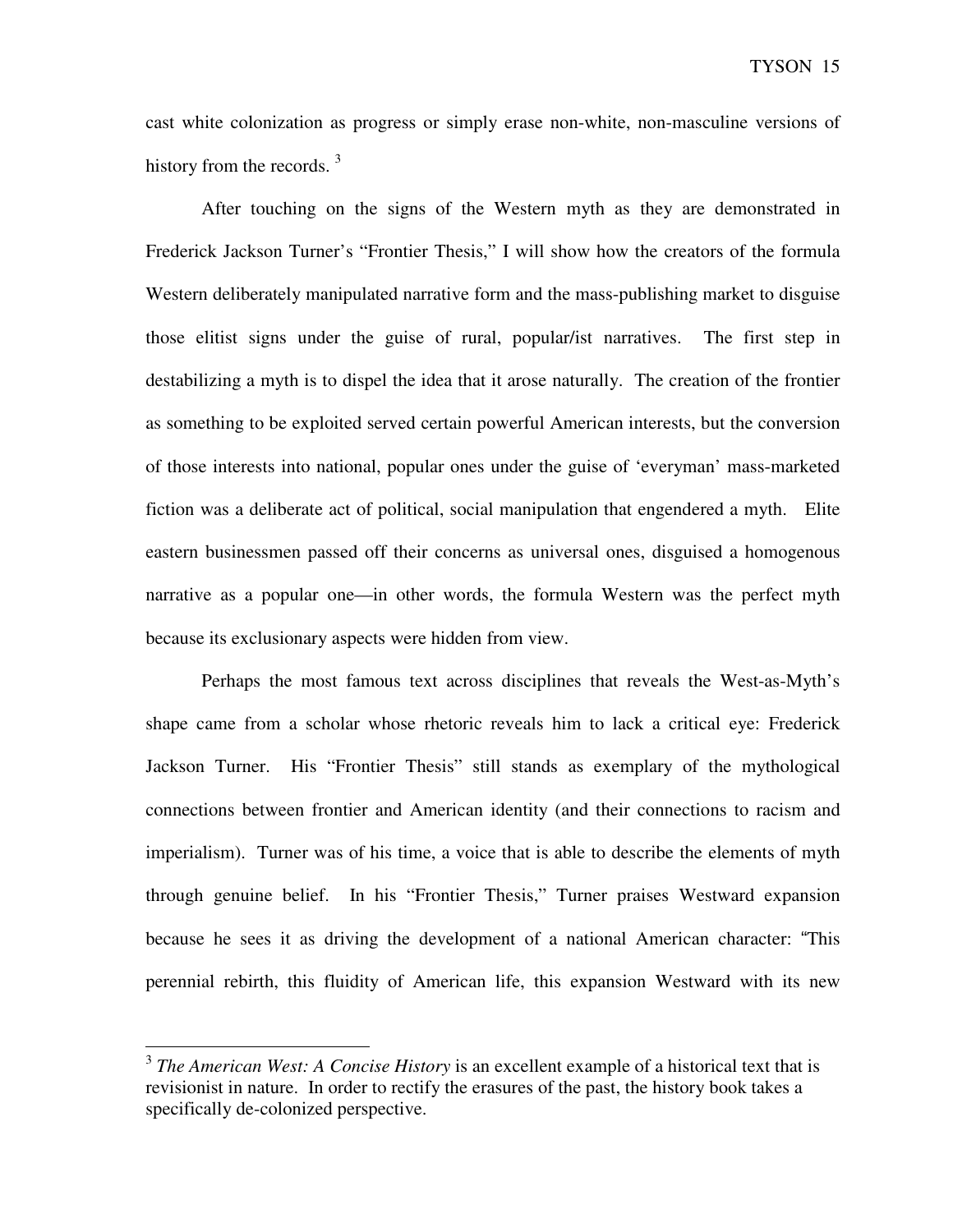cast white colonization as progress or simply erase non-white, non-masculine versions of history from the records. [3]

After touching on the signs of the Western myth as they are demonstrated in Frederick Jackson Turner's "Frontier Thesis," I will show how the creators of the formula Western deliberately manipulated narrative form and the mass-publishing market to disguise those elitist signs under the guise of rural, popular/ist narratives. The first step in destabilizing a myth is to dispel the idea that it arose naturally. The creation of the frontier as something to be exploited served certain powerful American interests, but the conversion of those interests into national, popular ones under the guise of 'everyman' mass-marketed fiction was a deliberate act of political, social manipulation that engendered a myth. Elite eastern businessmen passed off their concerns as universal ones, disguised a homogenous narrative as a popular one—in other words, the formula Western was the perfect myth because its exclusionary aspects were hidden from view.

Perhaps the most famous text across disciplines that reveals the West-as-Myth's shape came from a scholar whose rhetoric reveals him to lack a critical eye: Frederick Jackson Turner. His "Frontier Thesis" still stands as exemplary of the mythological connections between frontier and American identity (and their connections to racism and imperialism). Turner was of his time, a voice that is able to describe the elements of myth through genuine belief. In his "Frontier Thesis," Turner praises Westward expansion because he sees it as driving the development of a national American character: "This perennial rebirth, this fluidity of American life, this expansion Westward with its new

---

[3] *The American West: A Concise History* is an excellent example of a historical text that is revisionist in nature. In order to rectify the erasures of the past, the history book takes a specifically de-colonized perspective.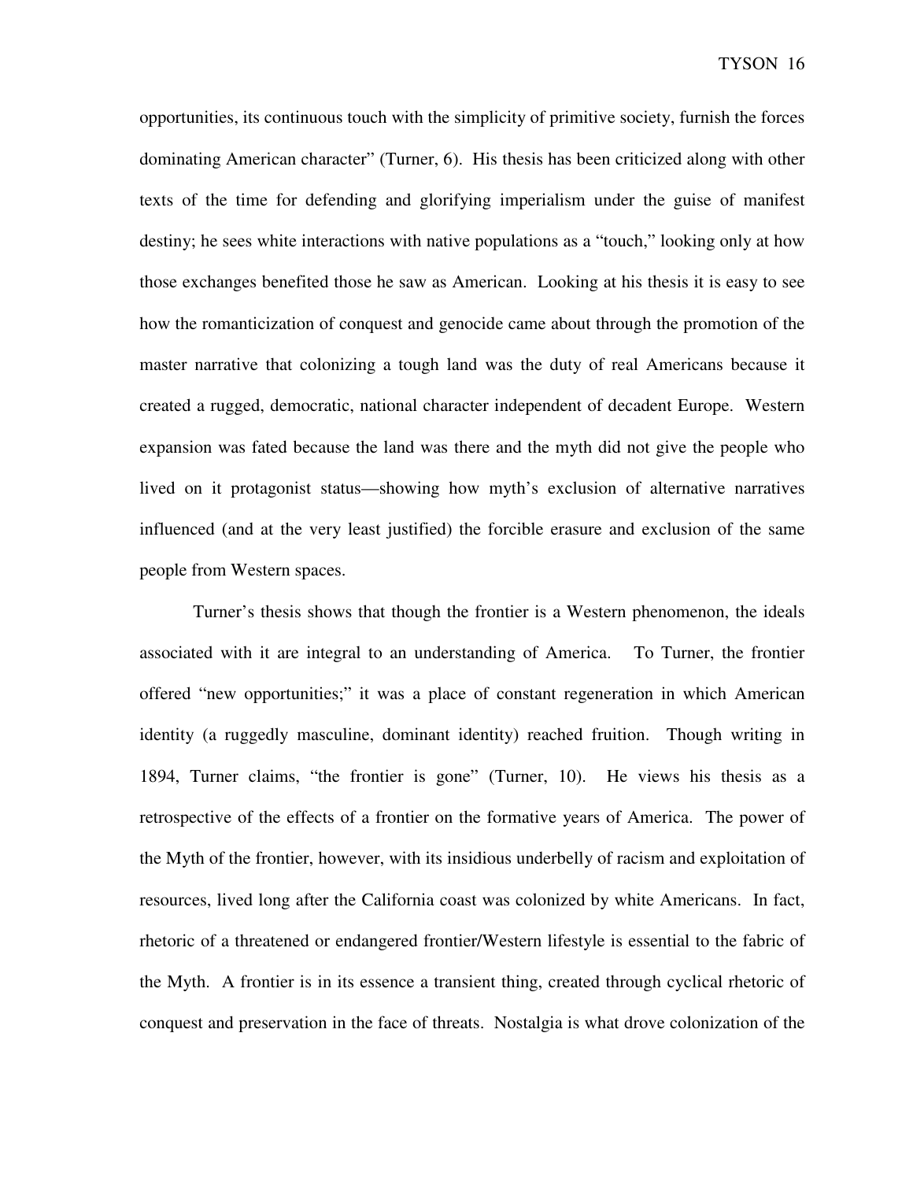opportunities, its continuous touch with the simplicity of primitive society, furnish the forces dominating American character" (Turner, 6). His thesis has been criticized along with other texts of the time for defending and glorifying imperialism under the guise of manifest destiny; he sees white interactions with native populations as a "touch," looking only at how those exchanges benefited those he saw as American. Looking at his thesis it is easy to see how the romanticization of conquest and genocide came about through the promotion of the master narrative that colonizing a tough land was the duty of real Americans because it created a rugged, democratic, national character independent of decadent Europe. Western expansion was fated because the land was there and the myth did not give the people who lived on it protagonist status—showing how myth's exclusion of alternative narratives influenced (and at the very least justified) the forcible erasure and exclusion of the same people from Western spaces.

Turner's thesis shows that though the frontier is a Western phenomenon, the ideals associated with it are integral to an understanding of America. To Turner, the frontier offered "new opportunities;" it was a place of constant regeneration in which American identity (a ruggedly masculine, dominant identity) reached fruition. Though writing in 1894, Turner claims, "the frontier is gone" (Turner, 10). He views his thesis as a retrospective of the effects of a frontier on the formative years of America. The power of the Myth of the frontier, however, with its insidious underbelly of racism and exploitation of resources, lived long after the California coast was colonized by white Americans. In fact, rhetoric of a threatened or endangered frontier/Western lifestyle is essential to the fabric of the Myth. A frontier is in its essence a transient thing, created through cyclical rhetoric of conquest and preservation in the face of threats. Nostalgia is what drove colonization of the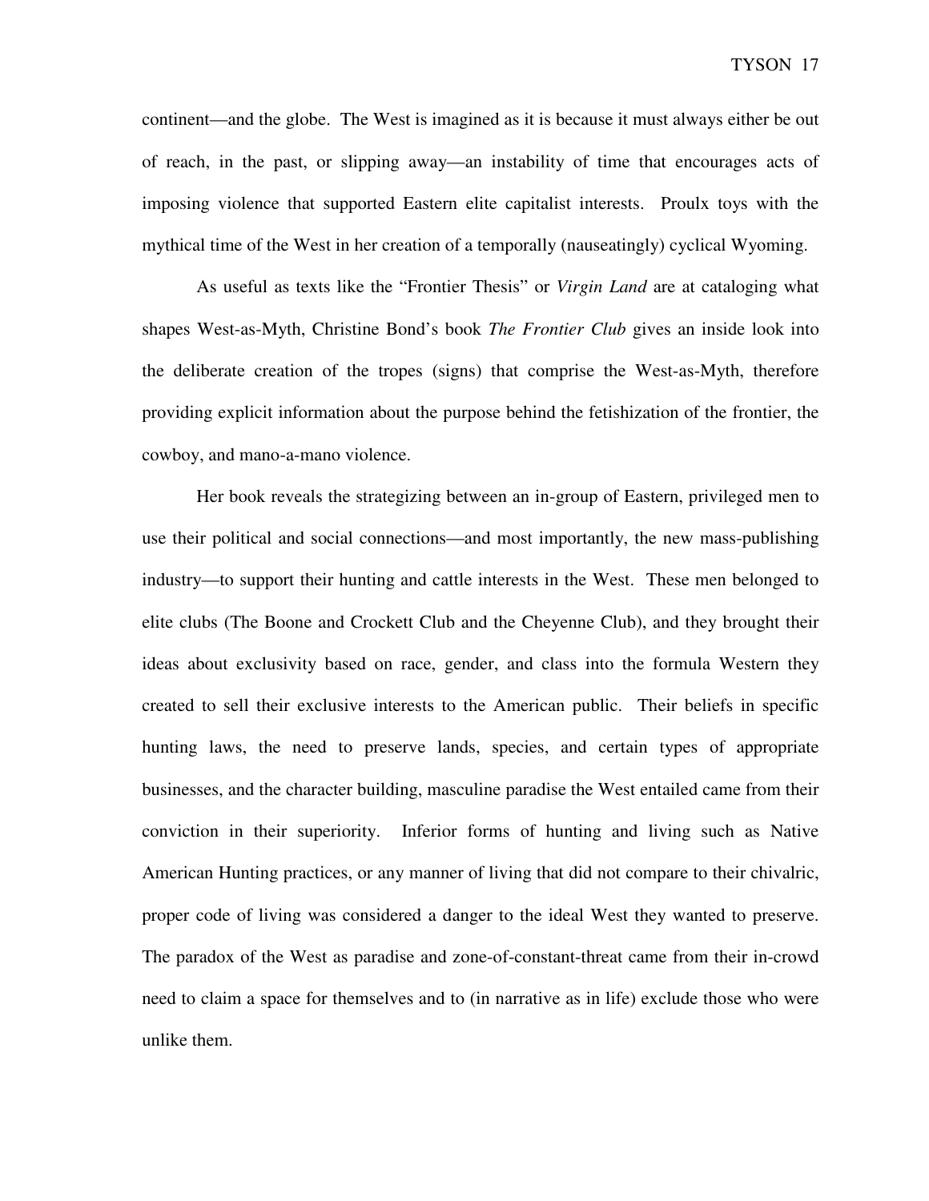continent—and the globe. The West is imagined as it is because it must always either be out of reach, in the past, or slipping away—an instability of time that encourages acts of imposing violence that supported Eastern elite capitalist interests. Proulx toys with the mythical time of the West in her creation of a temporally (nauseatingly) cyclical Wyoming.

As useful as texts like the "Frontier Thesis" or *Virgin Land* are at cataloging what shapes West-as-Myth, Christine Bond's book *The Frontier Club* gives an inside look into the deliberate creation of the tropes (signs) that comprise the West-as-Myth, therefore providing explicit information about the purpose behind the fetishization of the frontier, the cowboy, and mano-a-mano violence.

Her book reveals the strategizing between an in-group of Eastern, privileged men to use their political and social connections—and most importantly, the new mass-publishing industry—to support their hunting and cattle interests in the West. These men belonged to elite clubs (The Boone and Crockett Club and the Cheyenne Club), and they brought their ideas about exclusivity based on race, gender, and class into the formula Western they created to sell their exclusive interests to the American public. Their beliefs in specific hunting laws, the need to preserve lands, species, and certain types of appropriate businesses, and the character building, masculine paradise the West entailed came from their conviction in their superiority. Inferior forms of hunting and living such as Native American Hunting practices, or any manner of living that did not compare to their chivalric, proper code of living was considered a danger to the ideal West they wanted to preserve. The paradox of the West as paradise and zone-of-constant-threat came from their in-crowd need to claim a space for themselves and to (in narrative as in life) exclude those who were unlike them.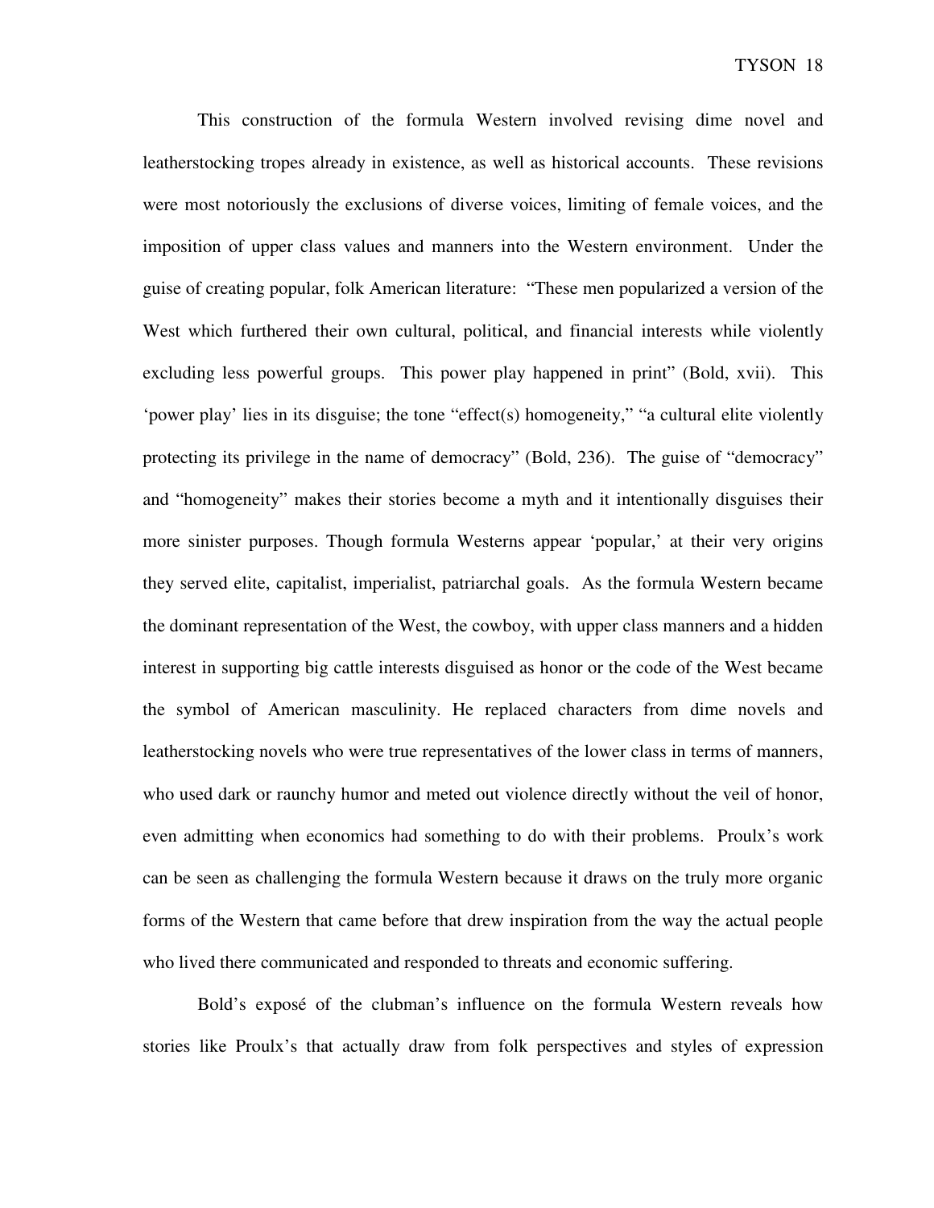This construction of the formula Western involved revising dime novel and leatherstocking tropes already in existence, as well as historical accounts. These revisions were most notoriously the exclusions of diverse voices, limiting of female voices, and the imposition of upper class values and manners into the Western environment. Under the guise of creating popular, folk American literature: "These men popularized a version of the West which furthered their own cultural, political, and financial interests while violently excluding less powerful groups. This power play happened in print" (Bold, xvii). This 'power play' lies in its disguise; the tone "effect(s) homogeneity," "a cultural elite violently protecting its privilege in the name of democracy" (Bold, 236). The guise of "democracy" and "homogeneity" makes their stories become a myth and it intentionally disguises their more sinister purposes. Though formula Westerns appear 'popular,' at their very origins they served elite, capitalist, imperialist, patriarchal goals. As the formula Western became the dominant representation of the West, the cowboy, with upper class manners and a hidden interest in supporting big cattle interests disguised as honor or the code of the West became the symbol of American masculinity. He replaced characters from dime novels and leatherstocking novels who were true representatives of the lower class in terms of manners, who used dark or raunchy humor and meted out violence directly without the veil of honor, even admitting when economics had something to do with their problems. Proulx's work can be seen as challenging the formula Western because it draws on the truly more organic forms of the Western that came before that drew inspiration from the way the actual people who lived there communicated and responded to threats and economic suffering.

Bold's exposé of the clubman's influence on the formula Western reveals how stories like Proulx's that actually draw from folk perspectives and styles of expression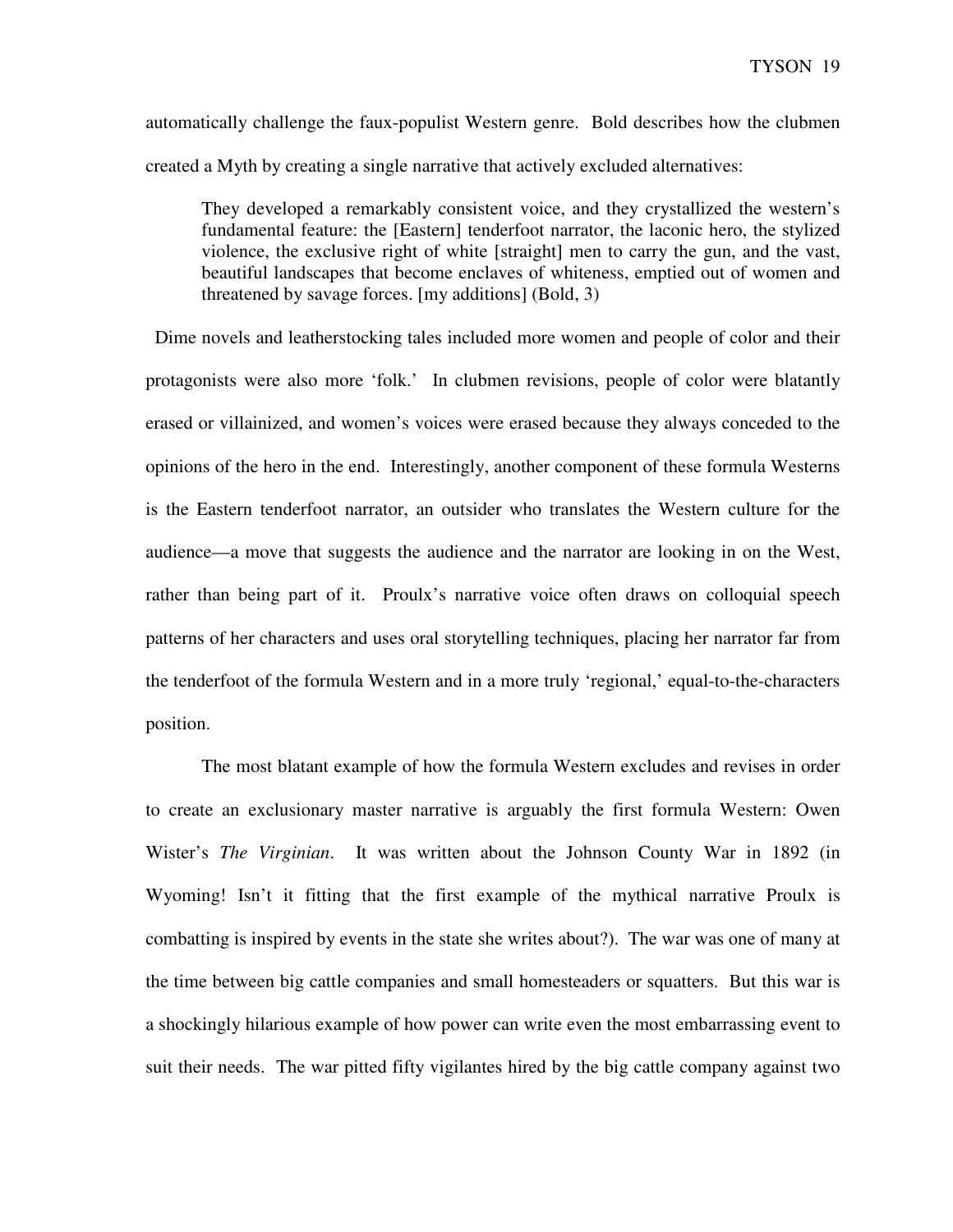automatically challenge the faux-populist Western genre. Bold describes how the clubmen created a Myth by creating a single narrative that actively excluded alternatives:

> They developed a remarkably consistent voice, and they crystallized the western's fundamental feature: the [Eastern] tenderfoot narrator, the laconic hero, the stylized violence, the exclusive right of white [straight] men to carry the gun, and the vast, beautiful landscapes that become enclaves of whiteness, emptied out of women and threatened by savage forces. [my additions] (Bold, 3)

Dime novels and leatherstocking tales included more women and people of color and their protagonists were also more 'folk.' In clubmen revisions, people of color were blatantly erased or villainized, and women's voices were erased because they always conceded to the opinions of the hero in the end. Interestingly, another component of these formula Westerns is the Eastern tenderfoot narrator, an outsider who translates the Western culture for the audience—a move that suggests the audience and the narrator are looking in on the West, rather than being part of it. Proulx's narrative voice often draws on colloquial speech patterns of her characters and uses oral storytelling techniques, placing her narrator far from the tenderfoot of the formula Western and in a more truly 'regional,' equal-to-the-characters position.

The most blatant example of how the formula Western excludes and revises in order to create an exclusionary master narrative is arguably the first formula Western: Owen Wister's *The Virginian*. It was written about the Johnson County War in 1892 (in Wyoming! Isn't it fitting that the first example of the mythical narrative Proulx is combatting is inspired by events in the state she writes about?). The war was one of many at the time between big cattle companies and small homesteaders or squatters. But this war is a shockingly hilarious example of how power can write even the most embarrassing event to suit their needs. The war pitted fifty vigilantes hired by the big cattle company against two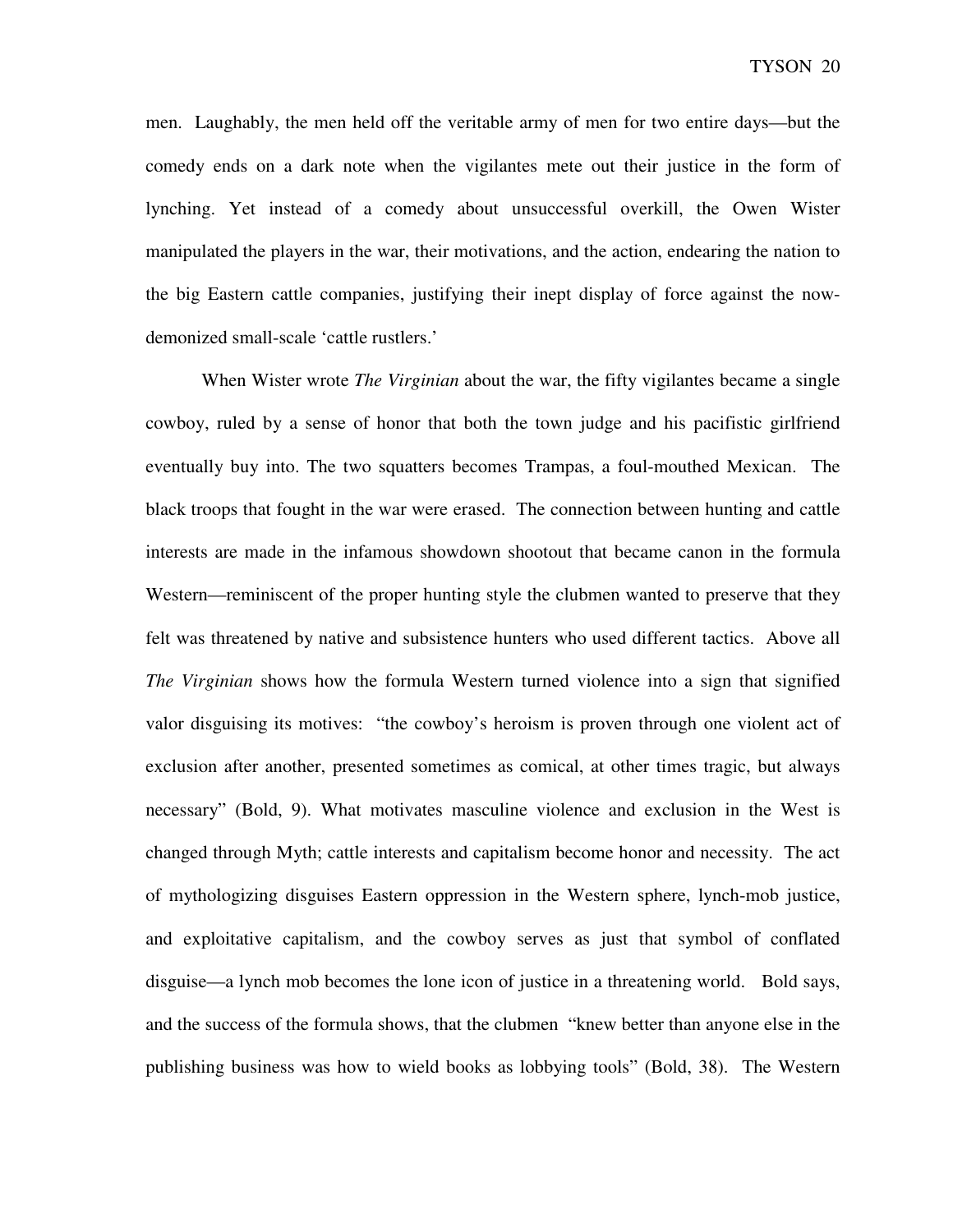men. Laughably, the men held off the veritable army of men for two entire days—but the comedy ends on a dark note when the vigilantes mete out their justice in the form of lynching. Yet instead of a comedy about unsuccessful overkill, the Owen Wister manipulated the players in the war, their motivations, and the action, endearing the nation to the big Eastern cattle companies, justifying their inept display of force against the now-demonized small-scale 'cattle rustlers.'

When Wister wrote *The Virginian* about the war, the fifty vigilantes became a single cowboy, ruled by a sense of honor that both the town judge and his pacifistic girlfriend eventually buy into. The two squatters becomes Trampas, a foul-mouthed Mexican. The black troops that fought in the war were erased. The connection between hunting and cattle interests are made in the infamous showdown shootout that became canon in the formula Western—reminiscent of the proper hunting style the clubmen wanted to preserve that they felt was threatened by native and subsistence hunters who used different tactics. Above all *The Virginian* shows how the formula Western turned violence into a sign that signified valor disguising its motives: "the cowboy's heroism is proven through one violent act of exclusion after another, presented sometimes as comical, at other times tragic, but always necessary" (Bold, 9). What motivates masculine violence and exclusion in the West is changed through Myth; cattle interests and capitalism become honor and necessity. The act of mythologizing disguises Eastern oppression in the Western sphere, lynch-mob justice, and exploitative capitalism, and the cowboy serves as just that symbol of conflated disguise—a lynch mob becomes the lone icon of justice in a threatening world. Bold says, and the success of the formula shows, that the clubmen "knew better than anyone else in the publishing business was how to wield books as lobbying tools" (Bold, 38). The Western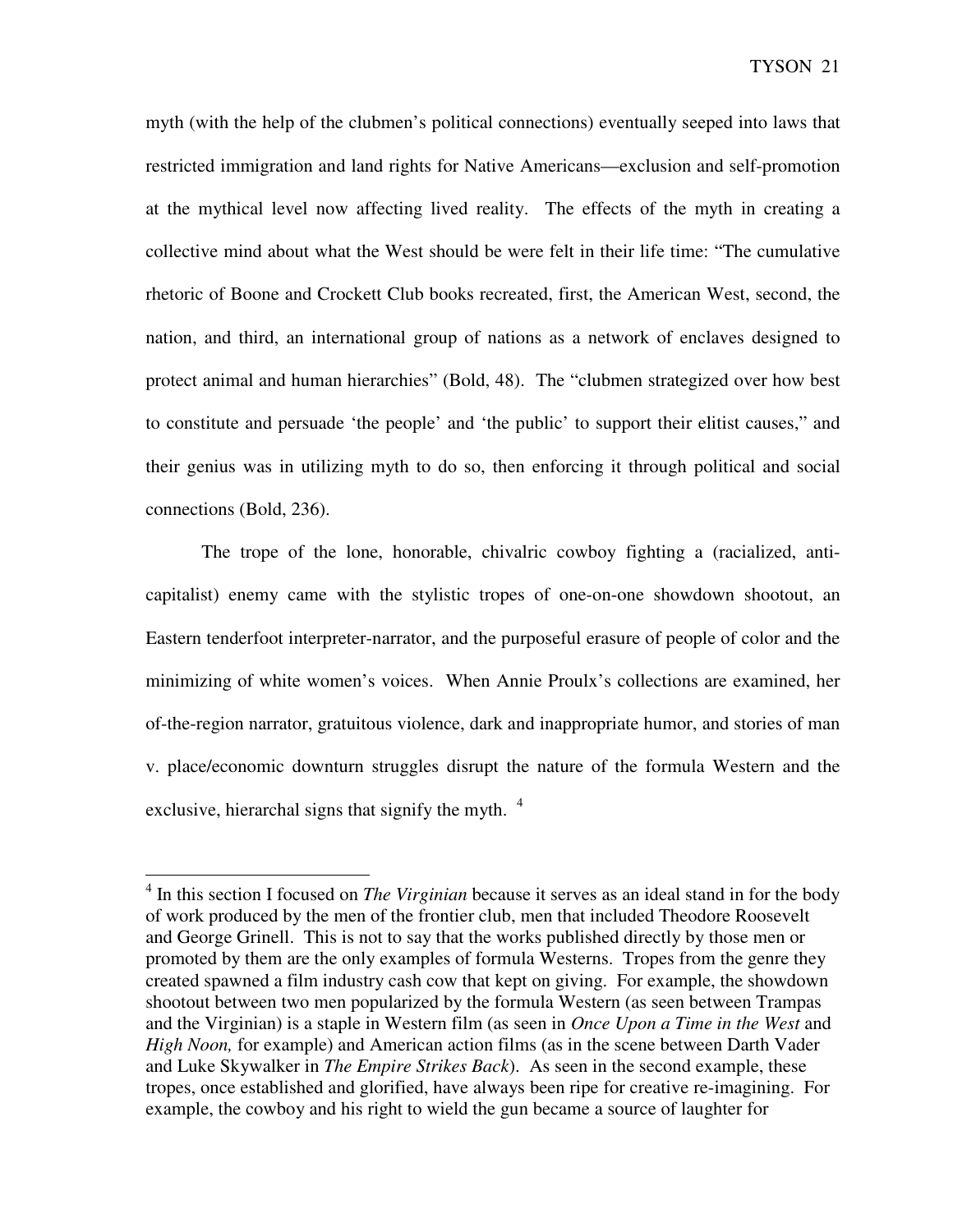myth (with the help of the clubmen's political connections) eventually seeped into laws that restricted immigration and land rights for Native Americans—exclusion and self-promotion at the mythical level now affecting lived reality. The effects of the myth in creating a collective mind about what the West should be were felt in their life time: "The cumulative rhetoric of Boone and Crockett Club books recreated, first, the American West, second, the nation, and third, an international group of nations as a network of enclaves designed to protect animal and human hierarchies" (Bold, 48). The "clubmen strategized over how best to constitute and persuade 'the people' and 'the public' to support their elitist causes," and their genius was in utilizing myth to do so, then enforcing it through political and social connections (Bold, 236).

The trope of the lone, honorable, chivalric cowboy fighting a (racialized, anti-capitalist) enemy came with the stylistic tropes of one-on-one showdown shootout, an Eastern tenderfoot interpreter-narrator, and the purposeful erasure of people of color and the minimizing of white women's voices. When Annie Proulx's collections are examined, her of-the-region narrator, gratuitous violence, dark and inappropriate humor, and stories of man v. place/economic downturn struggles disrupt the nature of the formula Western and the exclusive, hierarchal signs that signify the myth. [4]

---

[4] In this section I focused on *The Virginian* because it serves as an ideal stand in for the body of work produced by the men of the frontier club, men that included Theodore Roosevelt and George Grinell. This is not to say that the works published directly by those men or promoted by them are the only examples of formula Westerns. Tropes from the genre they created spawned a film industry cash cow that kept on giving. For example, the showdown shootout between two men popularized by the formula Western (as seen between Trampas and the Virginian) is a staple in Western film (as seen in *Once Upon a Time in the West* and *High Noon,* for example) and American action films (as in the scene between Darth Vader and Luke Skywalker in *The Empire Strikes Back*). As seen in the second example, these tropes, once established and glorified, have always been ripe for creative re-imagining. For example, the cowboy and his right to wield the gun became a source of laughter for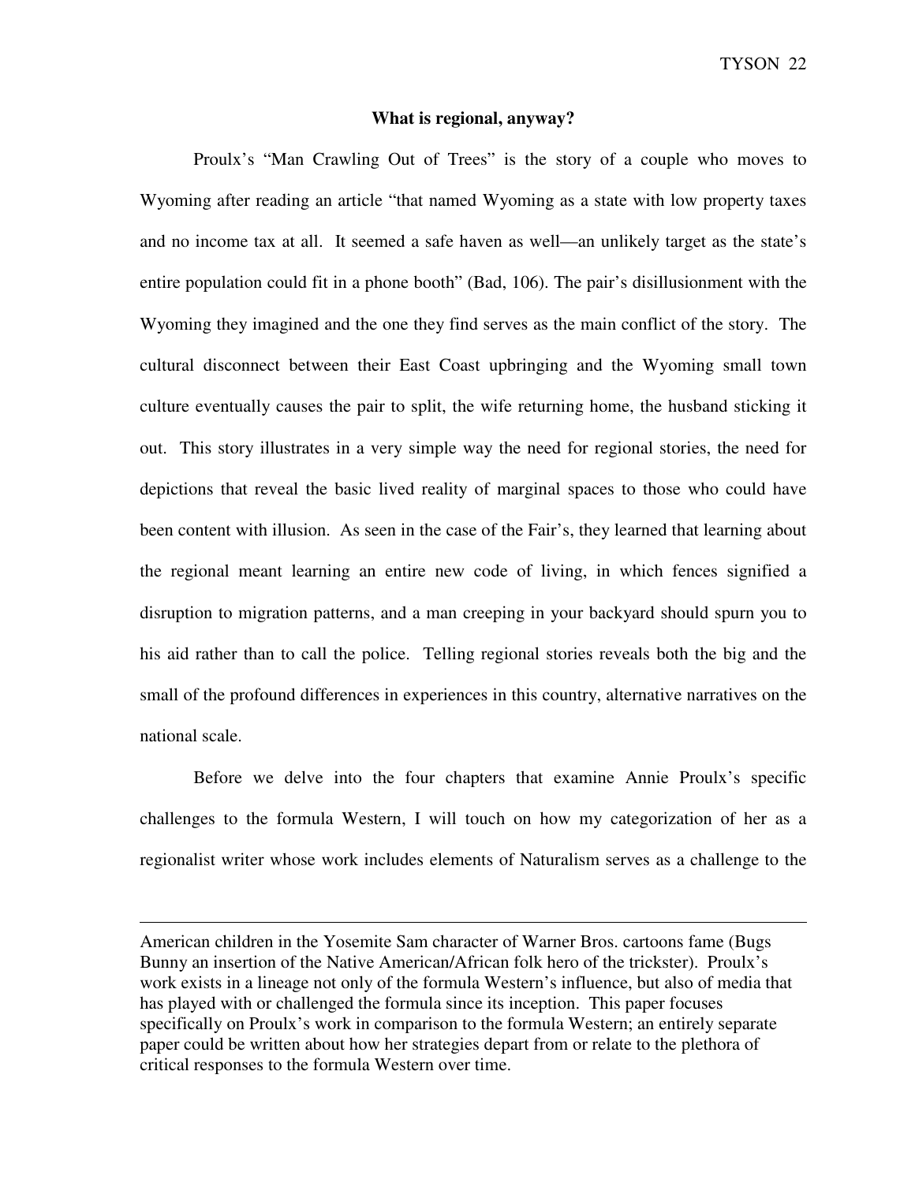### What is regional, anyway?

Proulx's "Man Crawling Out of Trees" is the story of a couple who moves to Wyoming after reading an article "that named Wyoming as a state with low property taxes and no income tax at all. It seemed a safe haven as well—an unlikely target as the state's entire population could fit in a phone booth" (Bad, 106). The pair's disillusionment with the Wyoming they imagined and the one they find serves as the main conflict of the story. The cultural disconnect between their East Coast upbringing and the Wyoming small town culture eventually causes the pair to split, the wife returning home, the husband sticking it out. This story illustrates in a very simple way the need for regional stories, the need for depictions that reveal the basic lived reality of marginal spaces to those who could have been content with illusion. As seen in the case of the Fair's, they learned that learning about the regional meant learning an entire new code of living, in which fences signified a disruption to migration patterns, and a man creeping in your backyard should spurn you to his aid rather than to call the police. Telling regional stories reveals both the big and the small of the profound differences in experiences in this country, alternative narratives on the national scale.

Before we delve into the four chapters that examine Annie Proulx's specific challenges to the formula Western, I will touch on how my categorization of her as a regionalist writer whose work includes elements of Naturalism serves as a challenge to the

---

American children in the Yosemite Sam character of Warner Bros. cartoons fame (Bugs Bunny an insertion of the Native American/African folk hero of the trickster). Proulx's work exists in a lineage not only of the formula Western's influence, but also of media that has played with or challenged the formula since its inception. This paper focuses specifically on Proulx's work in comparison to the formula Western; an entirely separate paper could be written about how her strategies depart from or relate to the plethora of critical responses to the formula Western over time.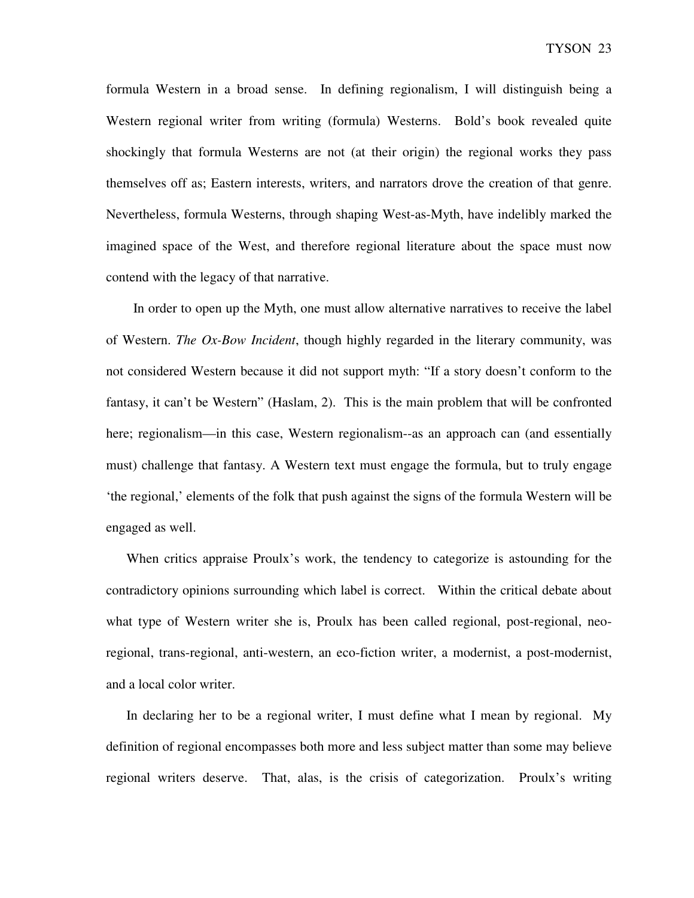formula Western in a broad sense. In defining regionalism, I will distinguish being a Western regional writer from writing (formula) Westerns. Bold's book revealed quite shockingly that formula Westerns are not (at their origin) the regional works they pass themselves off as; Eastern interests, writers, and narrators drove the creation of that genre. Nevertheless, formula Westerns, through shaping West-as-Myth, have indelibly marked the imagined space of the West, and therefore regional literature about the space must now contend with the legacy of that narrative.

In order to open up the Myth, one must allow alternative narratives to receive the label of Western. *The Ox-Bow Incident*, though highly regarded in the literary community, was not considered Western because it did not support myth: "If a story doesn't conform to the fantasy, it can't be Western" (Haslam, 2). This is the main problem that will be confronted here; regionalism—in this case, Western regionalism--as an approach can (and essentially must) challenge that fantasy. A Western text must engage the formula, but to truly engage 'the regional,' elements of the folk that push against the signs of the formula Western will be engaged as well.

When critics appraise Proulx's work, the tendency to categorize is astounding for the contradictory opinions surrounding which label is correct. Within the critical debate about what type of Western writer she is, Proulx has been called regional, post-regional, neo-regional, trans-regional, anti-western, an eco-fiction writer, a modernist, a post-modernist, and a local color writer.

In declaring her to be a regional writer, I must define what I mean by regional. My definition of regional encompasses both more and less subject matter than some may believe regional writers deserve. That, alas, is the crisis of categorization. Proulx's writing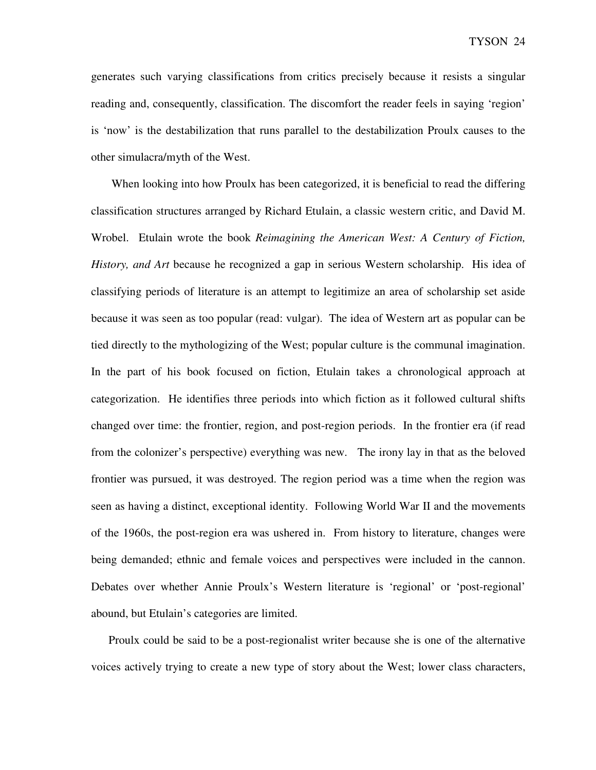generates such varying classifications from critics precisely because it resists a singular reading and, consequently, classification. The discomfort the reader feels in saying 'region' is 'now' is the destabilization that runs parallel to the destabilization Proulx causes to the other simulacra/myth of the West.

When looking into how Proulx has been categorized, it is beneficial to read the differing classification structures arranged by Richard Etulain, a classic western critic, and David M. Wrobel. Etulain wrote the book *Reimagining the American West: A Century of Fiction, History, and Art* because he recognized a gap in serious Western scholarship. His idea of classifying periods of literature is an attempt to legitimize an area of scholarship set aside because it was seen as too popular (read: vulgar). The idea of Western art as popular can be tied directly to the mythologizing of the West; popular culture is the communal imagination. In the part of his book focused on fiction, Etulain takes a chronological approach at categorization. He identifies three periods into which fiction as it followed cultural shifts changed over time: the frontier, region, and post-region periods. In the frontier era (if read from the colonizer's perspective) everything was new. The irony lay in that as the beloved frontier was pursued, it was destroyed. The region period was a time when the region was seen as having a distinct, exceptional identity. Following World War II and the movements of the 1960s, the post-region era was ushered in. From history to literature, changes were being demanded; ethnic and female voices and perspectives were included in the cannon. Debates over whether Annie Proulx's Western literature is 'regional' or 'post-regional' abound, but Etulain's categories are limited.

Proulx could be said to be a post-regionalist writer because she is one of the alternative voices actively trying to create a new type of story about the West; lower class characters,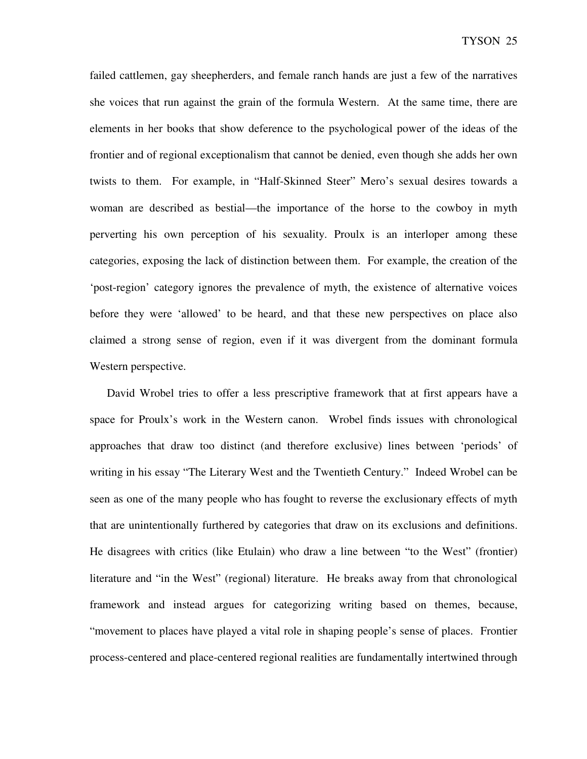failed cattlemen, gay sheepherders, and female ranch hands are just a few of the narratives she voices that run against the grain of the formula Western. At the same time, there are elements in her books that show deference to the psychological power of the ideas of the frontier and of regional exceptionalism that cannot be denied, even though she adds her own twists to them. For example, in "Half-Skinned Steer" Mero's sexual desires towards a woman are described as bestial—the importance of the horse to the cowboy in myth perverting his own perception of his sexuality. Proulx is an interloper among these categories, exposing the lack of distinction between them. For example, the creation of the 'post-region' category ignores the prevalence of myth, the existence of alternative voices before they were 'allowed' to be heard, and that these new perspectives on place also claimed a strong sense of region, even if it was divergent from the dominant formula Western perspective.

David Wrobel tries to offer a less prescriptive framework that at first appears have a space for Proulx's work in the Western canon. Wrobel finds issues with chronological approaches that draw too distinct (and therefore exclusive) lines between 'periods' of writing in his essay "The Literary West and the Twentieth Century." Indeed Wrobel can be seen as one of the many people who has fought to reverse the exclusionary effects of myth that are unintentionally furthered by categories that draw on its exclusions and definitions. He disagrees with critics (like Etulain) who draw a line between "to the West" (frontier) literature and "in the West" (regional) literature. He breaks away from that chronological framework and instead argues for categorizing writing based on themes, because, "movement to places have played a vital role in shaping people's sense of places. Frontier process-centered and place-centered regional realities are fundamentally intertwined through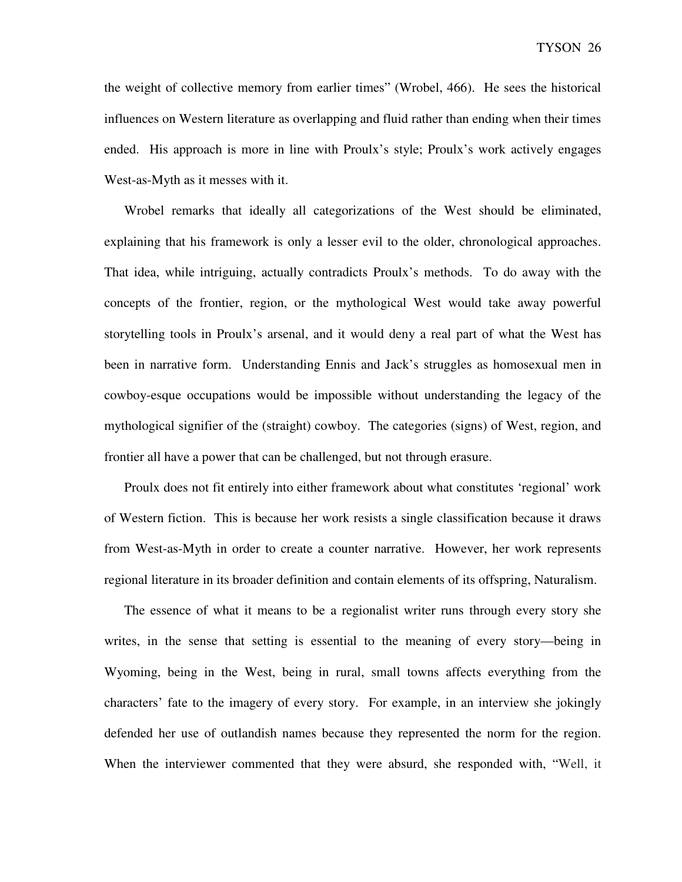the weight of collective memory from earlier times" (Wrobel, 466). He sees the historical influences on Western literature as overlapping and fluid rather than ending when their times ended. His approach is more in line with Proulx's style; Proulx's work actively engages West-as-Myth as it messes with it.

Wrobel remarks that ideally all categorizations of the West should be eliminated, explaining that his framework is only a lesser evil to the older, chronological approaches. That idea, while intriguing, actually contradicts Proulx's methods. To do away with the concepts of the frontier, region, or the mythological West would take away powerful storytelling tools in Proulx's arsenal, and it would deny a real part of what the West has been in narrative form. Understanding Ennis and Jack's struggles as homosexual men in cowboy-esque occupations would be impossible without understanding the legacy of the mythological signifier of the (straight) cowboy. The categories (signs) of West, region, and frontier all have a power that can be challenged, but not through erasure.

Proulx does not fit entirely into either framework about what constitutes 'regional' work of Western fiction. This is because her work resists a single classification because it draws from West-as-Myth in order to create a counter narrative. However, her work represents regional literature in its broader definition and contain elements of its offspring, Naturalism.

The essence of what it means to be a regionalist writer runs through every story she writes, in the sense that setting is essential to the meaning of every story—being in Wyoming, being in the West, being in rural, small towns affects everything from the characters' fate to the imagery of every story. For example, in an interview she jokingly defended her use of outlandish names because they represented the norm for the region. When the interviewer commented that they were absurd, she responded with, "Well, it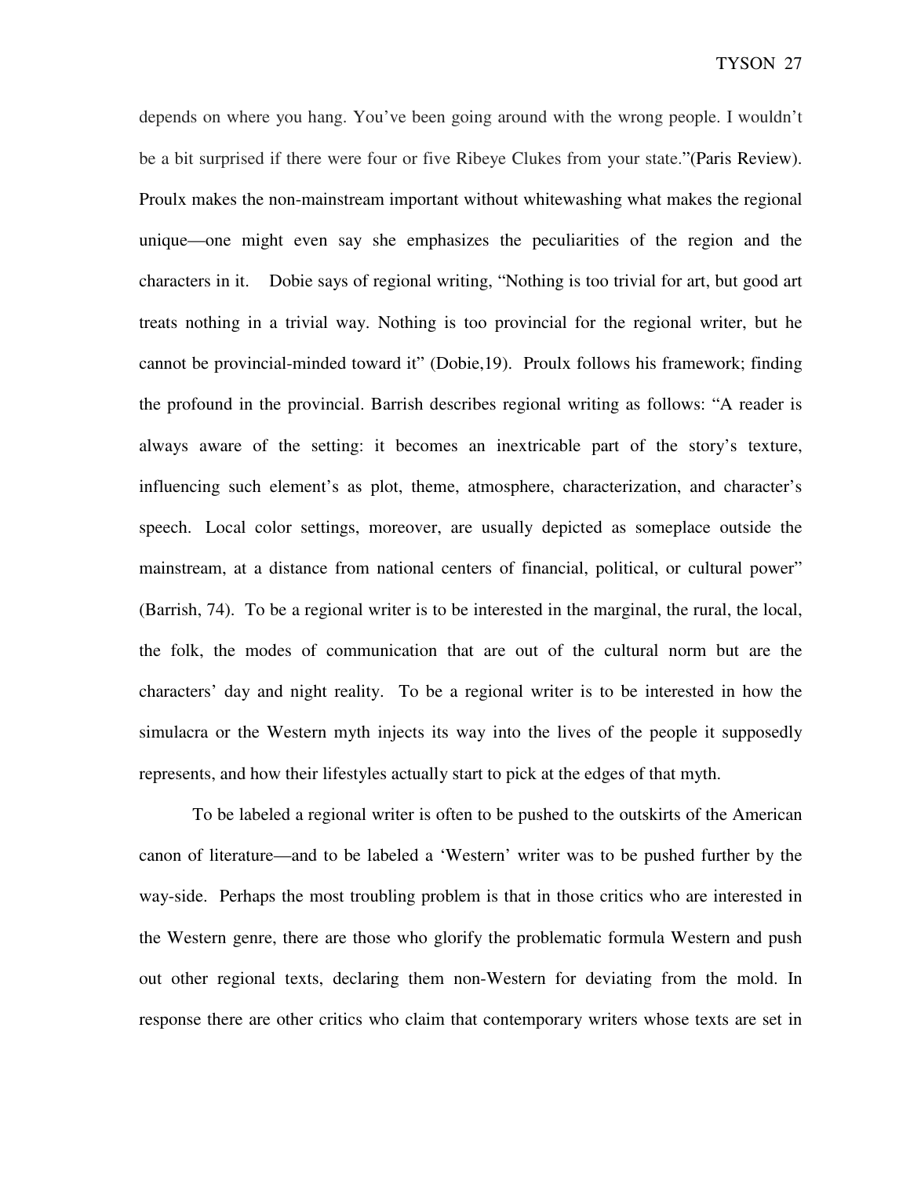depends on where you hang. You've been going around with the wrong people. I wouldn't be a bit surprised if there were four or five Ribeye Clukes from your state."(Paris Review). Proulx makes the non-mainstream important without whitewashing what makes the regional unique—one might even say she emphasizes the peculiarities of the region and the characters in it. Dobie says of regional writing, "Nothing is too trivial for art, but good art treats nothing in a trivial way. Nothing is too provincial for the regional writer, but he cannot be provincial-minded toward it" (Dobie,19). Proulx follows his framework; finding the profound in the provincial. Barrish describes regional writing as follows: "A reader is always aware of the setting: it becomes an inextricable part of the story's texture, influencing such element's as plot, theme, atmosphere, characterization, and character's speech. Local color settings, moreover, are usually depicted as someplace outside the mainstream, at a distance from national centers of financial, political, or cultural power" (Barrish, 74). To be a regional writer is to be interested in the marginal, the rural, the local, the folk, the modes of communication that are out of the cultural norm but are the characters' day and night reality. To be a regional writer is to be interested in how the simulacra or the Western myth injects its way into the lives of the people it supposedly represents, and how their lifestyles actually start to pick at the edges of that myth.

To be labeled a regional writer is often to be pushed to the outskirts of the American canon of literature—and to be labeled a 'Western' writer was to be pushed further by the way-side. Perhaps the most troubling problem is that in those critics who are interested in the Western genre, there are those who glorify the problematic formula Western and push out other regional texts, declaring them non-Western for deviating from the mold. In response there are other critics who claim that contemporary writers whose texts are set in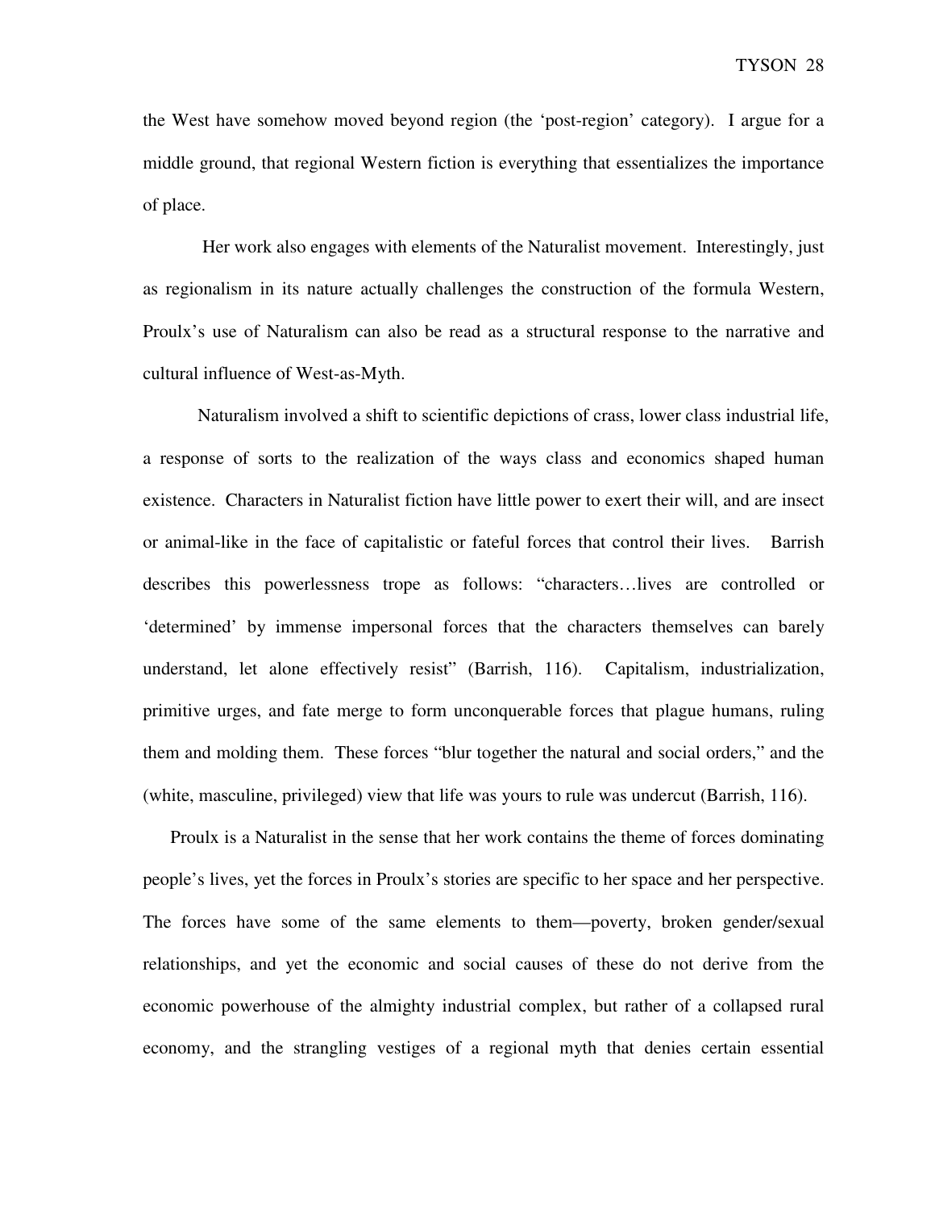the West have somehow moved beyond region (the 'post-region' category). I argue for a middle ground, that regional Western fiction is everything that essentializes the importance of place.

Her work also engages with elements of the Naturalist movement. Interestingly, just as regionalism in its nature actually challenges the construction of the formula Western, Proulx's use of Naturalism can also be read as a structural response to the narrative and cultural influence of West-as-Myth.

Naturalism involved a shift to scientific depictions of crass, lower class industrial life, a response of sorts to the realization of the ways class and economics shaped human existence. Characters in Naturalist fiction have little power to exert their will, and are insect or animal-like in the face of capitalistic or fateful forces that control their lives. Barrish describes this powerlessness trope as follows: "characters…lives are controlled or 'determined' by immense impersonal forces that the characters themselves can barely understand, let alone effectively resist" (Barrish, 116). Capitalism, industrialization, primitive urges, and fate merge to form unconquerable forces that plague humans, ruling them and molding them. These forces "blur together the natural and social orders," and the (white, masculine, privileged) view that life was yours to rule was undercut (Barrish, 116).

Proulx is a Naturalist in the sense that her work contains the theme of forces dominating people's lives, yet the forces in Proulx's stories are specific to her space and her perspective. The forces have some of the same elements to them—poverty, broken gender/sexual relationships, and yet the economic and social causes of these do not derive from the economic powerhouse of the almighty industrial complex, but rather of a collapsed rural economy, and the strangling vestiges of a regional myth that denies certain essential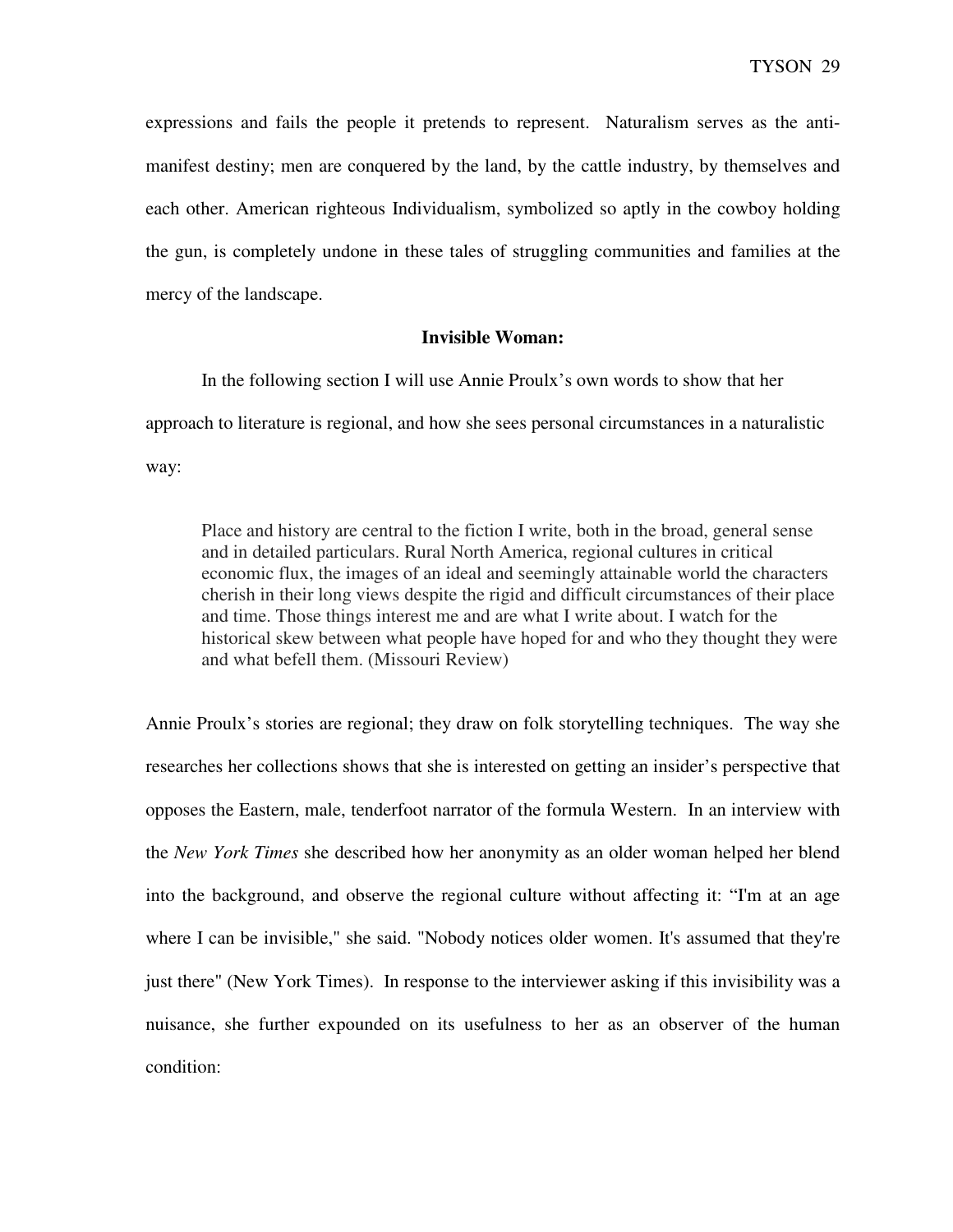expressions and fails the people it pretends to represent. Naturalism serves as the anti-manifest destiny; men are conquered by the land, by the cattle industry, by themselves and each other. American righteous Individualism, symbolized so aptly in the cowboy holding the gun, is completely undone in these tales of struggling communities and families at the mercy of the landscape.

## Invisible Woman:

In the following section I will use Annie Proulx's own words to show that her approach to literature is regional, and how she sees personal circumstances in a naturalistic way:

> Place and history are central to the fiction I write, both in the broad, general sense and in detailed particulars. Rural North America, regional cultures in critical economic flux, the images of an ideal and seemingly attainable world the characters cherish in their long views despite the rigid and difficult circumstances of their place and time. Those things interest me and are what I write about. I watch for the historical skew between what people have hoped for and who they thought they were and what befell them. (Missouri Review)

Annie Proulx's stories are regional; they draw on folk storytelling techniques. The way she researches her collections shows that she is interested on getting an insider's perspective that opposes the Eastern, male, tenderfoot narrator of the formula Western. In an interview with the *New York Times* she described how her anonymity as an older woman helped her blend into the background, and observe the regional culture without affecting it: "I'm at an age where I can be invisible," she said. "Nobody notices older women. It's assumed that they're just there" (New York Times). In response to the interviewer asking if this invisibility was a nuisance, she further expounded on its usefulness to her as an observer of the human condition: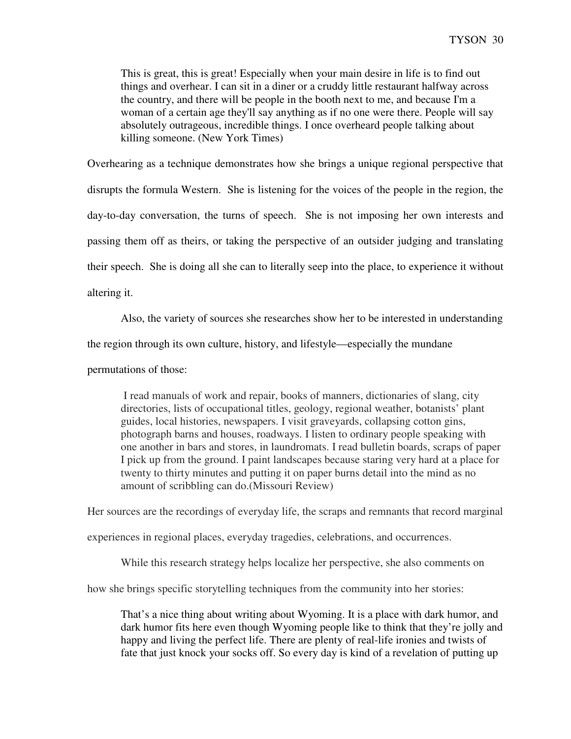> This is great, this is great! Especially when your main desire in life is to find out things and overhear. I can sit in a diner or a cruddy little restaurant halfway across the country, and there will be people in the booth next to me, and because I'm a woman of a certain age they'll say anything as if no one were there. People will say absolutely outrageous, incredible things. I once overheard people talking about killing someone. (New York Times)

Overhearing as a technique demonstrates how she brings a unique regional perspective that disrupts the formula Western. She is listening for the voices of the people in the region, the day-to-day conversation, the turns of speech. She is not imposing her own interests and passing them off as theirs, or taking the perspective of an outsider judging and translating their speech. She is doing all she can to literally seep into the place, to experience it without altering it.

Also, the variety of sources she researches show her to be interested in understanding the region through its own culture, history, and lifestyle—especially the mundane permutations of those:

> I read manuals of work and repair, books of manners, dictionaries of slang, city directories, lists of occupational titles, geology, regional weather, botanists' plant guides, local histories, newspapers. I visit graveyards, collapsing cotton gins, photograph barns and houses, roadways. I listen to ordinary people speaking with one another in bars and stores, in laundromats. I read bulletin boards, scraps of paper I pick up from the ground. I paint landscapes because staring very hard at a place for twenty to thirty minutes and putting it on paper burns detail into the mind as no amount of scribbling can do.(Missouri Review)

Her sources are the recordings of everyday life, the scraps and remnants that record marginal experiences in regional places, everyday tragedies, celebrations, and occurrences.

While this research strategy helps localize her perspective, she also comments on how she brings specific storytelling techniques from the community into her stories:

> That's a nice thing about writing about Wyoming. It is a place with dark humor, and dark humor fits here even though Wyoming people like to think that they're jolly and happy and living the perfect life. There are plenty of real-life ironies and twists of fate that just knock your socks off. So every day is kind of a revelation of putting up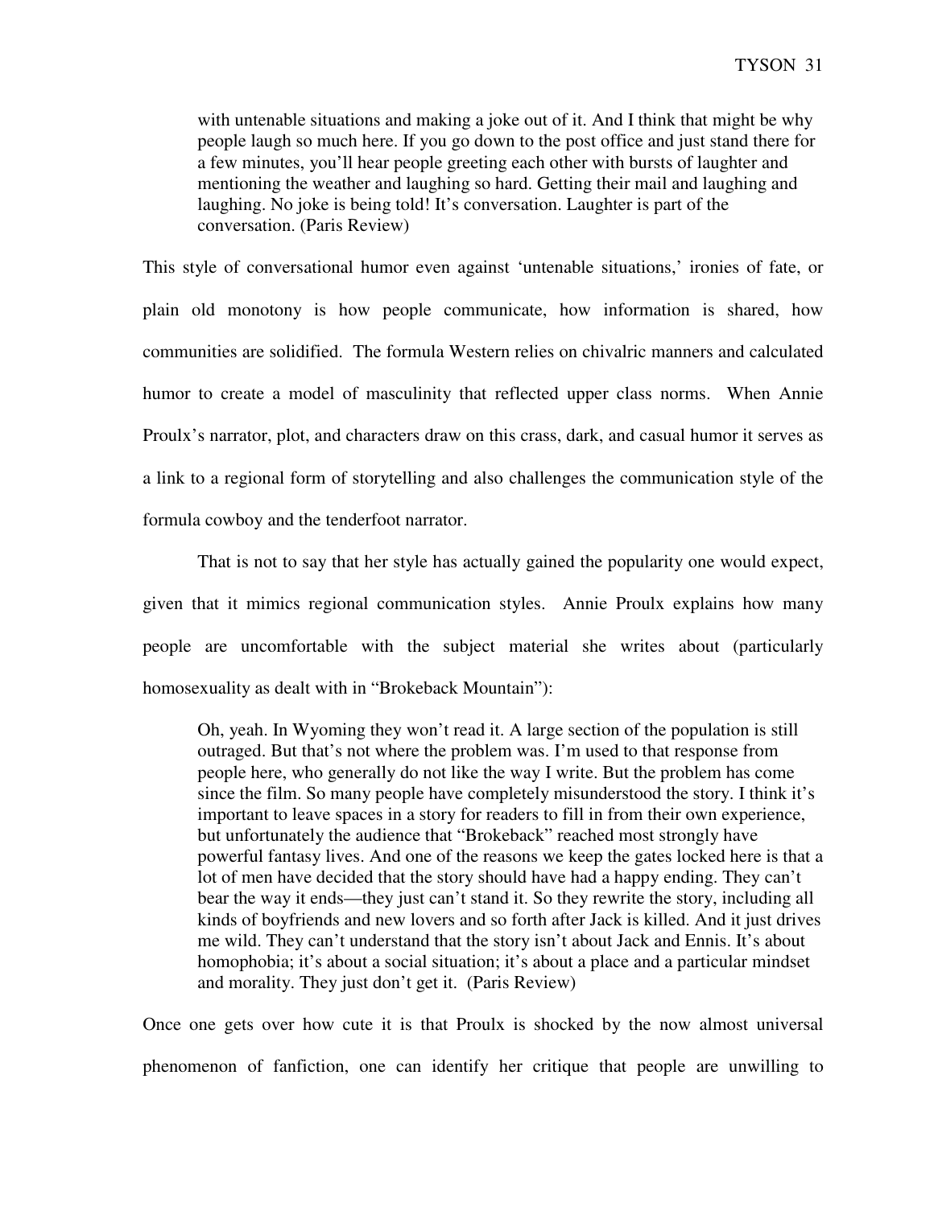> with untenable situations and making a joke out of it. And I think that might be why people laugh so much here. If you go down to the post office and just stand there for a few minutes, you'll hear people greeting each other with bursts of laughter and mentioning the weather and laughing so hard. Getting their mail and laughing and laughing. No joke is being told! It's conversation. Laughter is part of the conversation. (Paris Review)

This style of conversational humor even against 'untenable situations,' ironies of fate, or plain old monotony is how people communicate, how information is shared, how communities are solidified. The formula Western relies on chivalric manners and calculated humor to create a model of masculinity that reflected upper class norms. When Annie Proulx's narrator, plot, and characters draw on this crass, dark, and casual humor it serves as a link to a regional form of storytelling and also challenges the communication style of the formula cowboy and the tenderfoot narrator.

That is not to say that her style has actually gained the popularity one would expect, given that it mimics regional communication styles. Annie Proulx explains how many people are uncomfortable with the subject material she writes about (particularly homosexuality as dealt with in "Brokeback Mountain"):

> Oh, yeah. In Wyoming they won't read it. A large section of the population is still outraged. But that's not where the problem was. I'm used to that response from people here, who generally do not like the way I write. But the problem has come since the film. So many people have completely misunderstood the story. I think it's important to leave spaces in a story for readers to fill in from their own experience, but unfortunately the audience that "Brokeback" reached most strongly have powerful fantasy lives. And one of the reasons we keep the gates locked here is that a lot of men have decided that the story should have had a happy ending. They can't bear the way it ends—they just can't stand it. So they rewrite the story, including all kinds of boyfriends and new lovers and so forth after Jack is killed. And it just drives me wild. They can't understand that the story isn't about Jack and Ennis. It's about homophobia; it's about a social situation; it's about a place and a particular mindset and morality. They just don't get it. (Paris Review)

Once one gets over how cute it is that Proulx is shocked by the now almost universal phenomenon of fanfiction, one can identify her critique that people are unwilling to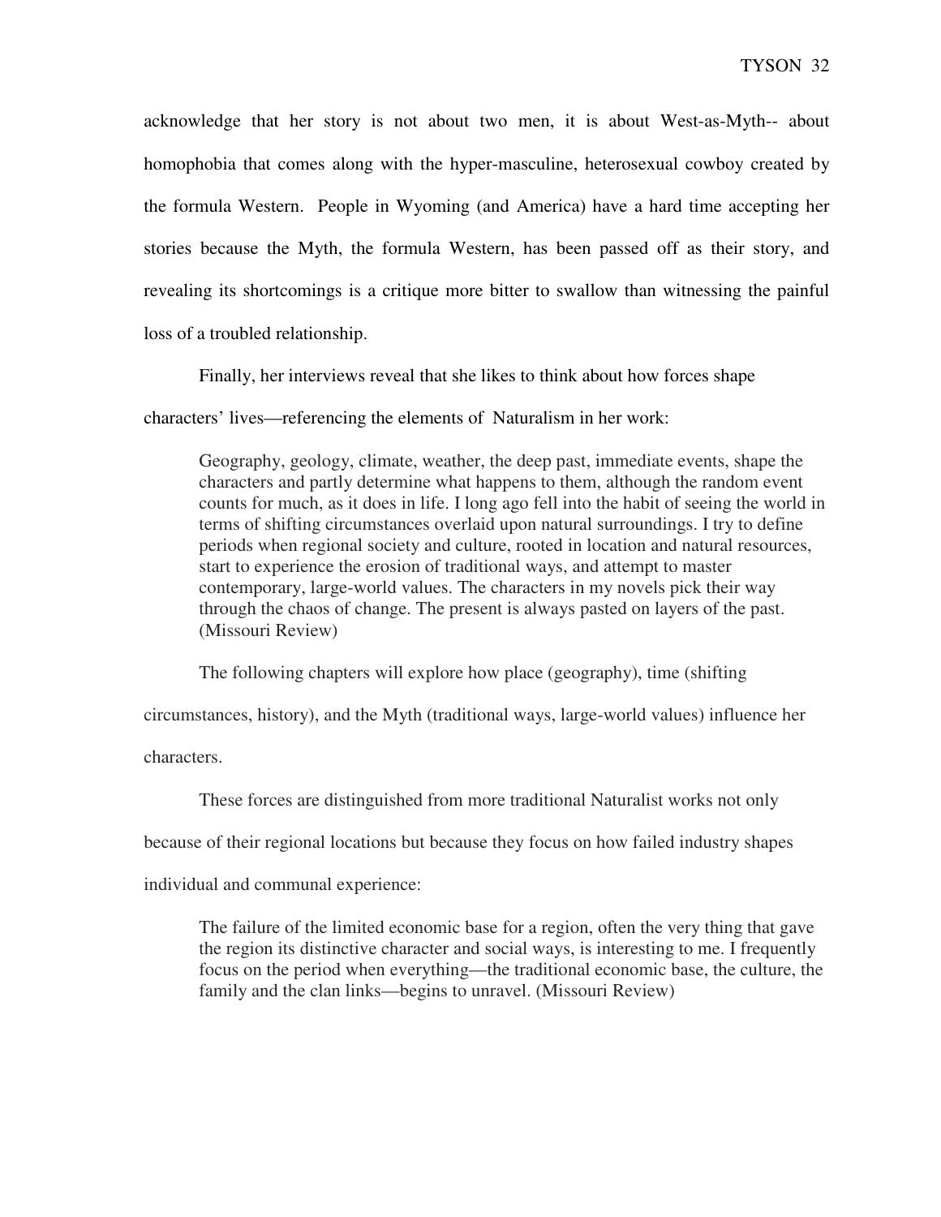acknowledge that her story is not about two men, it is about West-as-Myth-- about homophobia that comes along with the hyper-masculine, heterosexual cowboy created by the formula Western. People in Wyoming (and America) have a hard time accepting her stories because the Myth, the formula Western, has been passed off as their story, and revealing its shortcomings is a critique more bitter to swallow than witnessing the painful loss of a troubled relationship.

Finally, her interviews reveal that she likes to think about how forces shape characters' lives—referencing the elements of Naturalism in her work:

> Geography, geology, climate, weather, the deep past, immediate events, shape the characters and partly determine what happens to them, although the random event counts for much, as it does in life. I long ago fell into the habit of seeing the world in terms of shifting circumstances overlaid upon natural surroundings. I try to define periods when regional society and culture, rooted in location and natural resources, start to experience the erosion of traditional ways, and attempt to master contemporary, large-world values. The characters in my novels pick their way through the chaos of change. The present is always pasted on layers of the past. (Missouri Review)

The following chapters will explore how place (geography), time (shifting circumstances, history), and the Myth (traditional ways, large-world values) influence her characters.

These forces are distinguished from more traditional Naturalist works not only because of their regional locations but because they focus on how failed industry shapes individual and communal experience:

> The failure of the limited economic base for a region, often the very thing that gave the region its distinctive character and social ways, is interesting to me. I frequently focus on the period when everything—the traditional economic base, the culture, the family and the clan links—begins to unravel. (Missouri Review)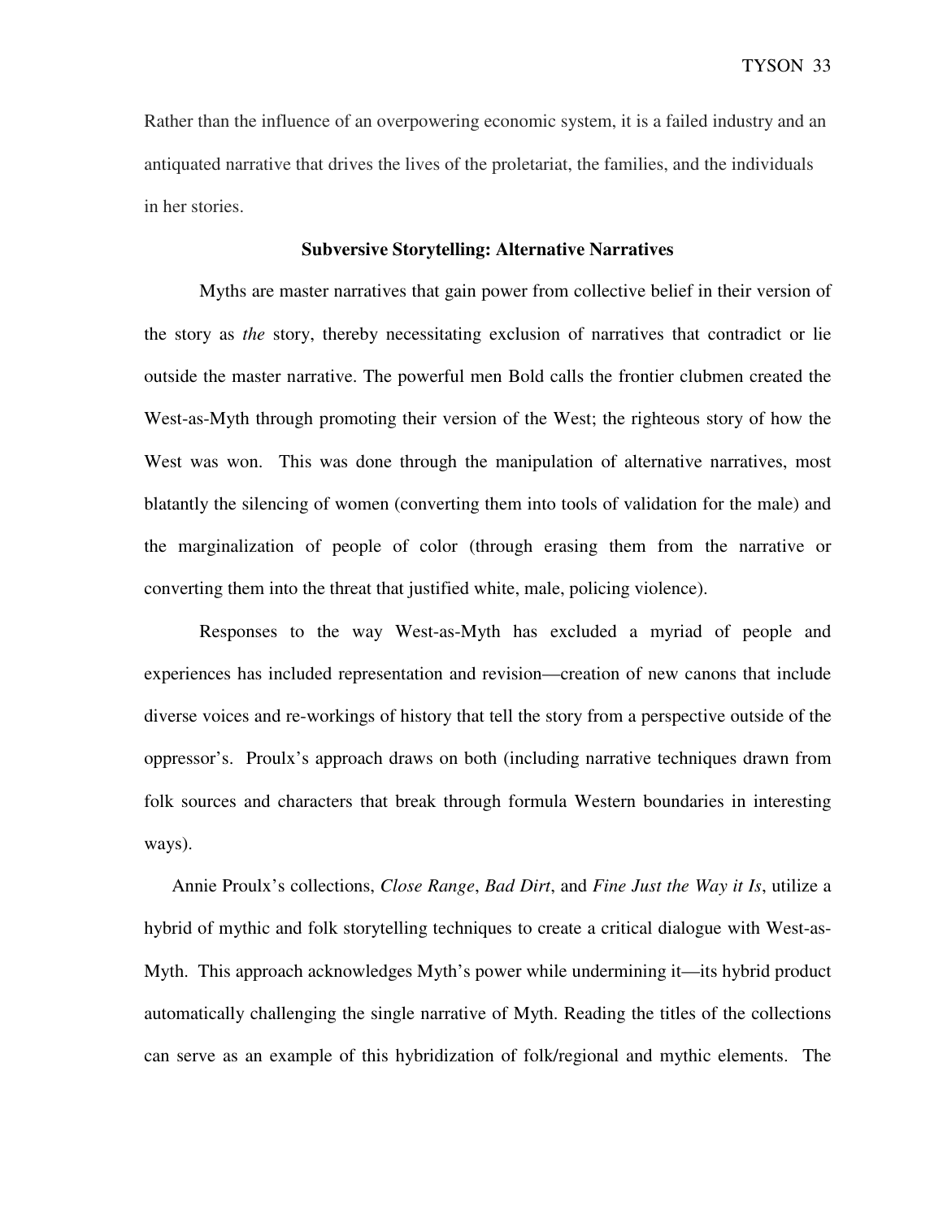Rather than the influence of an overpowering economic system, it is a failed industry and an antiquated narrative that drives the lives of the proletariat, the families, and the individuals in her stories.

## Subversive Storytelling: Alternative Narratives

Myths are master narratives that gain power from collective belief in their version of the story as *the* story, thereby necessitating exclusion of narratives that contradict or lie outside the master narrative. The powerful men Bold calls the frontier clubmen created the West-as-Myth through promoting their version of the West; the righteous story of how the West was won. This was done through the manipulation of alternative narratives, most blatantly the silencing of women (converting them into tools of validation for the male) and the marginalization of people of color (through erasing them from the narrative or converting them into the threat that justified white, male, policing violence).

Responses to the way West-as-Myth has excluded a myriad of people and experiences has included representation and revision—creation of new canons that include diverse voices and re-workings of history that tell the story from a perspective outside of the oppressor's. Proulx's approach draws on both (including narrative techniques drawn from folk sources and characters that break through formula Western boundaries in interesting ways).

Annie Proulx's collections, *Close Range*, *Bad Dirt*, and *Fine Just the Way it Is*, utilize a hybrid of mythic and folk storytelling techniques to create a critical dialogue with West-as-Myth. This approach acknowledges Myth's power while undermining it—its hybrid product automatically challenging the single narrative of Myth. Reading the titles of the collections can serve as an example of this hybridization of folk/regional and mythic elements. The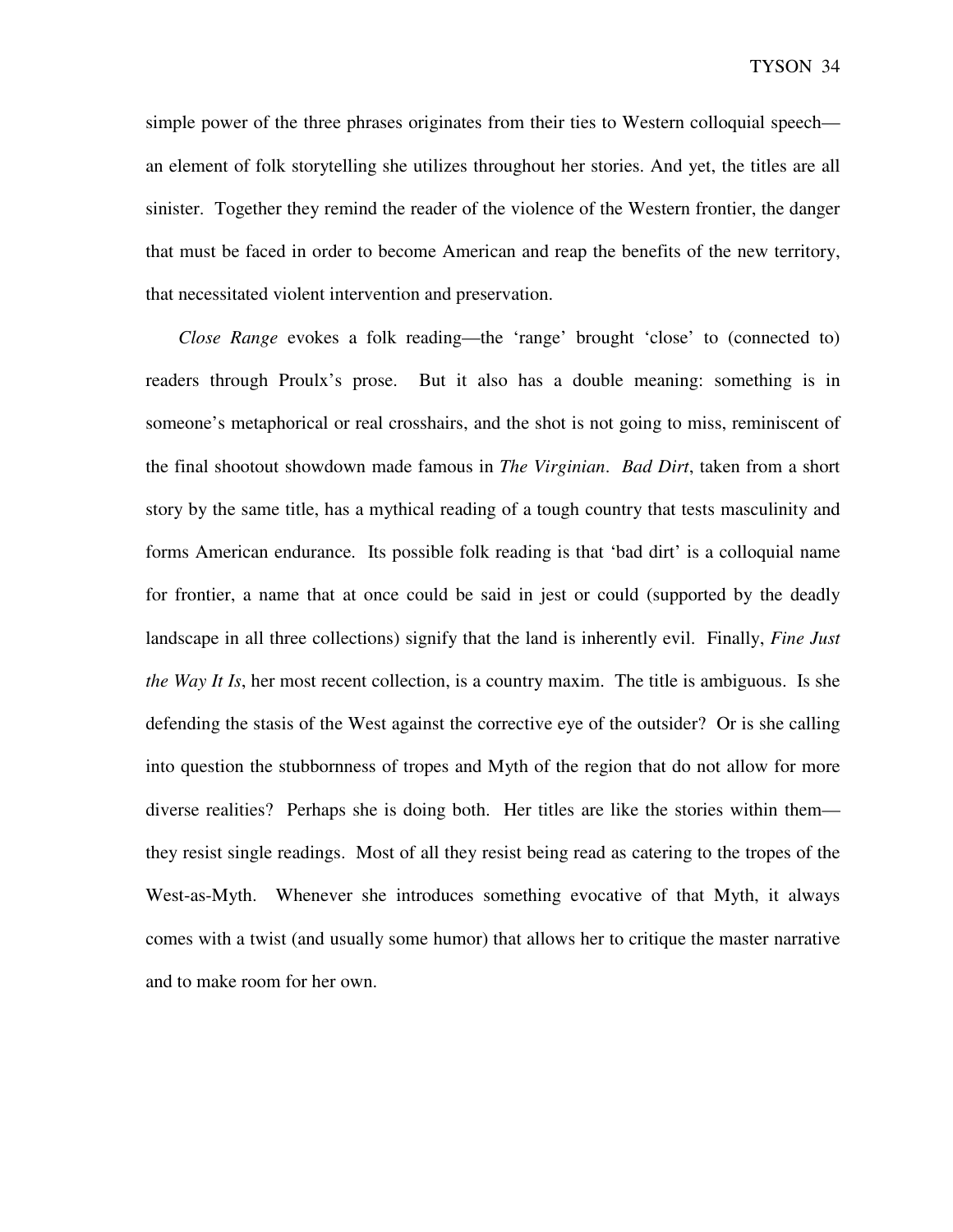simple power of the three phrases originates from their ties to Western colloquial speech—an element of folk storytelling she utilizes throughout her stories. And yet, the titles are all sinister. Together they remind the reader of the violence of the Western frontier, the danger that must be faced in order to become American and reap the benefits of the new territory, that necessitated violent intervention and preservation.

*Close Range* evokes a folk reading—the 'range' brought 'close' to (connected to) readers through Proulx's prose. But it also has a double meaning: something is in someone's metaphorical or real crosshairs, and the shot is not going to miss, reminiscent of the final shootout showdown made famous in *The Virginian*. *Bad Dirt*, taken from a short story by the same title, has a mythical reading of a tough country that tests masculinity and forms American endurance. Its possible folk reading is that 'bad dirt' is a colloquial name for frontier, a name that at once could be said in jest or could (supported by the deadly landscape in all three collections) signify that the land is inherently evil. Finally, *Fine Just the Way It Is*, her most recent collection, is a country maxim. The title is ambiguous. Is she defending the stasis of the West against the corrective eye of the outsider? Or is she calling into question the stubbornness of tropes and Myth of the region that do not allow for more diverse realities? Perhaps she is doing both. Her titles are like the stories within them—they resist single readings. Most of all they resist being read as catering to the tropes of the West-as-Myth. Whenever she introduces something evocative of that Myth, it always comes with a twist (and usually some humor) that allows her to critique the master narrative and to make room for her own.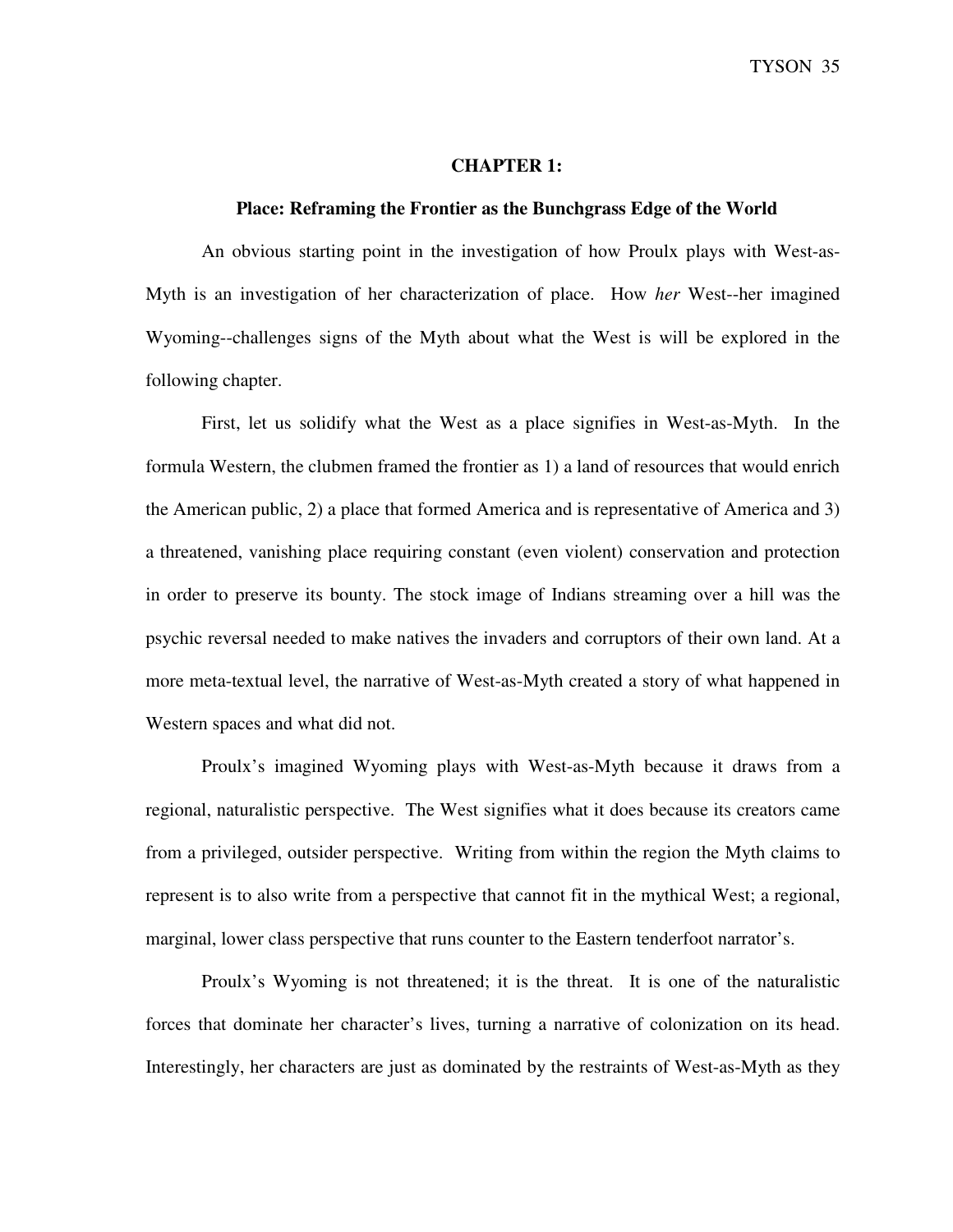# CHAPTER 1:

## Place: Reframing the Frontier as the Bunchgrass Edge of the World

An obvious starting point in the investigation of how Proulx plays with West-as-Myth is an investigation of her characterization of place. How *her* West--her imagined Wyoming--challenges signs of the Myth about what the West is will be explored in the following chapter.

First, let us solidify what the West as a place signifies in West-as-Myth. In the formula Western, the clubmen framed the frontier as 1) a land of resources that would enrich the American public, 2) a place that formed America and is representative of America and 3) a threatened, vanishing place requiring constant (even violent) conservation and protection in order to preserve its bounty. The stock image of Indians streaming over a hill was the psychic reversal needed to make natives the invaders and corruptors of their own land. At a more meta-textual level, the narrative of West-as-Myth created a story of what happened in Western spaces and what did not.

Proulx's imagined Wyoming plays with West-as-Myth because it draws from a regional, naturalistic perspective. The West signifies what it does because its creators came from a privileged, outsider perspective. Writing from within the region the Myth claims to represent is to also write from a perspective that cannot fit in the mythical West; a regional, marginal, lower class perspective that runs counter to the Eastern tenderfoot narrator's.

Proulx's Wyoming is not threatened; it is the threat. It is one of the naturalistic forces that dominate her character's lives, turning a narrative of colonization on its head. Interestingly, her characters are just as dominated by the restraints of West-as-Myth as they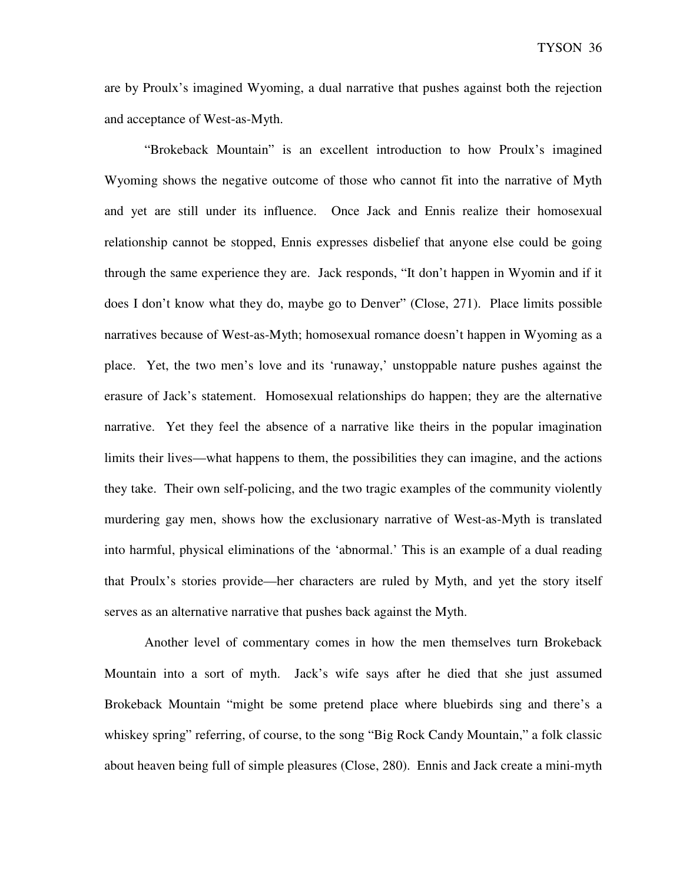are by Proulx's imagined Wyoming, a dual narrative that pushes against both the rejection and acceptance of West-as-Myth.

"Brokeback Mountain" is an excellent introduction to how Proulx's imagined Wyoming shows the negative outcome of those who cannot fit into the narrative of Myth and yet are still under its influence. Once Jack and Ennis realize their homosexual relationship cannot be stopped, Ennis expresses disbelief that anyone else could be going through the same experience they are. Jack responds, "It don't happen in Wyomin and if it does I don't know what they do, maybe go to Denver" (Close, 271). Place limits possible narratives because of West-as-Myth; homosexual romance doesn't happen in Wyoming as a place. Yet, the two men's love and its 'runaway,' unstoppable nature pushes against the erasure of Jack's statement. Homosexual relationships do happen; they are the alternative narrative. Yet they feel the absence of a narrative like theirs in the popular imagination limits their lives—what happens to them, the possibilities they can imagine, and the actions they take. Their own self-policing, and the two tragic examples of the community violently murdering gay men, shows how the exclusionary narrative of West-as-Myth is translated into harmful, physical eliminations of the 'abnormal.' This is an example of a dual reading that Proulx's stories provide—her characters are ruled by Myth, and yet the story itself serves as an alternative narrative that pushes back against the Myth.

Another level of commentary comes in how the men themselves turn Brokeback Mountain into a sort of myth. Jack's wife says after he died that she just assumed Brokeback Mountain "might be some pretend place where bluebirds sing and there's a whiskey spring" referring, of course, to the song "Big Rock Candy Mountain," a folk classic about heaven being full of simple pleasures (Close, 280). Ennis and Jack create a mini-myth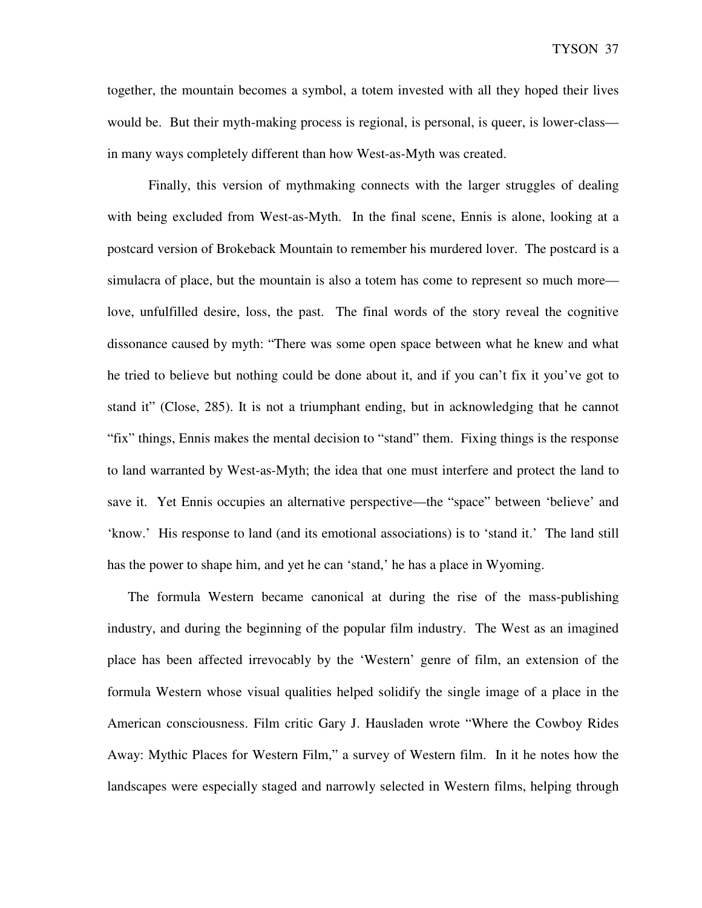together, the mountain becomes a symbol, a totem invested with all they hoped their lives would be. But their myth-making process is regional, is personal, is queer, is lower-class—in many ways completely different than how West-as-Myth was created.

Finally, this version of mythmaking connects with the larger struggles of dealing with being excluded from West-as-Myth. In the final scene, Ennis is alone, looking at a postcard version of Brokeback Mountain to remember his murdered lover. The postcard is a simulacra of place, but the mountain is also a totem has come to represent so much more—love, unfulfilled desire, loss, the past. The final words of the story reveal the cognitive dissonance caused by myth: "There was some open space between what he knew and what he tried to believe but nothing could be done about it, and if you can't fix it you've got to stand it" (Close, 285). It is not a triumphant ending, but in acknowledging that he cannot "fix" things, Ennis makes the mental decision to "stand" them. Fixing things is the response to land warranted by West-as-Myth; the idea that one must interfere and protect the land to save it. Yet Ennis occupies an alternative perspective—the "space" between 'believe' and 'know.' His response to land (and its emotional associations) is to 'stand it.' The land still has the power to shape him, and yet he can 'stand,' he has a place in Wyoming.

The formula Western became canonical at during the rise of the mass-publishing industry, and during the beginning of the popular film industry. The West as an imagined place has been affected irrevocably by the 'Western' genre of film, an extension of the formula Western whose visual qualities helped solidify the single image of a place in the American consciousness. Film critic Gary J. Hausladen wrote "Where the Cowboy Rides Away: Mythic Places for Western Film," a survey of Western film. In it he notes how the landscapes were especially staged and narrowly selected in Western films, helping through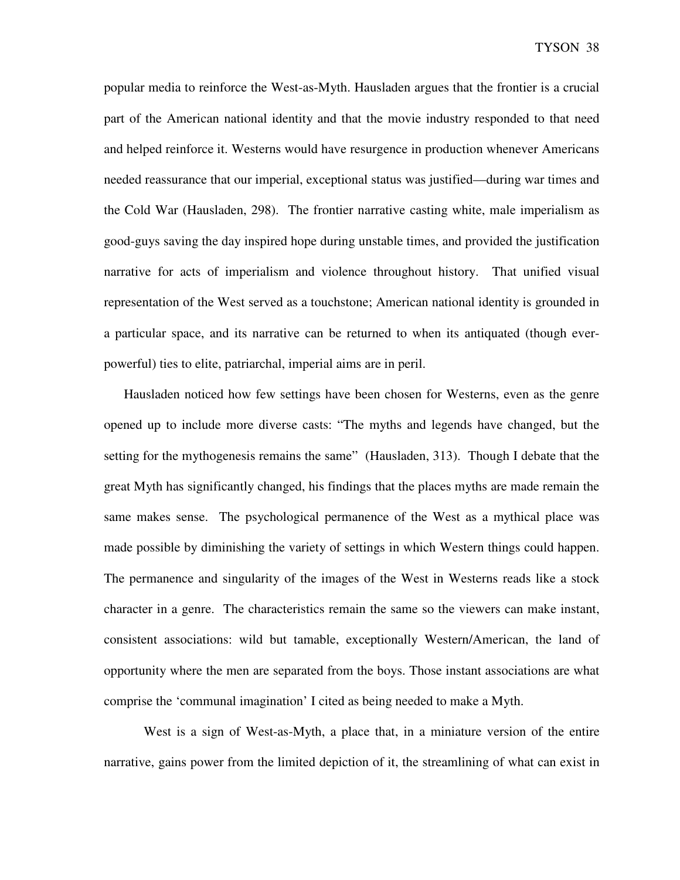popular media to reinforce the West-as-Myth. Hausladen argues that the frontier is a crucial part of the American national identity and that the movie industry responded to that need and helped reinforce it. Westerns would have resurgence in production whenever Americans needed reassurance that our imperial, exceptional status was justified—during war times and the Cold War (Hausladen, 298). The frontier narrative casting white, male imperialism as good-guys saving the day inspired hope during unstable times, and provided the justification narrative for acts of imperialism and violence throughout history. That unified visual representation of the West served as a touchstone; American national identity is grounded in a particular space, and its narrative can be returned to when its antiquated (though ever-powerful) ties to elite, patriarchal, imperial aims are in peril.

Hausladen noticed how few settings have been chosen for Westerns, even as the genre opened up to include more diverse casts: "The myths and legends have changed, but the setting for the mythogenesis remains the same" (Hausladen, 313). Though I debate that the great Myth has significantly changed, his findings that the places myths are made remain the same makes sense. The psychological permanence of the West as a mythical place was made possible by diminishing the variety of settings in which Western things could happen. The permanence and singularity of the images of the West in Westerns reads like a stock character in a genre. The characteristics remain the same so the viewers can make instant, consistent associations: wild but tamable, exceptionally Western/American, the land of opportunity where the men are separated from the boys. Those instant associations are what comprise the 'communal imagination' I cited as being needed to make a Myth.

West is a sign of West-as-Myth, a place that, in a miniature version of the entire narrative, gains power from the limited depiction of it, the streamlining of what can exist in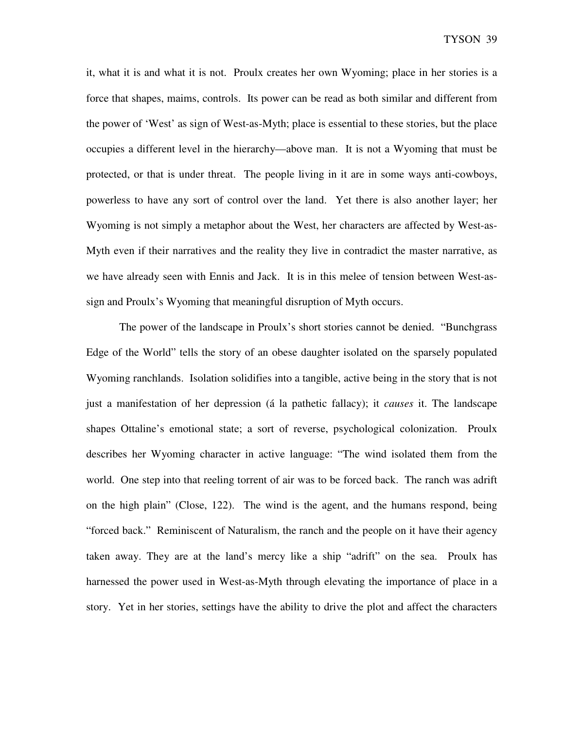it, what it is and what it is not. Proulx creates her own Wyoming; place in her stories is a force that shapes, maims, controls. Its power can be read as both similar and different from the power of 'West' as sign of West-as-Myth; place is essential to these stories, but the place occupies a different level in the hierarchy—above man. It is not a Wyoming that must be protected, or that is under threat. The people living in it are in some ways anti-cowboys, powerless to have any sort of control over the land. Yet there is also another layer; her Wyoming is not simply a metaphor about the West, her characters are affected by West-as-Myth even if their narratives and the reality they live in contradict the master narrative, as we have already seen with Ennis and Jack. It is in this melee of tension between West-as-sign and Proulx's Wyoming that meaningful disruption of Myth occurs.

The power of the landscape in Proulx's short stories cannot be denied. "Bunchgrass Edge of the World" tells the story of an obese daughter isolated on the sparsely populated Wyoming ranchlands. Isolation solidifies into a tangible, active being in the story that is not just a manifestation of her depression (á la pathetic fallacy); it *causes* it. The landscape shapes Ottaline's emotional state; a sort of reverse, psychological colonization. Proulx describes her Wyoming character in active language: "The wind isolated them from the world. One step into that reeling torrent of air was to be forced back. The ranch was adrift on the high plain" (Close, 122). The wind is the agent, and the humans respond, being "forced back." Reminiscent of Naturalism, the ranch and the people on it have their agency taken away. They are at the land's mercy like a ship "adrift" on the sea. Proulx has harnessed the power used in West-as-Myth through elevating the importance of place in a story. Yet in her stories, settings have the ability to drive the plot and affect the characters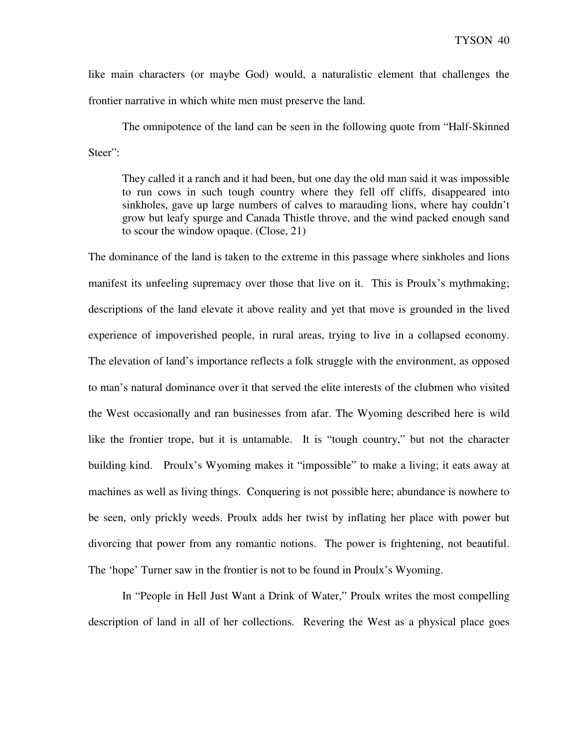like main characters (or maybe God) would, a naturalistic element that challenges the frontier narrative in which white men must preserve the land.

The omnipotence of the land can be seen in the following quote from "Half-Skinned Steer":

> They called it a ranch and it had been, but one day the old man said it was impossible to run cows in such tough country where they fell off cliffs, disappeared into sinkholes, gave up large numbers of calves to marauding lions, where hay couldn't grow but leafy spurge and Canada Thistle throve, and the wind packed enough sand to scour the window opaque. (Close, 21)

The dominance of the land is taken to the extreme in this passage where sinkholes and lions manifest its unfeeling supremacy over those that live on it. This is Proulx's mythmaking; descriptions of the land elevate it above reality and yet that move is grounded in the lived experience of impoverished people, in rural areas, trying to live in a collapsed economy. The elevation of land's importance reflects a folk struggle with the environment, as opposed to man's natural dominance over it that served the elite interests of the clubmen who visited the West occasionally and ran businesses from afar. The Wyoming described here is wild like the frontier trope, but it is untamable. It is "tough country," but not the character building kind. Proulx's Wyoming makes it "impossible" to make a living; it eats away at machines as well as living things. Conquering is not possible here; abundance is nowhere to be seen, only prickly weeds. Proulx adds her twist by inflating her place with power but divorcing that power from any romantic notions. The power is frightening, not beautiful. The 'hope' Turner saw in the frontier is not to be found in Proulx's Wyoming.

In "People in Hell Just Want a Drink of Water," Proulx writes the most compelling description of land in all of her collections. Revering the West as a physical place goes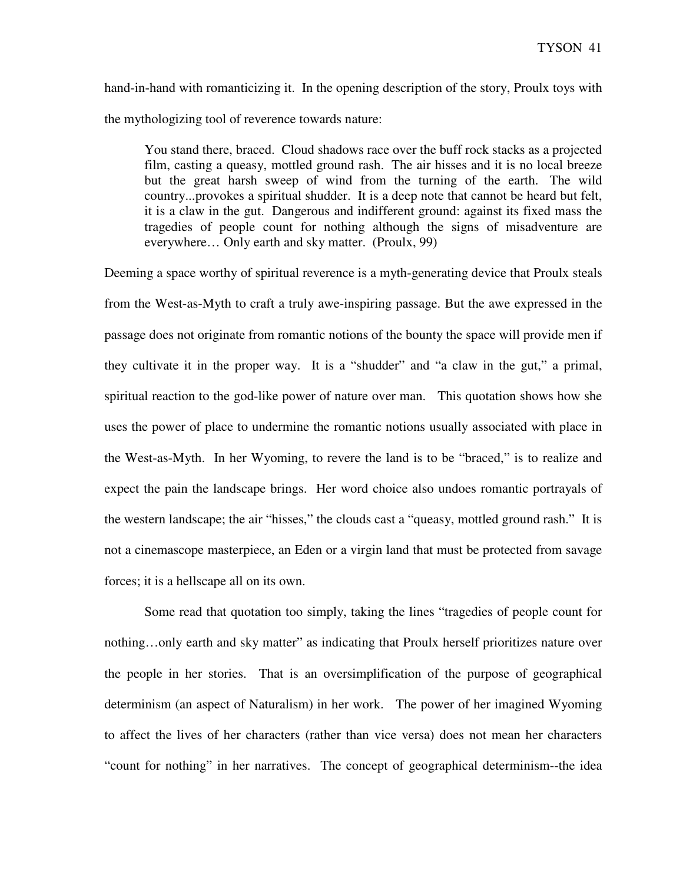hand-in-hand with romanticizing it. In the opening description of the story, Proulx toys with the mythologizing tool of reverence towards nature:

> You stand there, braced. Cloud shadows race over the buff rock stacks as a projected film, casting a queasy, mottled ground rash. The air hisses and it is no local breeze but the great harsh sweep of wind from the turning of the earth. The wild country...provokes a spiritual shudder. It is a deep note that cannot be heard but felt, it is a claw in the gut. Dangerous and indifferent ground: against its fixed mass the tragedies of people count for nothing although the signs of misadventure are everywhere… Only earth and sky matter. (Proulx, 99)

Deeming a space worthy of spiritual reverence is a myth-generating device that Proulx steals from the West-as-Myth to craft a truly awe-inspiring passage. But the awe expressed in the passage does not originate from romantic notions of the bounty the space will provide men if they cultivate it in the proper way. It is a "shudder" and "a claw in the gut," a primal, spiritual reaction to the god-like power of nature over man. This quotation shows how she uses the power of place to undermine the romantic notions usually associated with place in the West-as-Myth. In her Wyoming, to revere the land is to be "braced," is to realize and expect the pain the landscape brings. Her word choice also undoes romantic portrayals of the western landscape; the air "hisses," the clouds cast a "queasy, mottled ground rash." It is not a cinemascope masterpiece, an Eden or a virgin land that must be protected from savage forces; it is a hellscape all on its own.

Some read that quotation too simply, taking the lines "tragedies of people count for nothing…only earth and sky matter" as indicating that Proulx herself prioritizes nature over the people in her stories. That is an oversimplification of the purpose of geographical determinism (an aspect of Naturalism) in her work. The power of her imagined Wyoming to affect the lives of her characters (rather than vice versa) does not mean her characters "count for nothing" in her narratives. The concept of geographical determinism--the idea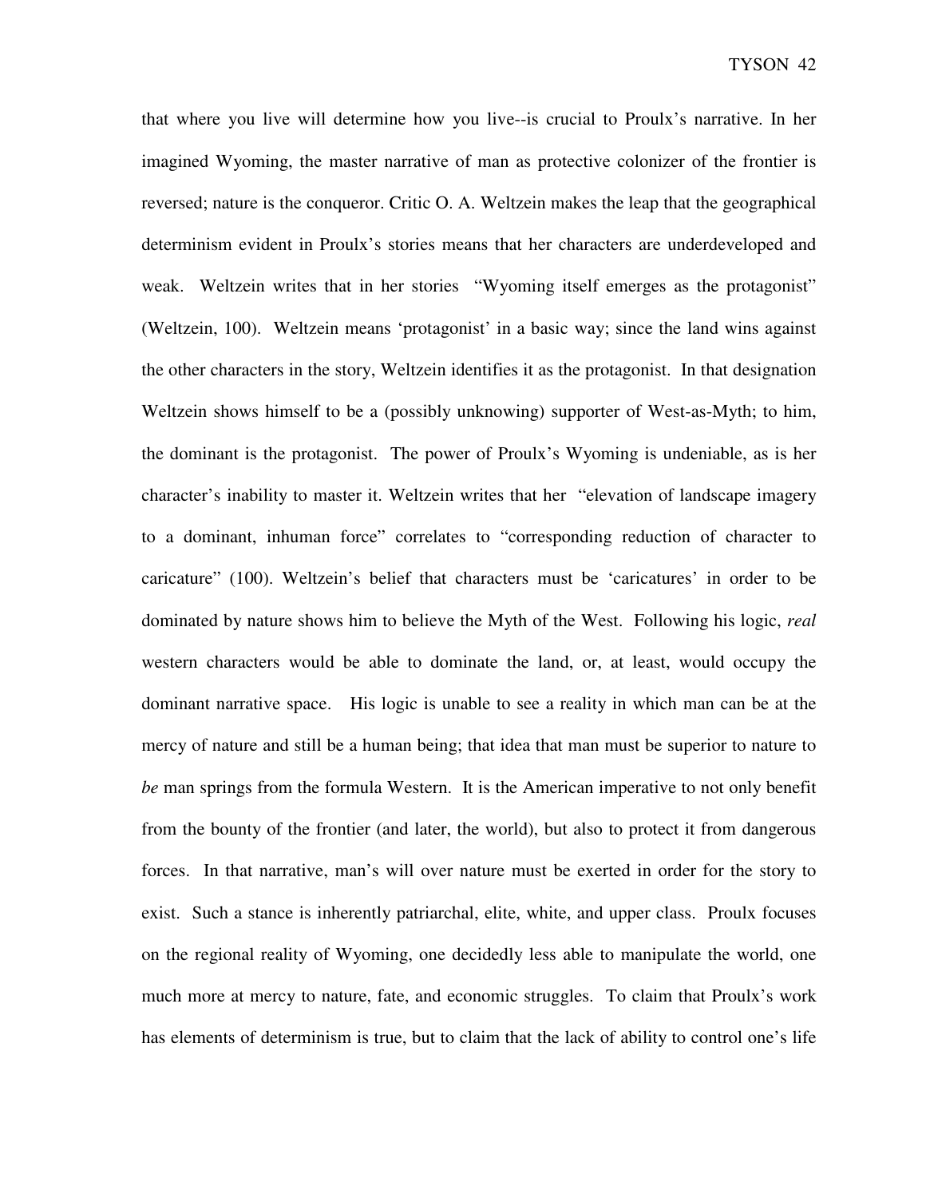that where you live will determine how you live--is crucial to Proulx's narrative. In her imagined Wyoming, the master narrative of man as protective colonizer of the frontier is reversed; nature is the conqueror. Critic O. A. Weltzein makes the leap that the geographical determinism evident in Proulx's stories means that her characters are underdeveloped and weak. Weltzein writes that in her stories "Wyoming itself emerges as the protagonist" (Weltzein, 100). Weltzein means 'protagonist' in a basic way; since the land wins against the other characters in the story, Weltzein identifies it as the protagonist. In that designation Weltzein shows himself to be a (possibly unknowing) supporter of West-as-Myth; to him, the dominant is the protagonist. The power of Proulx's Wyoming is undeniable, as is her character's inability to master it. Weltzein writes that her "elevation of landscape imagery to a dominant, inhuman force" correlates to "corresponding reduction of character to caricature" (100). Weltzein's belief that characters must be 'caricatures' in order to be dominated by nature shows him to believe the Myth of the West. Following his logic, *real* western characters would be able to dominate the land, or, at least, would occupy the dominant narrative space. His logic is unable to see a reality in which man can be at the mercy of nature and still be a human being; that idea that man must be superior to nature to *be* man springs from the formula Western. It is the American imperative to not only benefit from the bounty of the frontier (and later, the world), but also to protect it from dangerous forces. In that narrative, man's will over nature must be exerted in order for the story to exist. Such a stance is inherently patriarchal, elite, white, and upper class. Proulx focuses on the regional reality of Wyoming, one decidedly less able to manipulate the world, one much more at mercy to nature, fate, and economic struggles. To claim that Proulx's work has elements of determinism is true, but to claim that the lack of ability to control one's life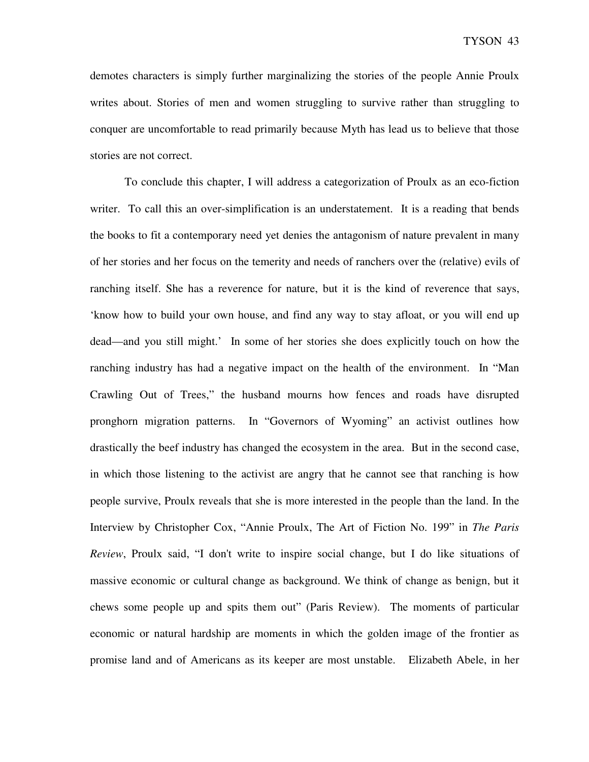demotes characters is simply further marginalizing the stories of the people Annie Proulx writes about. Stories of men and women struggling to survive rather than struggling to conquer are uncomfortable to read primarily because Myth has lead us to believe that those stories are not correct.

To conclude this chapter, I will address a categorization of Proulx as an eco-fiction writer. To call this an over-simplification is an understatement. It is a reading that bends the books to fit a contemporary need yet denies the antagonism of nature prevalent in many of her stories and her focus on the temerity and needs of ranchers over the (relative) evils of ranching itself. She has a reverence for nature, but it is the kind of reverence that says, 'know how to build your own house, and find any way to stay afloat, or you will end up dead—and you still might.' In some of her stories she does explicitly touch on how the ranching industry has had a negative impact on the health of the environment. In "Man Crawling Out of Trees," the husband mourns how fences and roads have disrupted pronghorn migration patterns. In "Governors of Wyoming" an activist outlines how drastically the beef industry has changed the ecosystem in the area. But in the second case, in which those listening to the activist are angry that he cannot see that ranching is how people survive, Proulx reveals that she is more interested in the people than the land. In the Interview by Christopher Cox, "Annie Proulx, The Art of Fiction No. 199" in *The Paris Review*, Proulx said, "I don't write to inspire social change, but I do like situations of massive economic or cultural change as background. We think of change as benign, but it chews some people up and spits them out" (Paris Review). The moments of particular economic or natural hardship are moments in which the golden image of the frontier as promise land and of Americans as its keeper are most unstable. Elizabeth Abele, in her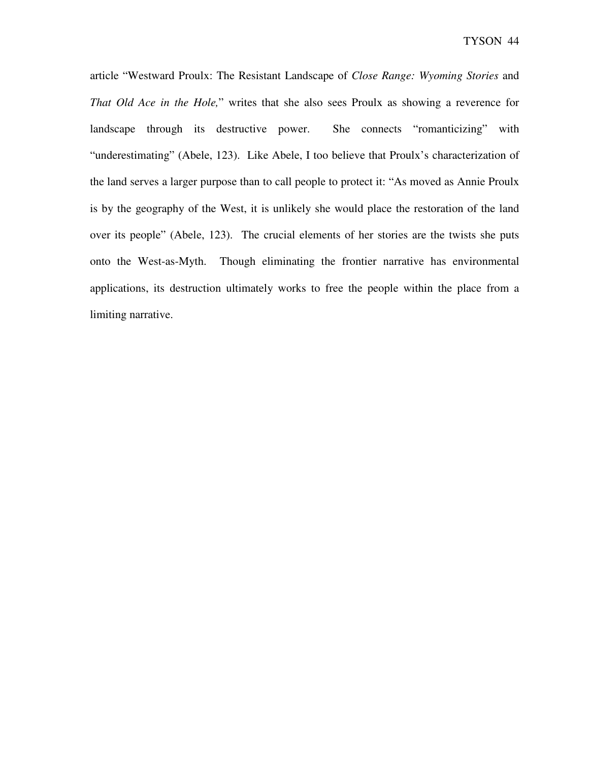article "Westward Proulx: The Resistant Landscape of *Close Range: Wyoming Stories* and *That Old Ace in the Hole,*" writes that she also sees Proulx as showing a reverence for landscape through its destructive power. She connects "romanticizing" with "underestimating" (Abele, 123). Like Abele, I too believe that Proulx's characterization of the land serves a larger purpose than to call people to protect it: "As moved as Annie Proulx is by the geography of the West, it is unlikely she would place the restoration of the land over its people" (Abele, 123). The crucial elements of her stories are the twists she puts onto the West-as-Myth. Though eliminating the frontier narrative has environmental applications, its destruction ultimately works to free the people within the place from a limiting narrative.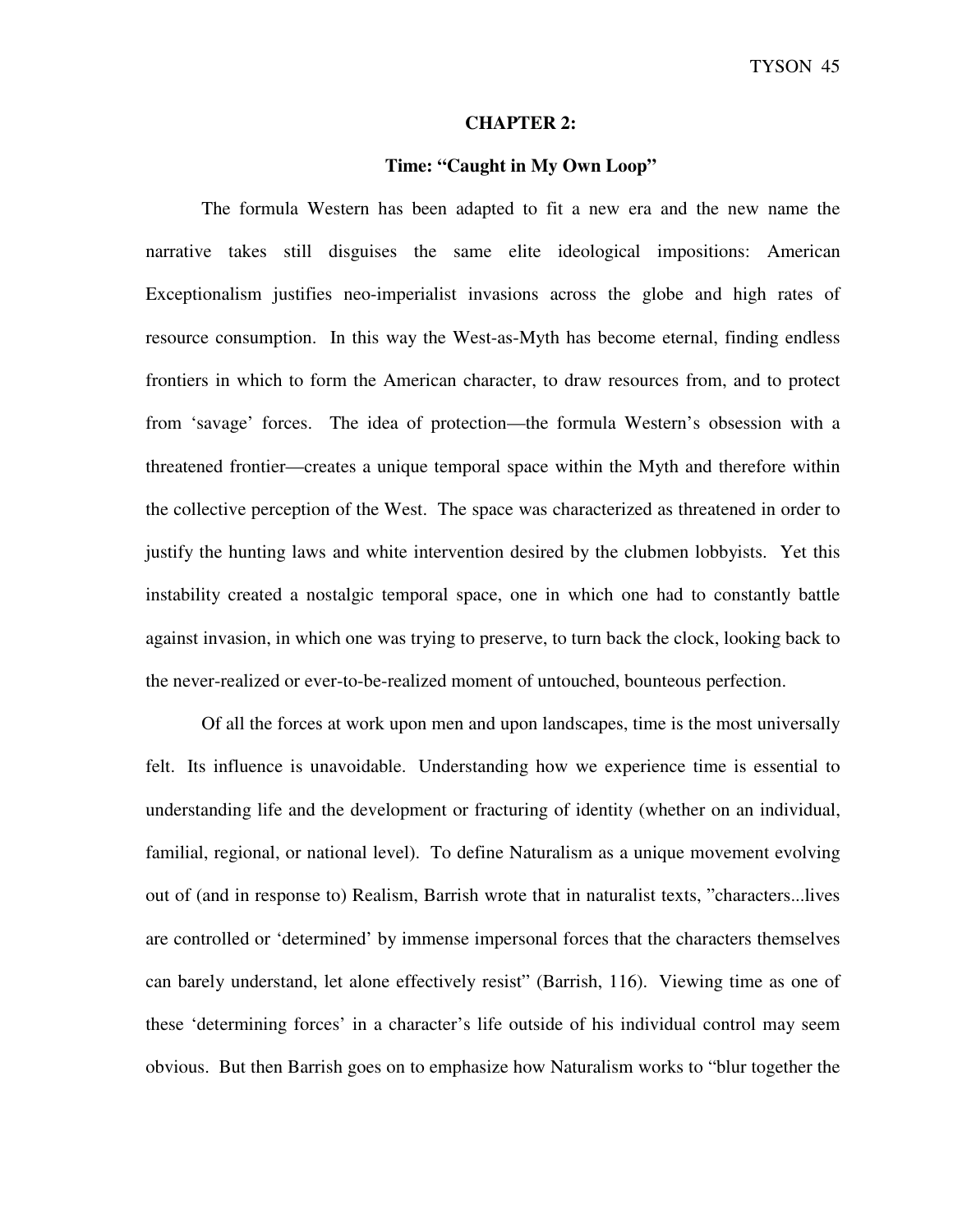## CHAPTER 2:

### Time: "Caught in My Own Loop"

The formula Western has been adapted to fit a new era and the new name the narrative takes still disguises the same elite ideological impositions: American Exceptionalism justifies neo-imperialist invasions across the globe and high rates of resource consumption. In this way the West-as-Myth has become eternal, finding endless frontiers in which to form the American character, to draw resources from, and to protect from 'savage' forces. The idea of protection—the formula Western's obsession with a threatened frontier—creates a unique temporal space within the Myth and therefore within the collective perception of the West. The space was characterized as threatened in order to justify the hunting laws and white intervention desired by the clubmen lobbyists. Yet this instability created a nostalgic temporal space, one in which one had to constantly battle against invasion, in which one was trying to preserve, to turn back the clock, looking back to the never-realized or ever-to-be-realized moment of untouched, bounteous perfection.

Of all the forces at work upon men and upon landscapes, time is the most universally felt. Its influence is unavoidable. Understanding how we experience time is essential to understanding life and the development or fracturing of identity (whether on an individual, familial, regional, or national level). To define Naturalism as a unique movement evolving out of (and in response to) Realism, Barrish wrote that in naturalist texts, "characters...lives are controlled or 'determined' by immense impersonal forces that the characters themselves can barely understand, let alone effectively resist" (Barrish, 116). Viewing time as one of these 'determining forces' in a character's life outside of his individual control may seem obvious. But then Barrish goes on to emphasize how Naturalism works to "blur together the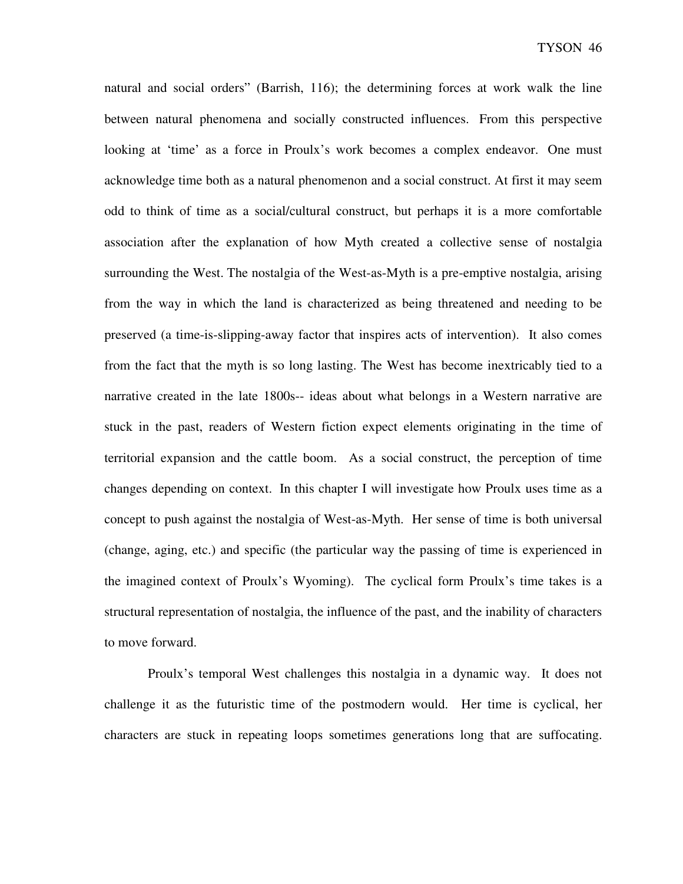natural and social orders" (Barrish, 116); the determining forces at work walk the line between natural phenomena and socially constructed influences. From this perspective looking at 'time' as a force in Proulx's work becomes a complex endeavor. One must acknowledge time both as a natural phenomenon and a social construct. At first it may seem odd to think of time as a social/cultural construct, but perhaps it is a more comfortable association after the explanation of how Myth created a collective sense of nostalgia surrounding the West. The nostalgia of the West-as-Myth is a pre-emptive nostalgia, arising from the way in which the land is characterized as being threatened and needing to be preserved (a time-is-slipping-away factor that inspires acts of intervention). It also comes from the fact that the myth is so long lasting. The West has become inextricably tied to a narrative created in the late 1800s-- ideas about what belongs in a Western narrative are stuck in the past, readers of Western fiction expect elements originating in the time of territorial expansion and the cattle boom. As a social construct, the perception of time changes depending on context. In this chapter I will investigate how Proulx uses time as a concept to push against the nostalgia of West-as-Myth. Her sense of time is both universal (change, aging, etc.) and specific (the particular way the passing of time is experienced in the imagined context of Proulx's Wyoming). The cyclical form Proulx's time takes is a structural representation of nostalgia, the influence of the past, and the inability of characters to move forward.

Proulx's temporal West challenges this nostalgia in a dynamic way. It does not challenge it as the futuristic time of the postmodern would. Her time is cyclical, her characters are stuck in repeating loops sometimes generations long that are suffocating.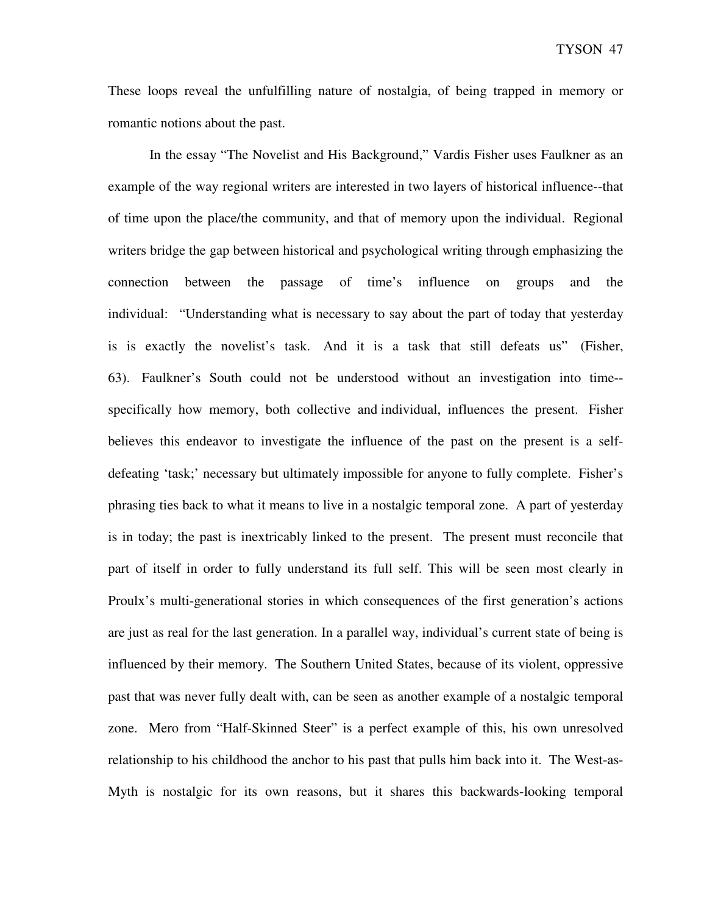These loops reveal the unfulfilling nature of nostalgia, of being trapped in memory or romantic notions about the past.

In the essay "The Novelist and His Background," Vardis Fisher uses Faulkner as an example of the way regional writers are interested in two layers of historical influence--that of time upon the place/the community, and that of memory upon the individual. Regional writers bridge the gap between historical and psychological writing through emphasizing the connection between the passage of time's influence on groups and the individual: "Understanding what is necessary to say about the part of today that yesterday is is exactly the novelist's task. And it is a task that still defeats us" (Fisher, 63). Faulkner's South could not be understood without an investigation into time--specifically how memory, both collective and individual, influences the present. Fisher believes this endeavor to investigate the influence of the past on the present is a self-defeating 'task;' necessary but ultimately impossible for anyone to fully complete. Fisher's phrasing ties back to what it means to live in a nostalgic temporal zone. A part of yesterday is in today; the past is inextricably linked to the present. The present must reconcile that part of itself in order to fully understand its full self. This will be seen most clearly in Proulx's multi-generational stories in which consequences of the first generation's actions are just as real for the last generation. In a parallel way, individual's current state of being is influenced by their memory. The Southern United States, because of its violent, oppressive past that was never fully dealt with, can be seen as another example of a nostalgic temporal zone. Mero from "Half-Skinned Steer" is a perfect example of this, his own unresolved relationship to his childhood the anchor to his past that pulls him back into it. The West-as-Myth is nostalgic for its own reasons, but it shares this backwards-looking temporal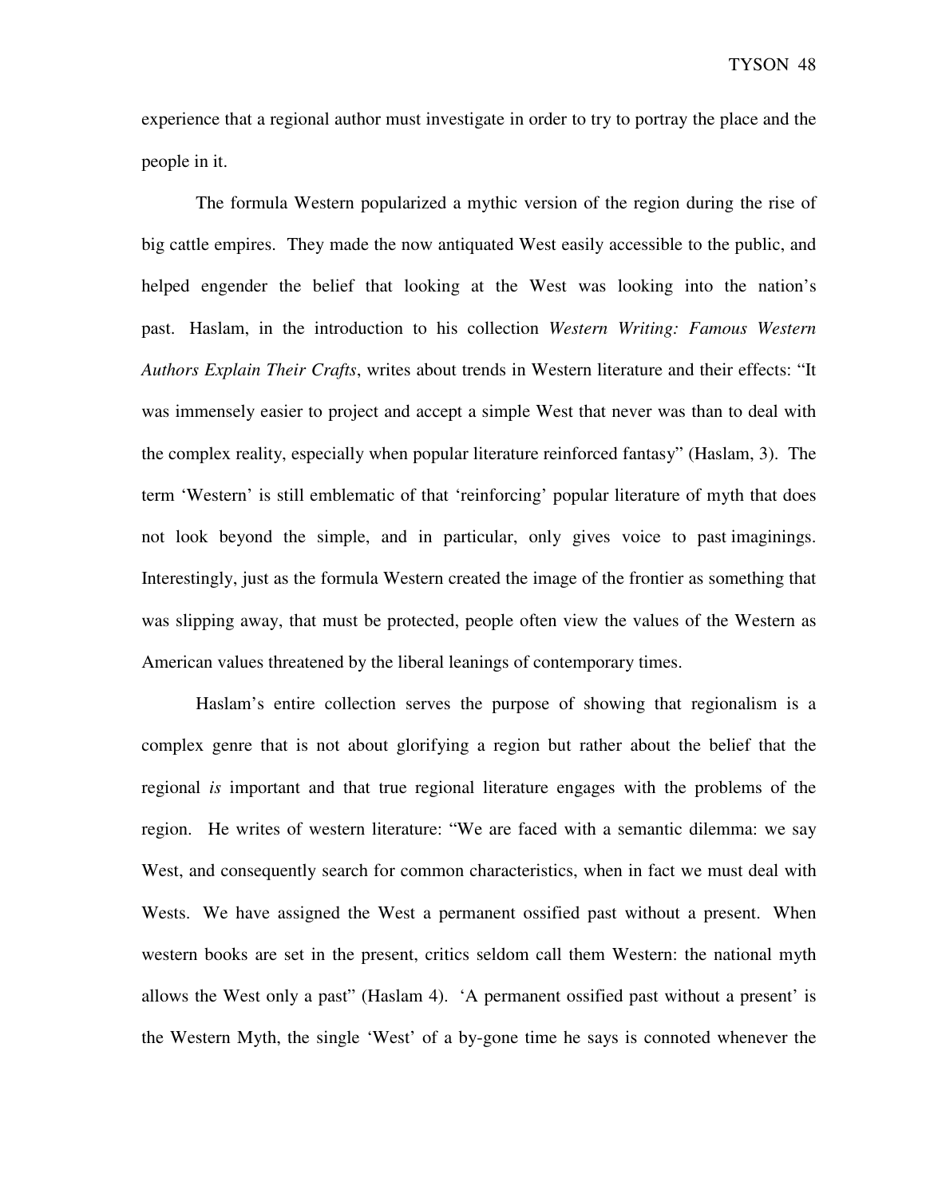experience that a regional author must investigate in order to try to portray the place and the people in it.

The formula Western popularized a mythic version of the region during the rise of big cattle empires. They made the now antiquated West easily accessible to the public, and helped engender the belief that looking at the West was looking into the nation's past. Haslam, in the introduction to his collection *Western Writing: Famous Western Authors Explain Their Crafts*, writes about trends in Western literature and their effects: "It was immensely easier to project and accept a simple West that never was than to deal with the complex reality, especially when popular literature reinforced fantasy" (Haslam, 3). The term 'Western' is still emblematic of that 'reinforcing' popular literature of myth that does not look beyond the simple, and in particular, only gives voice to past imaginings. Interestingly, just as the formula Western created the image of the frontier as something that was slipping away, that must be protected, people often view the values of the Western as American values threatened by the liberal leanings of contemporary times.

Haslam's entire collection serves the purpose of showing that regionalism is a complex genre that is not about glorifying a region but rather about the belief that the regional *is* important and that true regional literature engages with the problems of the region. He writes of western literature: "We are faced with a semantic dilemma: we say West, and consequently search for common characteristics, when in fact we must deal with Wests. We have assigned the West a permanent ossified past without a present. When western books are set in the present, critics seldom call them Western: the national myth allows the West only a past" (Haslam 4). 'A permanent ossified past without a present' is the Western Myth, the single 'West' of a by-gone time he says is connoted whenever the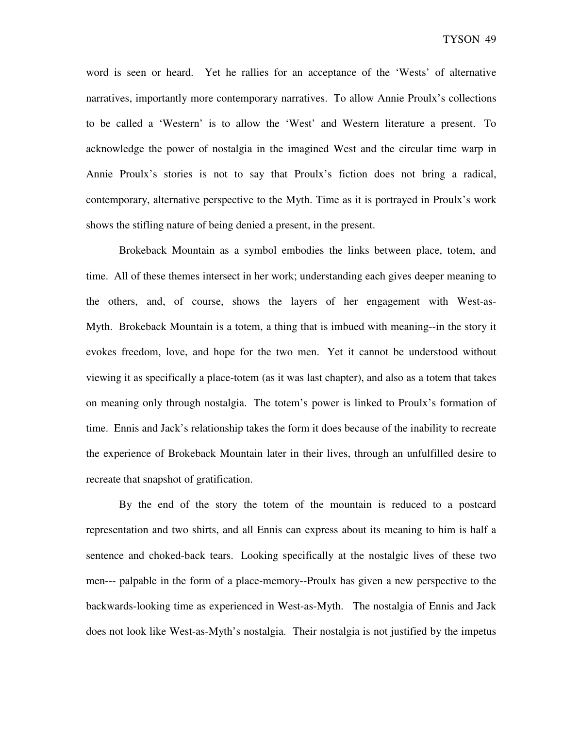word is seen or heard. Yet he rallies for an acceptance of the 'Wests' of alternative narratives, importantly more contemporary narratives. To allow Annie Proulx's collections to be called a 'Western' is to allow the 'West' and Western literature a present. To acknowledge the power of nostalgia in the imagined West and the circular time warp in Annie Proulx's stories is not to say that Proulx's fiction does not bring a radical, contemporary, alternative perspective to the Myth. Time as it is portrayed in Proulx's work shows the stifling nature of being denied a present, in the present.

Brokeback Mountain as a symbol embodies the links between place, totem, and time. All of these themes intersect in her work; understanding each gives deeper meaning to the others, and, of course, shows the layers of her engagement with West-as-Myth. Brokeback Mountain is a totem, a thing that is imbued with meaning--in the story it evokes freedom, love, and hope for the two men. Yet it cannot be understood without viewing it as specifically a place-totem (as it was last chapter), and also as a totem that takes on meaning only through nostalgia. The totem's power is linked to Proulx's formation of time. Ennis and Jack's relationship takes the form it does because of the inability to recreate the experience of Brokeback Mountain later in their lives, through an unfulfilled desire to recreate that snapshot of gratification.

By the end of the story the totem of the mountain is reduced to a postcard representation and two shirts, and all Ennis can express about its meaning to him is half a sentence and choked-back tears. Looking specifically at the nostalgic lives of these two men--- palpable in the form of a place-memory--Proulx has given a new perspective to the backwards-looking time as experienced in West-as-Myth. The nostalgia of Ennis and Jack does not look like West-as-Myth's nostalgia. Their nostalgia is not justified by the impetus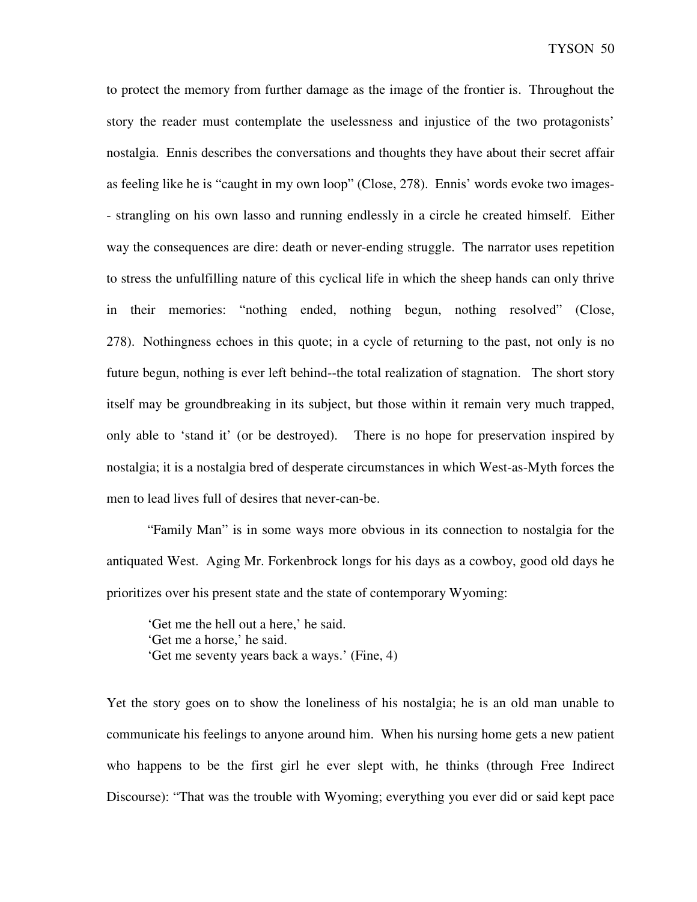to protect the memory from further damage as the image of the frontier is. Throughout the story the reader must contemplate the uselessness and injustice of the two protagonists' nostalgia. Ennis describes the conversations and thoughts they have about their secret affair as feeling like he is "caught in my own loop" (Close, 278). Ennis' words evoke two images-- strangling on his own lasso and running endlessly in a circle he created himself. Either way the consequences are dire: death or never-ending struggle. The narrator uses repetition to stress the unfulfilling nature of this cyclical life in which the sheep hands can only thrive in their memories: "nothing ended, nothing begun, nothing resolved" (Close, 278). Nothingness echoes in this quote; in a cycle of returning to the past, not only is no future begun, nothing is ever left behind--the total realization of stagnation. The short story itself may be groundbreaking in its subject, but those within it remain very much trapped, only able to 'stand it' (or be destroyed). There is no hope for preservation inspired by nostalgia; it is a nostalgia bred of desperate circumstances in which West-as-Myth forces the men to lead lives full of desires that never-can-be.

"Family Man" is in some ways more obvious in its connection to nostalgia for the antiquated West. Aging Mr. Forkenbrock longs for his days as a cowboy, good old days he prioritizes over his present state and the state of contemporary Wyoming:

> 'Get me the hell out a here,' he said.
> 'Get me a horse,' he said.
> 'Get me seventy years back a ways.' (Fine, 4)

Yet the story goes on to show the loneliness of his nostalgia; he is an old man unable to communicate his feelings to anyone around him. When his nursing home gets a new patient who happens to be the first girl he ever slept with, he thinks (through Free Indirect Discourse): "That was the trouble with Wyoming; everything you ever did or said kept pace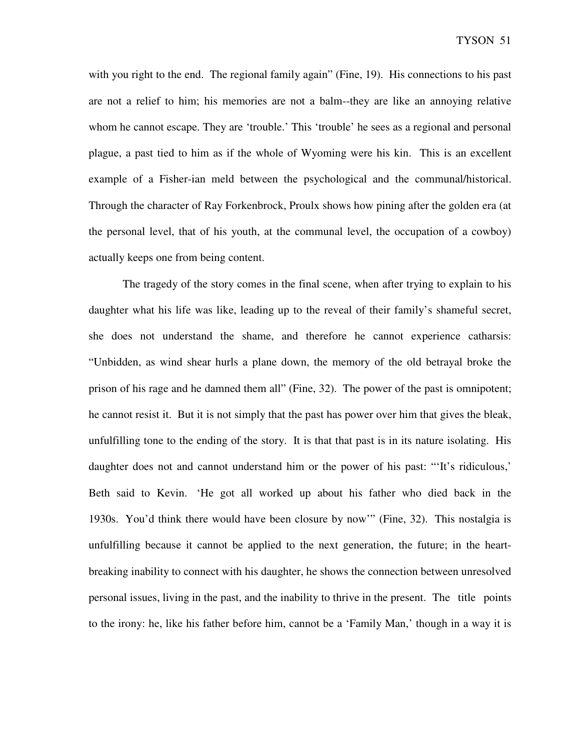with you right to the end. The regional family again" (Fine, 19). His connections to his past are not a relief to him; his memories are not a balm--they are like an annoying relative whom he cannot escape. They are 'trouble.' This 'trouble' he sees as a regional and personal plague, a past tied to him as if the whole of Wyoming were his kin. This is an excellent example of a Fisher-ian meld between the psychological and the communal/historical. Through the character of Ray Forkenbrock, Proulx shows how pining after the golden era (at the personal level, that of his youth, at the communal level, the occupation of a cowboy) actually keeps one from being content.

The tragedy of the story comes in the final scene, when after trying to explain to his daughter what his life was like, leading up to the reveal of their family's shameful secret, she does not understand the shame, and therefore he cannot experience catharsis: "Unbidden, as wind shear hurls a plane down, the memory of the old betrayal broke the prison of his rage and he damned them all" (Fine, 32). The power of the past is omnipotent; he cannot resist it. But it is not simply that the past has power over him that gives the bleak, unfulfilling tone to the ending of the story. It is that that past is in its nature isolating. His daughter does not and cannot understand him or the power of his past: "'It's ridiculous,' Beth said to Kevin. 'He got all worked up about his father who died back in the 1930s. You'd think there would have been closure by now'" (Fine, 32). This nostalgia is unfulfilling because it cannot be applied to the next generation, the future; in the heart-breaking inability to connect with his daughter, he shows the connection between unresolved personal issues, living in the past, and the inability to thrive in the present. The title points to the irony: he, like his father before him, cannot be a 'Family Man,' though in a way it is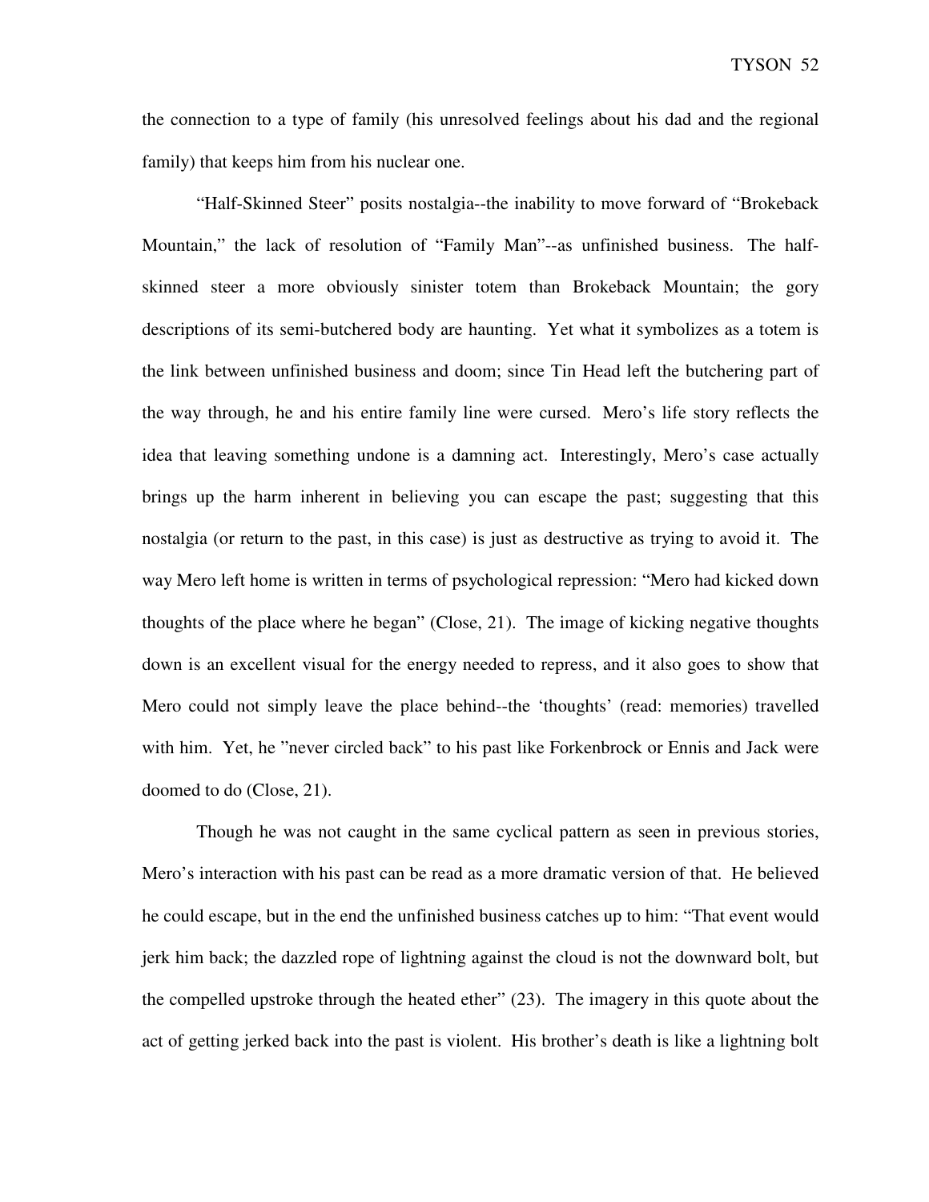the connection to a type of family (his unresolved feelings about his dad and the regional family) that keeps him from his nuclear one.

"Half-Skinned Steer" posits nostalgia--the inability to move forward of "Brokeback Mountain," the lack of resolution of "Family Man"--as unfinished business. The half-skinned steer a more obviously sinister totem than Brokeback Mountain; the gory descriptions of its semi-butchered body are haunting. Yet what it symbolizes as a totem is the link between unfinished business and doom; since Tin Head left the butchering part of the way through, he and his entire family line were cursed. Mero's life story reflects the idea that leaving something undone is a damning act. Interestingly, Mero's case actually brings up the harm inherent in believing you can escape the past; suggesting that this nostalgia (or return to the past, in this case) is just as destructive as trying to avoid it. The way Mero left home is written in terms of psychological repression: "Mero had kicked down thoughts of the place where he began" (Close, 21). The image of kicking negative thoughts down is an excellent visual for the energy needed to repress, and it also goes to show that Mero could not simply leave the place behind--the 'thoughts' (read: memories) travelled with him. Yet, he "never circled back" to his past like Forkenbrock or Ennis and Jack were doomed to do (Close, 21).

Though he was not caught in the same cyclical pattern as seen in previous stories, Mero's interaction with his past can be read as a more dramatic version of that. He believed he could escape, but in the end the unfinished business catches up to him: "That event would jerk him back; the dazzled rope of lightning against the cloud is not the downward bolt, but the compelled upstroke through the heated ether" (23). The imagery in this quote about the act of getting jerked back into the past is violent. His brother's death is like a lightning bolt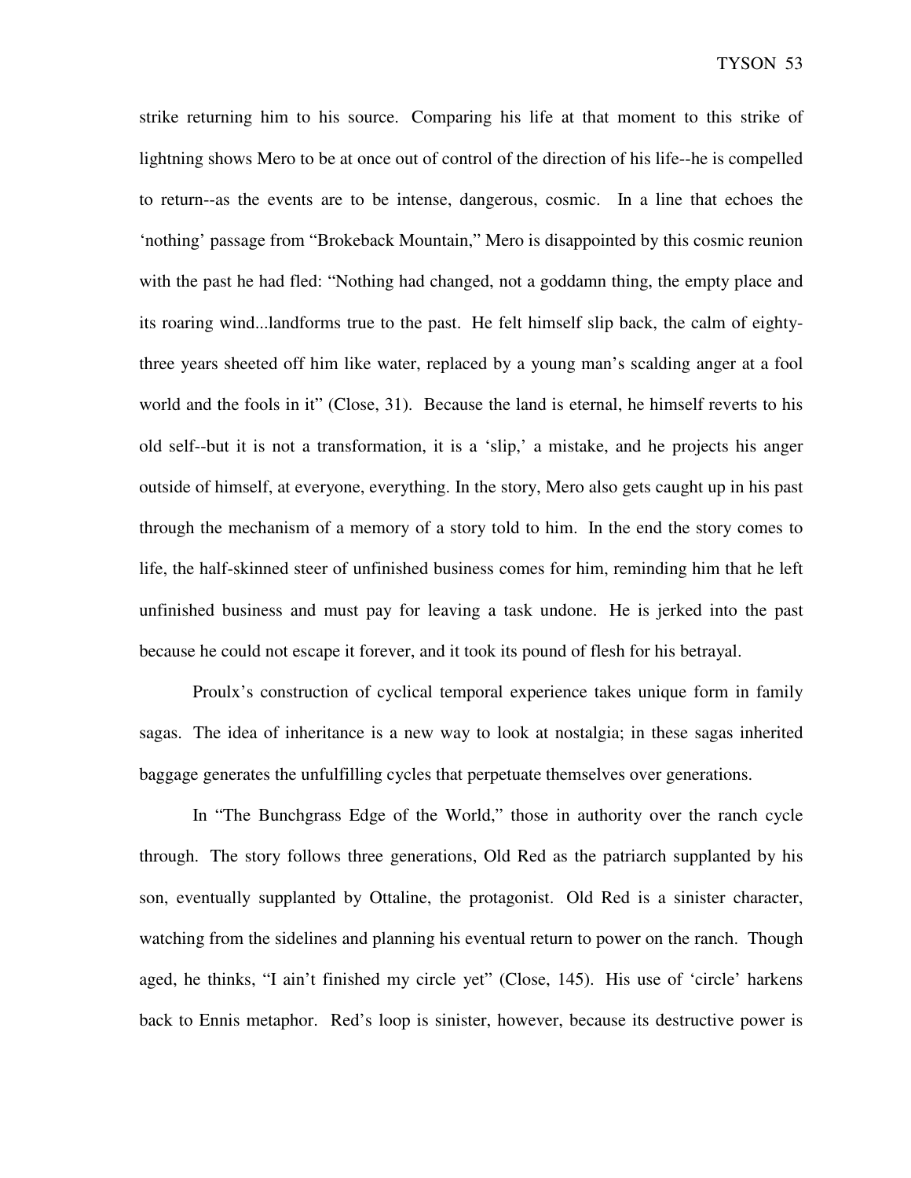strike returning him to his source. Comparing his life at that moment to this strike of lightning shows Mero to be at once out of control of the direction of his life--he is compelled to return--as the events are to be intense, dangerous, cosmic. In a line that echoes the 'nothing' passage from "Brokeback Mountain," Mero is disappointed by this cosmic reunion with the past he had fled: "Nothing had changed, not a goddamn thing, the empty place and its roaring wind...landforms true to the past. He felt himself slip back, the calm of eighty-three years sheeted off him like water, replaced by a young man's scalding anger at a fool world and the fools in it" (Close, 31). Because the land is eternal, he himself reverts to his old self--but it is not a transformation, it is a 'slip,' a mistake, and he projects his anger outside of himself, at everyone, everything. In the story, Mero also gets caught up in his past through the mechanism of a memory of a story told to him. In the end the story comes to life, the half-skinned steer of unfinished business comes for him, reminding him that he left unfinished business and must pay for leaving a task undone. He is jerked into the past because he could not escape it forever, and it took its pound of flesh for his betrayal.

Proulx's construction of cyclical temporal experience takes unique form in family sagas. The idea of inheritance is a new way to look at nostalgia; in these sagas inherited baggage generates the unfulfilling cycles that perpetuate themselves over generations.

In "The Bunchgrass Edge of the World," those in authority over the ranch cycle through. The story follows three generations, Old Red as the patriarch supplanted by his son, eventually supplanted by Ottaline, the protagonist. Old Red is a sinister character, watching from the sidelines and planning his eventual return to power on the ranch. Though aged, he thinks, "I ain't finished my circle yet" (Close, 145). His use of 'circle' harkens back to Ennis metaphor. Red's loop is sinister, however, because its destructive power is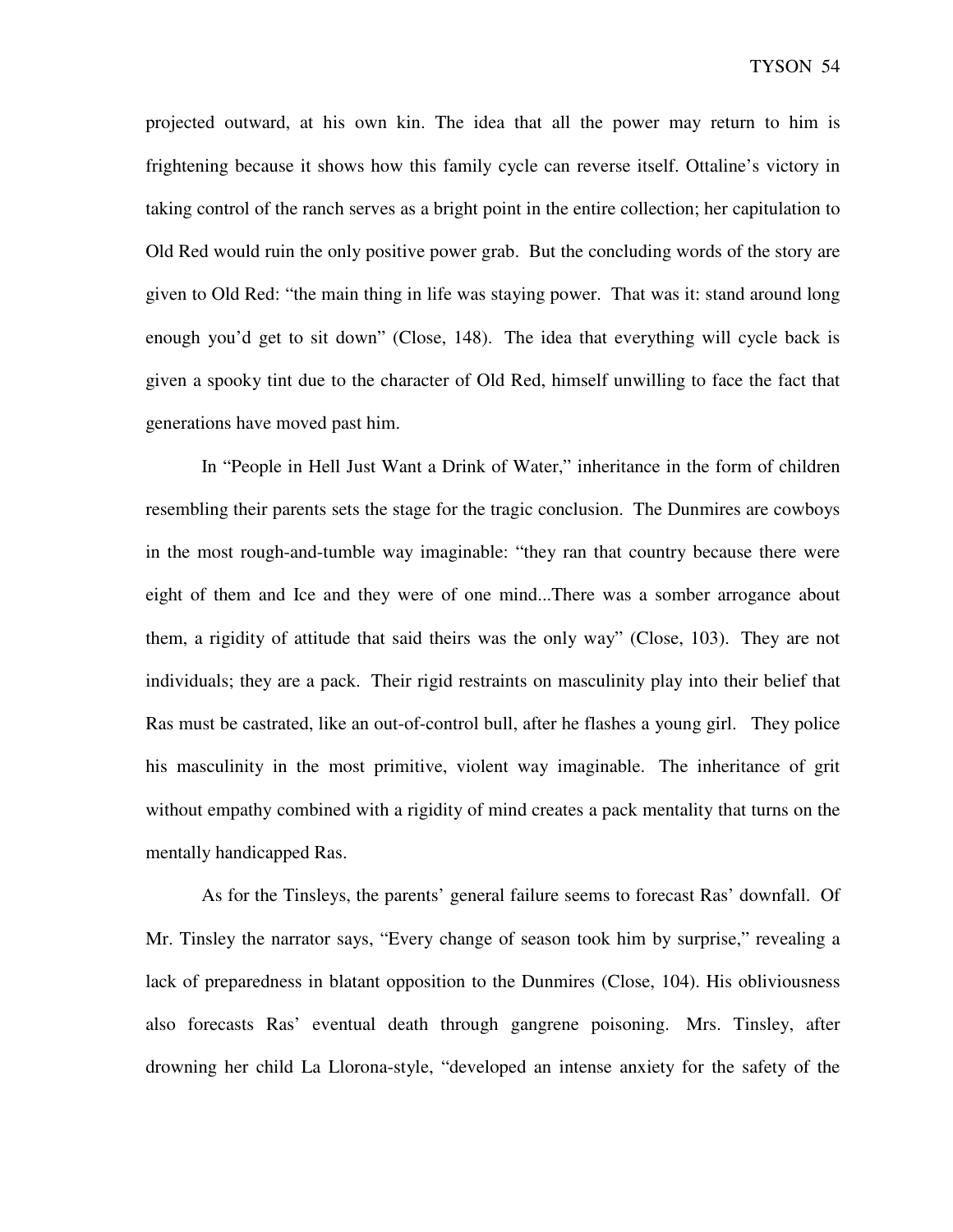projected outward, at his own kin. The idea that all the power may return to him is frightening because it shows how this family cycle can reverse itself. Ottaline's victory in taking control of the ranch serves as a bright point in the entire collection; her capitulation to Old Red would ruin the only positive power grab. But the concluding words of the story are given to Old Red: "the main thing in life was staying power. That was it: stand around long enough you'd get to sit down" (Close, 148). The idea that everything will cycle back is given a spooky tint due to the character of Old Red, himself unwilling to face the fact that generations have moved past him.

In "People in Hell Just Want a Drink of Water," inheritance in the form of children resembling their parents sets the stage for the tragic conclusion. The Dunmires are cowboys in the most rough-and-tumble way imaginable: "they ran that country because there were eight of them and Ice and they were of one mind...There was a somber arrogance about them, a rigidity of attitude that said theirs was the only way" (Close, 103). They are not individuals; they are a pack. Their rigid restraints on masculinity play into their belief that Ras must be castrated, like an out-of-control bull, after he flashes a young girl. They police his masculinity in the most primitive, violent way imaginable. The inheritance of grit without empathy combined with a rigidity of mind creates a pack mentality that turns on the mentally handicapped Ras.

As for the Tinsleys, the parents' general failure seems to forecast Ras' downfall. Of Mr. Tinsley the narrator says, "Every change of season took him by surprise," revealing a lack of preparedness in blatant opposition to the Dunmires (Close, 104). His obliviousness also forecasts Ras' eventual death through gangrene poisoning. Mrs. Tinsley, after drowning her child La Llorona-style, "developed an intense anxiety for the safety of the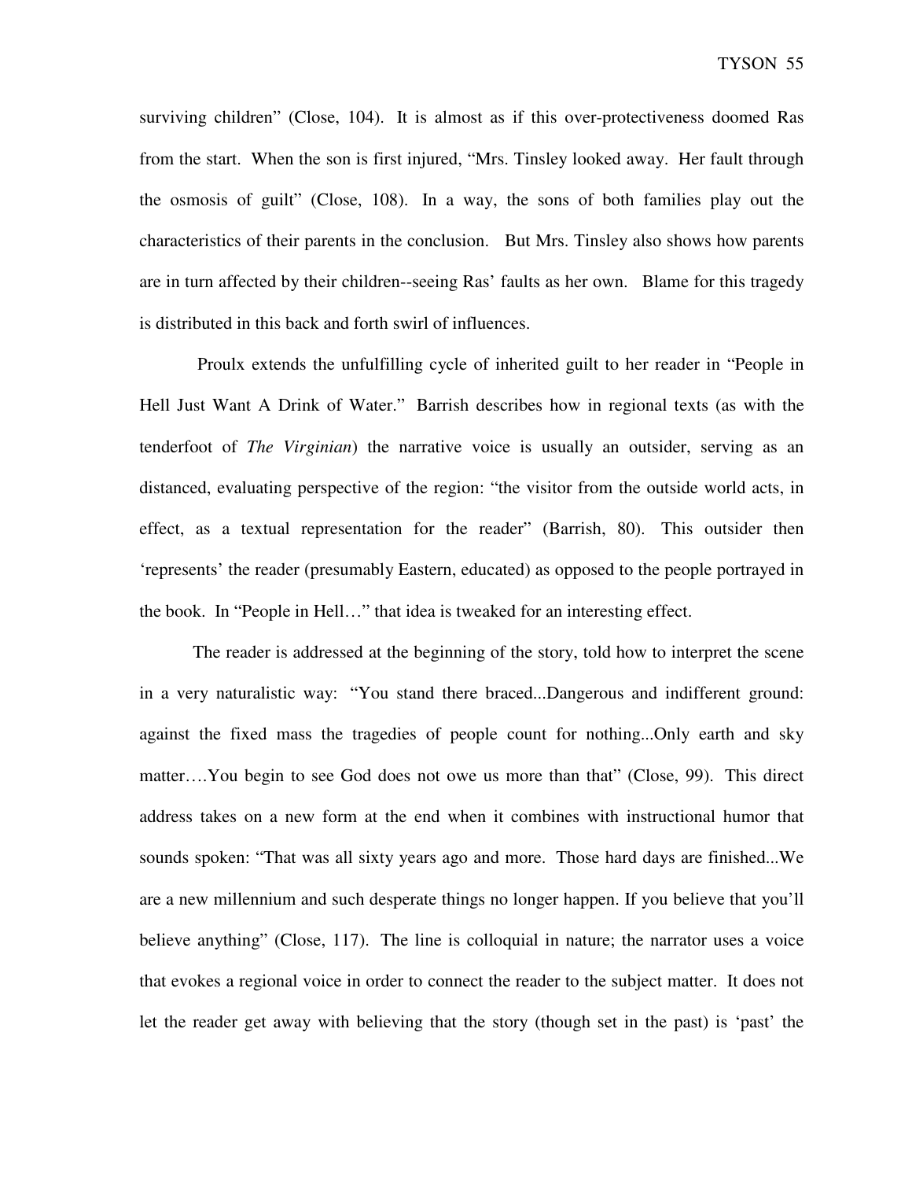surviving children" (Close, 104). It is almost as if this over-protectiveness doomed Ras from the start. When the son is first injured, "Mrs. Tinsley looked away. Her fault through the osmosis of guilt" (Close, 108). In a way, the sons of both families play out the characteristics of their parents in the conclusion. But Mrs. Tinsley also shows how parents are in turn affected by their children--seeing Ras' faults as her own. Blame for this tragedy is distributed in this back and forth swirl of influences.

Proulx extends the unfulfilling cycle of inherited guilt to her reader in "People in Hell Just Want A Drink of Water." Barrish describes how in regional texts (as with the tenderfoot of *The Virginian*) the narrative voice is usually an outsider, serving as an distanced, evaluating perspective of the region: "the visitor from the outside world acts, in effect, as a textual representation for the reader" (Barrish, 80). This outsider then 'represents' the reader (presumably Eastern, educated) as opposed to the people portrayed in the book. In "People in Hell…" that idea is tweaked for an interesting effect.

The reader is addressed at the beginning of the story, told how to interpret the scene in a very naturalistic way: "You stand there braced...Dangerous and indifferent ground: against the fixed mass the tragedies of people count for nothing...Only earth and sky matter….You begin to see God does not owe us more than that" (Close, 99). This direct address takes on a new form at the end when it combines with instructional humor that sounds spoken: "That was all sixty years ago and more. Those hard days are finished...We are a new millennium and such desperate things no longer happen. If you believe that you'll believe anything" (Close, 117). The line is colloquial in nature; the narrator uses a voice that evokes a regional voice in order to connect the reader to the subject matter. It does not let the reader get away with believing that the story (though set in the past) is 'past' the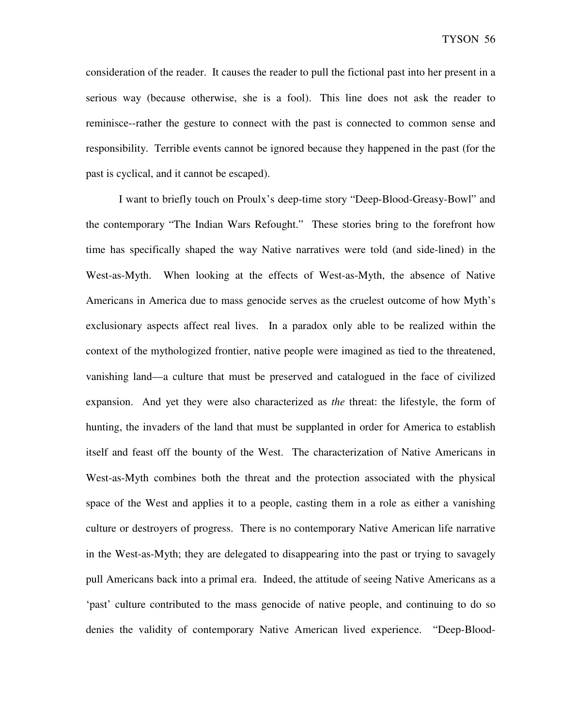consideration of the reader. It causes the reader to pull the fictional past into her present in a serious way (because otherwise, she is a fool). This line does not ask the reader to reminisce--rather the gesture to connect with the past is connected to common sense and responsibility. Terrible events cannot be ignored because they happened in the past (for the past is cyclical, and it cannot be escaped).

I want to briefly touch on Proulx's deep-time story "Deep-Blood-Greasy-Bowl" and the contemporary "The Indian Wars Refought." These stories bring to the forefront how time has specifically shaped the way Native narratives were told (and side-lined) in the West-as-Myth. When looking at the effects of West-as-Myth, the absence of Native Americans in America due to mass genocide serves as the cruelest outcome of how Myth's exclusionary aspects affect real lives. In a paradox only able to be realized within the context of the mythologized frontier, native people were imagined as tied to the threatened, vanishing land—a culture that must be preserved and catalogued in the face of civilized expansion. And yet they were also characterized as *the* threat: the lifestyle, the form of hunting, the invaders of the land that must be supplanted in order for America to establish itself and feast off the bounty of the West. The characterization of Native Americans in West-as-Myth combines both the threat and the protection associated with the physical space of the West and applies it to a people, casting them in a role as either a vanishing culture or destroyers of progress. There is no contemporary Native American life narrative in the West-as-Myth; they are delegated to disappearing into the past or trying to savagely pull Americans back into a primal era. Indeed, the attitude of seeing Native Americans as a 'past' culture contributed to the mass genocide of native people, and continuing to do so denies the validity of contemporary Native American lived experience. "Deep-Blood-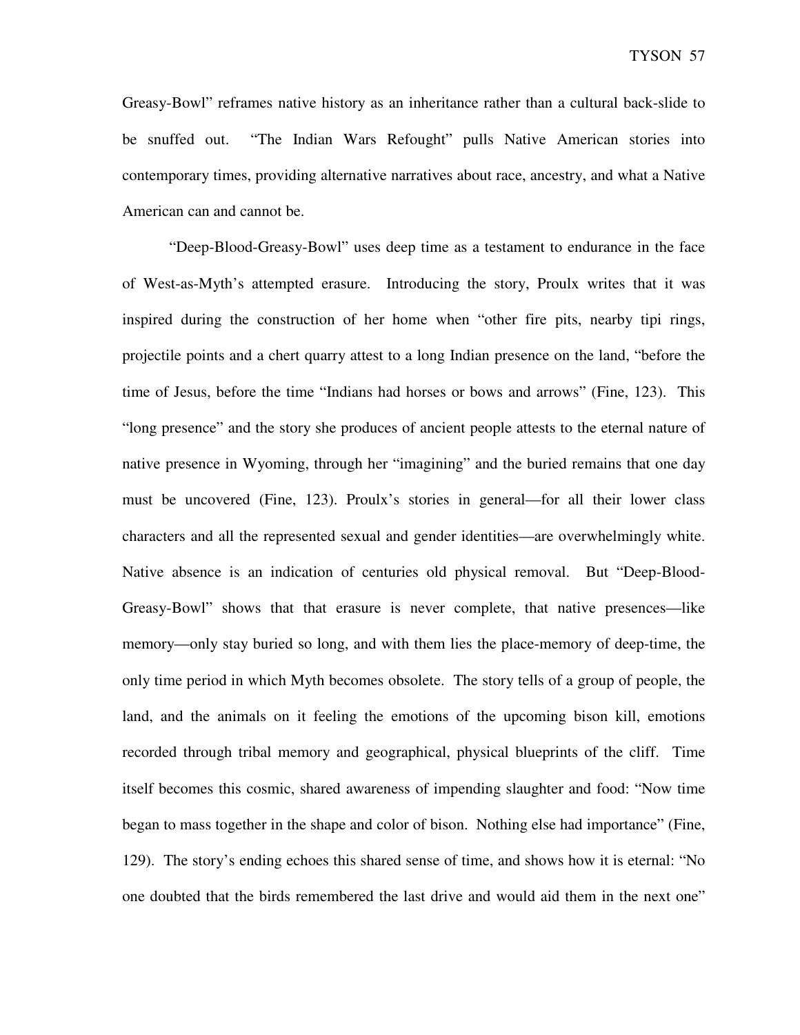Greasy-Bowl" reframes native history as an inheritance rather than a cultural back-slide to be snuffed out. "The Indian Wars Refought" pulls Native American stories into contemporary times, providing alternative narratives about race, ancestry, and what a Native American can and cannot be.

"Deep-Blood-Greasy-Bowl" uses deep time as a testament to endurance in the face of West-as-Myth's attempted erasure. Introducing the story, Proulx writes that it was inspired during the construction of her home when "other fire pits, nearby tipi rings, projectile points and a chert quarry attest to a long Indian presence on the land, "before the time of Jesus, before the time "Indians had horses or bows and arrows" (Fine, 123). This "long presence" and the story she produces of ancient people attests to the eternal nature of native presence in Wyoming, through her "imagining" and the buried remains that one day must be uncovered (Fine, 123). Proulx's stories in general—for all their lower class characters and all the represented sexual and gender identities—are overwhelmingly white. Native absence is an indication of centuries old physical removal. But "Deep-Blood-Greasy-Bowl" shows that that erasure is never complete, that native presences—like memory—only stay buried so long, and with them lies the place-memory of deep-time, the only time period in which Myth becomes obsolete. The story tells of a group of people, the land, and the animals on it feeling the emotions of the upcoming bison kill, emotions recorded through tribal memory and geographical, physical blueprints of the cliff. Time itself becomes this cosmic, shared awareness of impending slaughter and food: "Now time began to mass together in the shape and color of bison. Nothing else had importance" (Fine, 129). The story's ending echoes this shared sense of time, and shows how it is eternal: "No one doubted that the birds remembered the last drive and would aid them in the next one"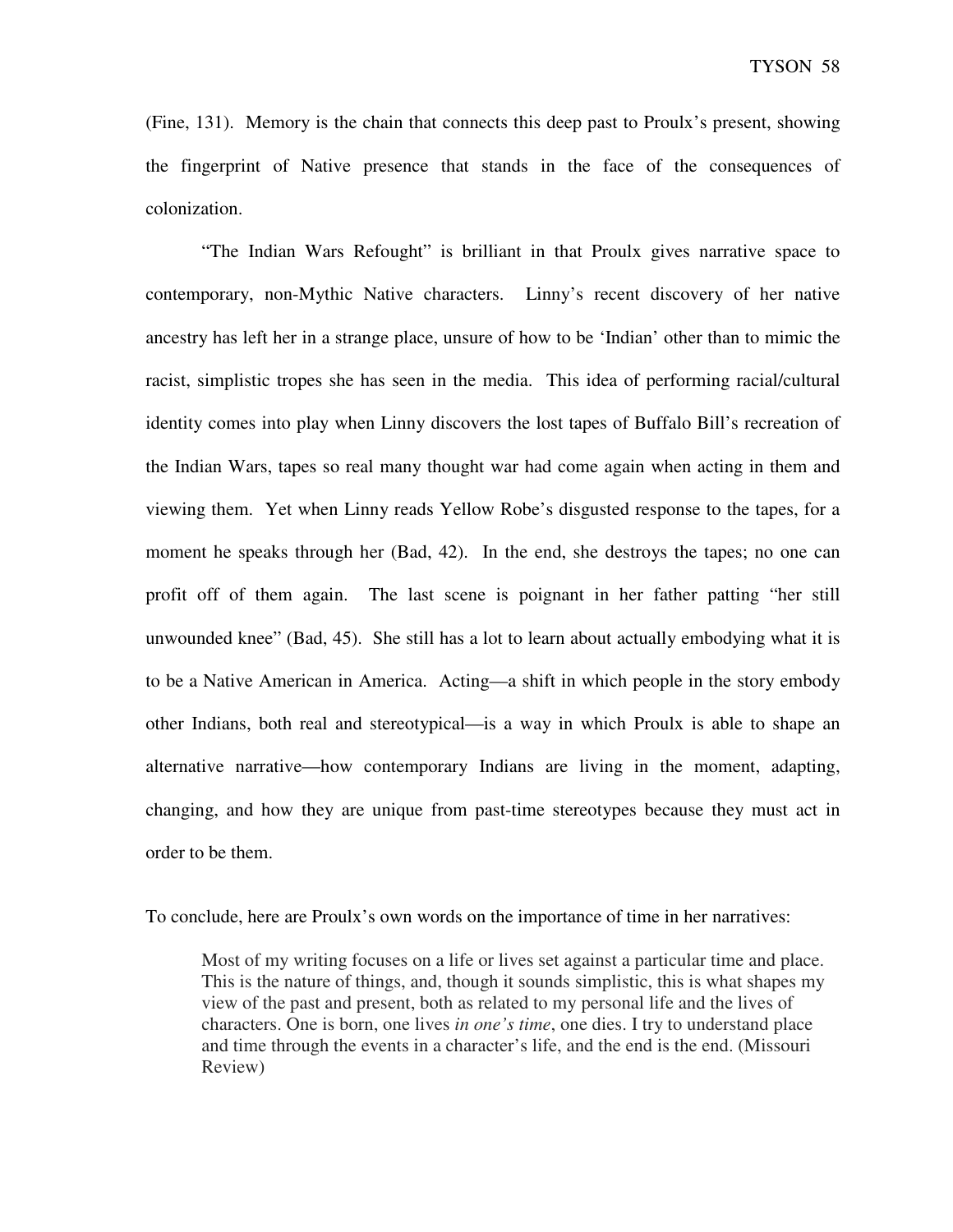(Fine, 131). Memory is the chain that connects this deep past to Proulx's present, showing the fingerprint of Native presence that stands in the face of the consequences of colonization.

"The Indian Wars Refought" is brilliant in that Proulx gives narrative space to contemporary, non-Mythic Native characters. Linny's recent discovery of her native ancestry has left her in a strange place, unsure of how to be 'Indian' other than to mimic the racist, simplistic tropes she has seen in the media. This idea of performing racial/cultural identity comes into play when Linny discovers the lost tapes of Buffalo Bill's recreation of the Indian Wars, tapes so real many thought war had come again when acting in them and viewing them. Yet when Linny reads Yellow Robe's disgusted response to the tapes, for a moment he speaks through her (Bad, 42). In the end, she destroys the tapes; no one can profit off of them again. The last scene is poignant in her father patting "her still unwounded knee" (Bad, 45). She still has a lot to learn about actually embodying what it is to be a Native American in America. Acting—a shift in which people in the story embody other Indians, both real and stereotypical—is a way in which Proulx is able to shape an alternative narrative—how contemporary Indians are living in the moment, adapting, changing, and how they are unique from past-time stereotypes because they must act in order to be them.

To conclude, here are Proulx's own words on the importance of time in her narratives:

> Most of my writing focuses on a life or lives set against a particular time and place. This is the nature of things, and, though it sounds simplistic, this is what shapes my view of the past and present, both as related to my personal life and the lives of characters. One is born, one lives *in one's time*, one dies. I try to understand place and time through the events in a character's life, and the end is the end. (Missouri Review)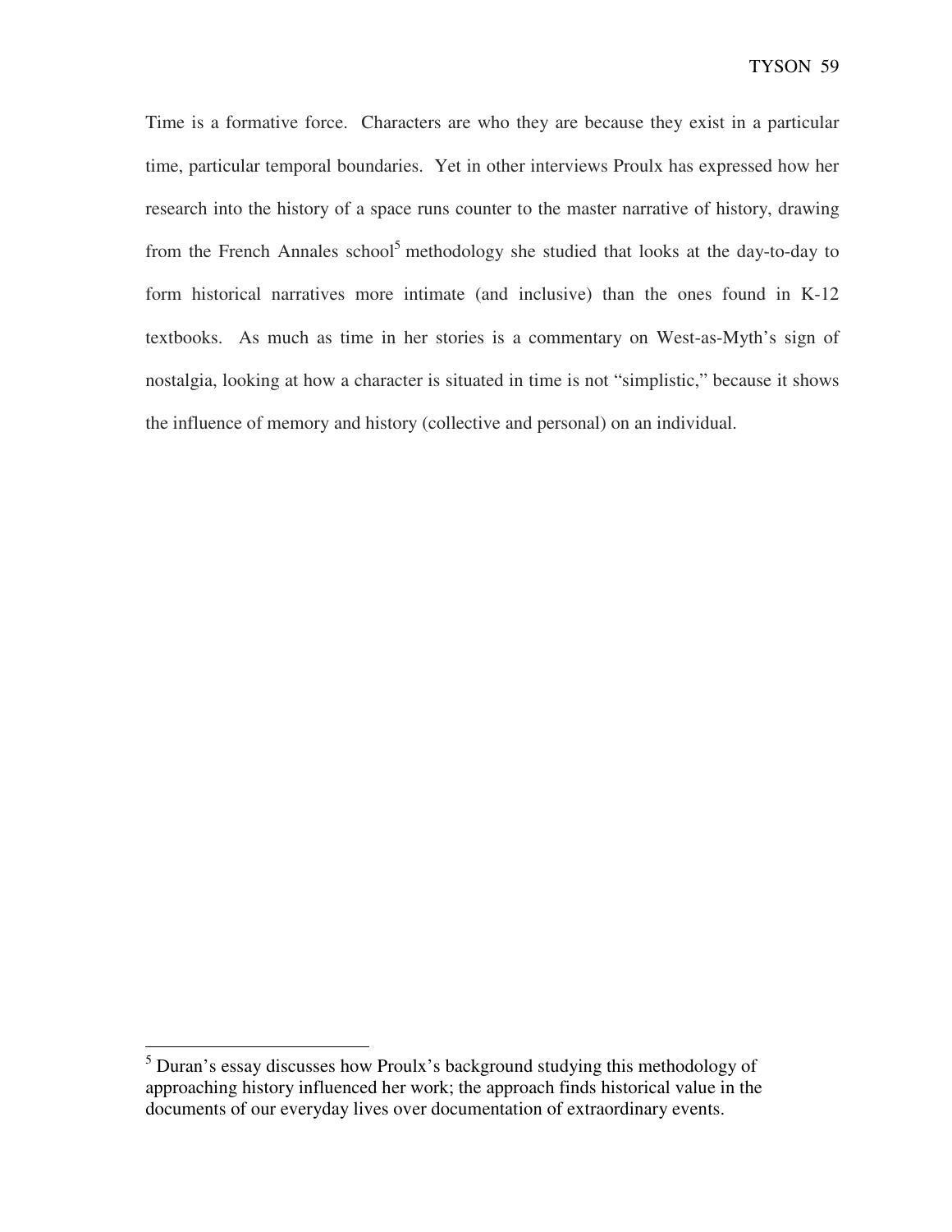Time is a formative force. Characters are who they are because they exist in a particular time, particular temporal boundaries. Yet in other interviews Proulx has expressed how her research into the history of a space runs counter to the master narrative of history, drawing from the French Annales school[5] methodology she studied that looks at the day-to-day to form historical narratives more intimate (and inclusive) than the ones found in K-12 textbooks. As much as time in her stories is a commentary on West-as-Myth's sign of nostalgia, looking at how a character is situated in time is not "simplistic," because it shows the influence of memory and history (collective and personal) on an individual.

---

[5] Duran's essay discusses how Proulx's background studying this methodology of approaching history influenced her work; the approach finds historical value in the documents of our everyday lives over documentation of extraordinary events.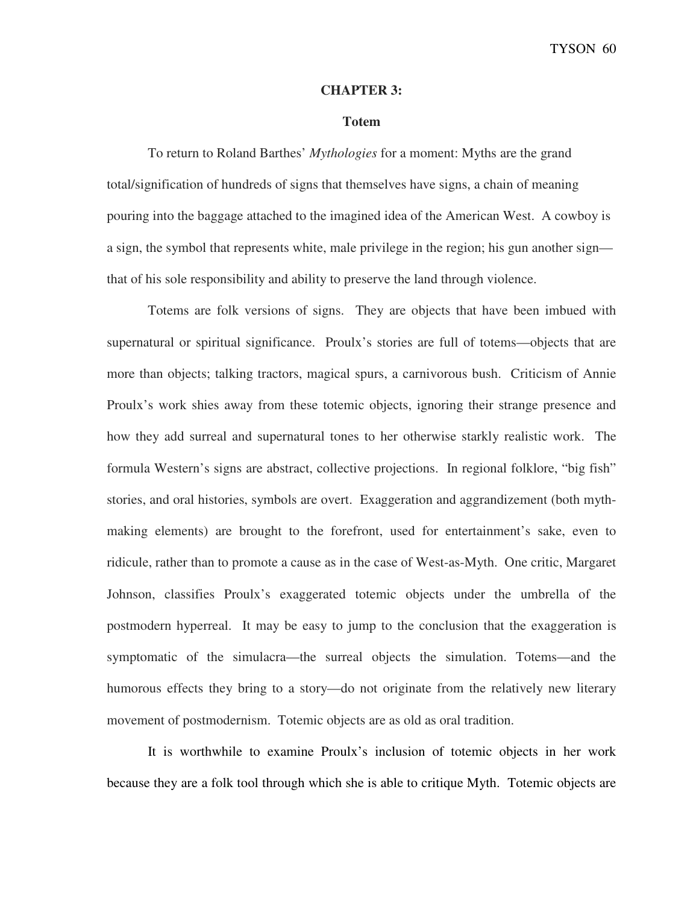# CHAPTER 3:

## Totem

To return to Roland Barthes' *Mythologies* for a moment: Myths are the grand total/signification of hundreds of signs that themselves have signs, a chain of meaning pouring into the baggage attached to the imagined idea of the American West. A cowboy is a sign, the symbol that represents white, male privilege in the region; his gun another sign—that of his sole responsibility and ability to preserve the land through violence.

Totems are folk versions of signs. They are objects that have been imbued with supernatural or spiritual significance. Proulx's stories are full of totems—objects that are more than objects; talking tractors, magical spurs, a carnivorous bush. Criticism of Annie Proulx's work shies away from these totemic objects, ignoring their strange presence and how they add surreal and supernatural tones to her otherwise starkly realistic work. The formula Western's signs are abstract, collective projections. In regional folklore, "big fish" stories, and oral histories, symbols are overt. Exaggeration and aggrandizement (both myth-making elements) are brought to the forefront, used for entertainment's sake, even to ridicule, rather than to promote a cause as in the case of West-as-Myth. One critic, Margaret Johnson, classifies Proulx's exaggerated totemic objects under the umbrella of the postmodern hyperreal. It may be easy to jump to the conclusion that the exaggeration is symptomatic of the simulacra—the surreal objects the simulation. Totems—and the humorous effects they bring to a story—do not originate from the relatively new literary movement of postmodernism. Totemic objects are as old as oral tradition.

It is worthwhile to examine Proulx's inclusion of totemic objects in her work because they are a folk tool through which she is able to critique Myth. Totemic objects are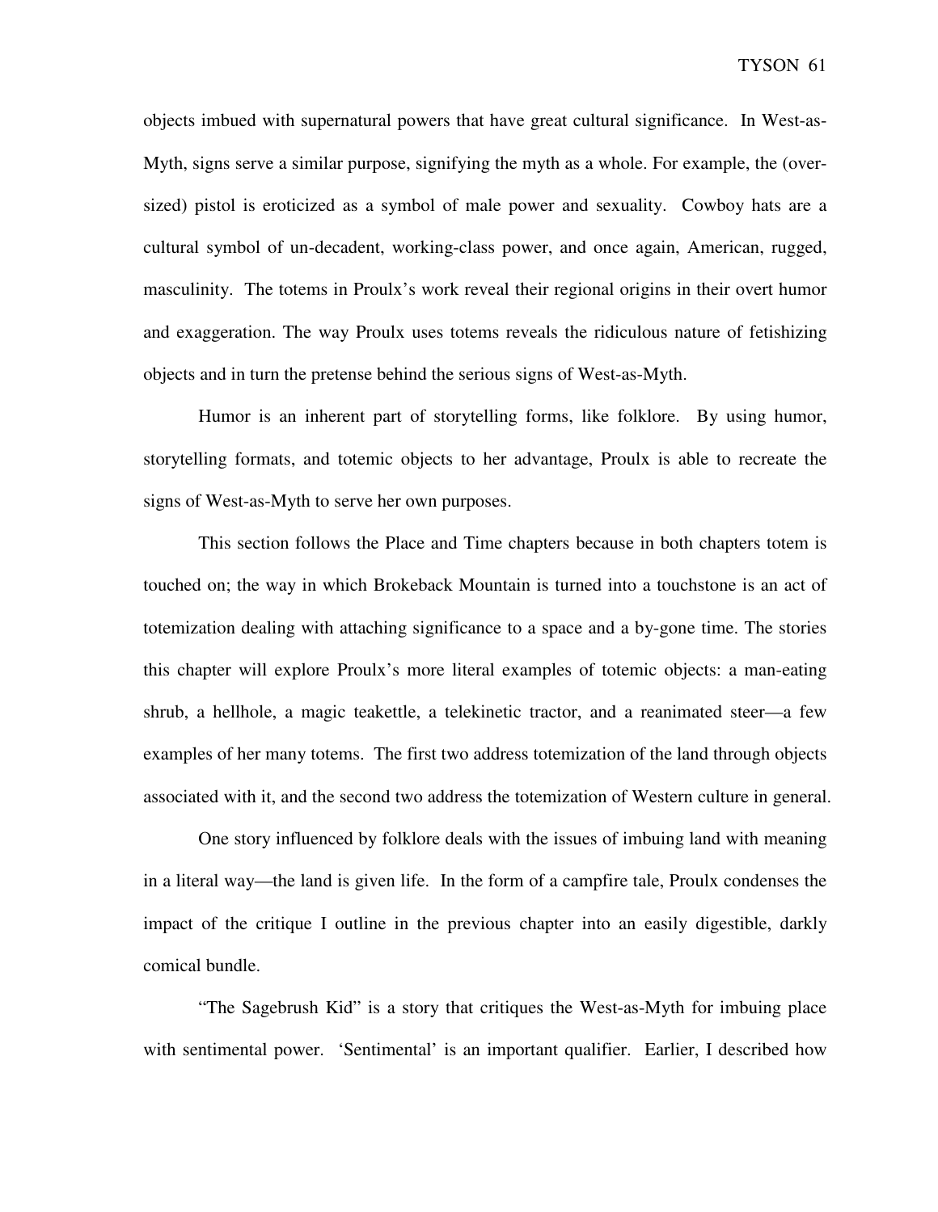objects imbued with supernatural powers that have great cultural significance. In West-as-Myth, signs serve a similar purpose, signifying the myth as a whole. For example, the (over-sized) pistol is eroticized as a symbol of male power and sexuality. Cowboy hats are a cultural symbol of un-decadent, working-class power, and once again, American, rugged, masculinity. The totems in Proulx's work reveal their regional origins in their overt humor and exaggeration. The way Proulx uses totems reveals the ridiculous nature of fetishizing objects and in turn the pretense behind the serious signs of West-as-Myth.

Humor is an inherent part of storytelling forms, like folklore. By using humor, storytelling formats, and totemic objects to her advantage, Proulx is able to recreate the signs of West-as-Myth to serve her own purposes.

This section follows the Place and Time chapters because in both chapters totem is touched on; the way in which Brokeback Mountain is turned into a touchstone is an act of totemization dealing with attaching significance to a space and a by-gone time. The stories this chapter will explore Proulx's more literal examples of totemic objects: a man-eating shrub, a hellhole, a magic teakettle, a telekinetic tractor, and a reanimated steer—a few examples of her many totems. The first two address totemization of the land through objects associated with it, and the second two address the totemization of Western culture in general.

One story influenced by folklore deals with the issues of imbuing land with meaning in a literal way—the land is given life. In the form of a campfire tale, Proulx condenses the impact of the critique I outline in the previous chapter into an easily digestible, darkly comical bundle.

"The Sagebrush Kid" is a story that critiques the West-as-Myth for imbuing place with sentimental power. 'Sentimental' is an important qualifier. Earlier, I described how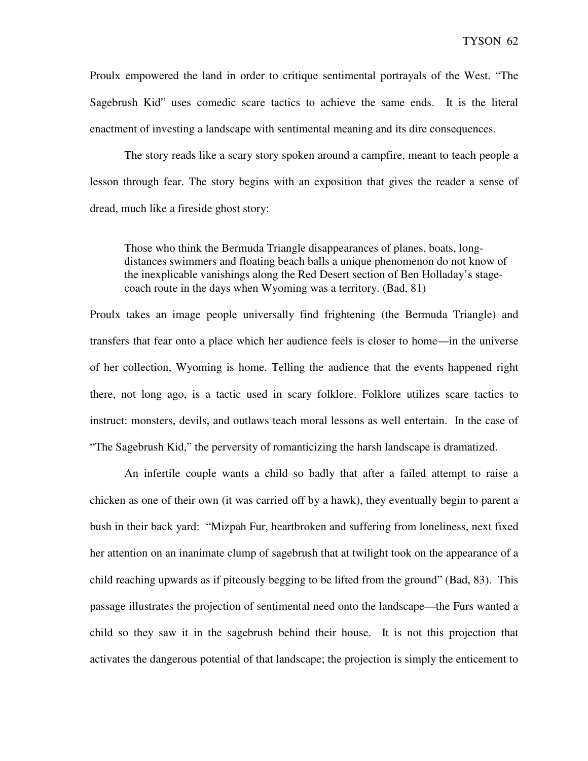Proulx empowered the land in order to critique sentimental portrayals of the West. “The Sagebrush Kid” uses comedic scare tactics to achieve the same ends. It is the literal enactment of investing a landscape with sentimental meaning and its dire consequences.

The story reads like a scary story spoken around a campfire, meant to teach people a lesson through fear. The story begins with an exposition that gives the reader a sense of dread, much like a fireside ghost story:

> Those who think the Bermuda Triangle disappearances of planes, boats, long-distances swimmers and floating beach balls a unique phenomenon do not know of the inexplicable vanishings along the Red Desert section of Ben Holladay’s stage-coach route in the days when Wyoming was a territory. (Bad, 81)

Proulx takes an image people universally find frightening (the Bermuda Triangle) and transfers that fear onto a place which her audience feels is closer to home—in the universe of her collection, Wyoming is home. Telling the audience that the events happened right there, not long ago, is a tactic used in scary folklore. Folklore utilizes scare tactics to instruct: monsters, devils, and outlaws teach moral lessons as well entertain. In the case of “The Sagebrush Kid,” the perversity of romanticizing the harsh landscape is dramatized.

An infertile couple wants a child so badly that after a failed attempt to raise a chicken as one of their own (it was carried off by a hawk), they eventually begin to parent a bush in their back yard: “Mizpah Fur, heartbroken and suffering from loneliness, next fixed her attention on an inanimate clump of sagebrush that at twilight took on the appearance of a child reaching upwards as if piteously begging to be lifted from the ground” (Bad, 83). This passage illustrates the projection of sentimental need onto the landscape—the Furs wanted a child so they saw it in the sagebrush behind their house. It is not this projection that activates the dangerous potential of that landscape; the projection is simply the enticement to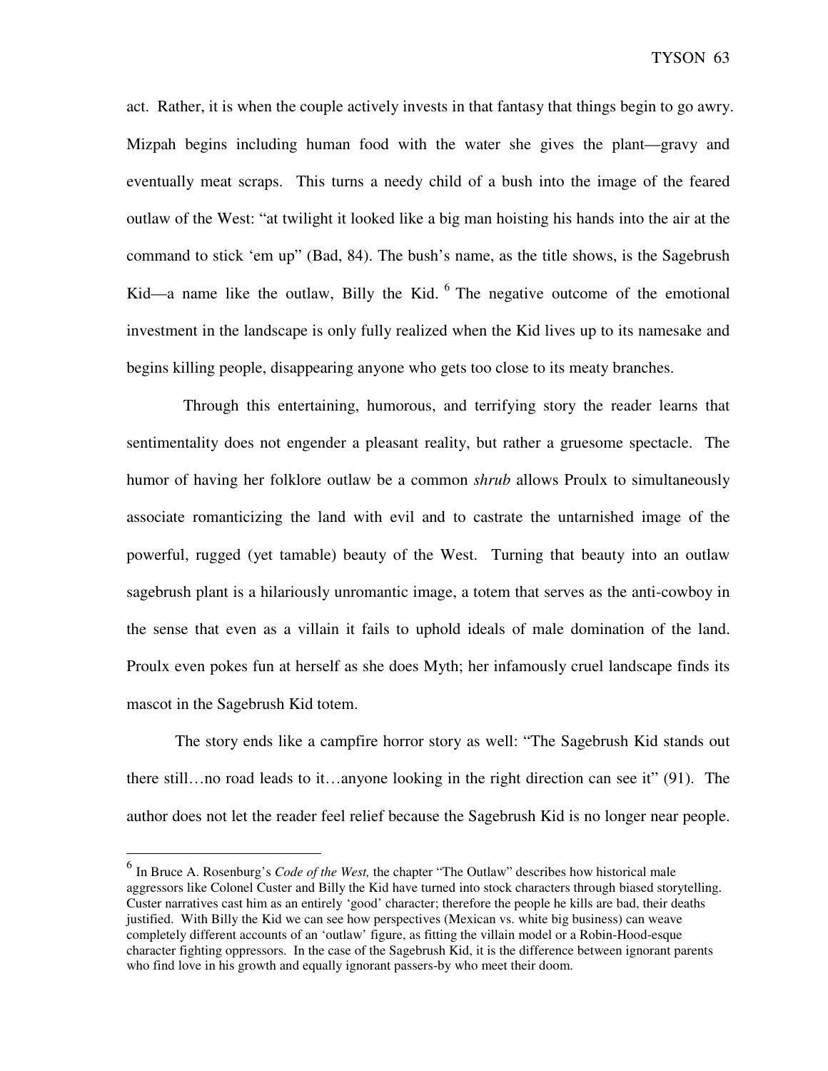act. Rather, it is when the couple actively invests in that fantasy that things begin to go awry. Mizpah begins including human food with the water she gives the plant—gravy and eventually meat scraps. This turns a needy child of a bush into the image of the feared outlaw of the West: "at twilight it looked like a big man hoisting his hands into the air at the command to stick 'em up" (Bad, 84). The bush's name, as the title shows, is the Sagebrush Kid—a name like the outlaw, Billy the Kid. [6] The negative outcome of the emotional investment in the landscape is only fully realized when the Kid lives up to its namesake and begins killing people, disappearing anyone who gets too close to its meaty branches.

Through this entertaining, humorous, and terrifying story the reader learns that sentimentality does not engender a pleasant reality, but rather a gruesome spectacle. The humor of having her folklore outlaw be a common *shrub* allows Proulx to simultaneously associate romanticizing the land with evil and to castrate the untarnished image of the powerful, rugged (yet tamable) beauty of the West. Turning that beauty into an outlaw sagebrush plant is a hilariously unromantic image, a totem that serves as the anti-cowboy in the sense that even as a villain it fails to uphold ideals of male domination of the land. Proulx even pokes fun at herself as she does Myth; her infamously cruel landscape finds its mascot in the Sagebrush Kid totem.

The story ends like a campfire horror story as well: "The Sagebrush Kid stands out there still…no road leads to it…anyone looking in the right direction can see it" (91). The author does not let the reader feel relief because the Sagebrush Kid is no longer near people.

---

[6] In Bruce A. Rosenburg's *Code of the West,* the chapter "The Outlaw" describes how historical male aggressors like Colonel Custer and Billy the Kid have turned into stock characters through biased storytelling. Custer narratives cast him as an entirely 'good' character; therefore the people he kills are bad, their deaths justified. With Billy the Kid we can see how perspectives (Mexican vs. white big business) can weave completely different accounts of an 'outlaw' figure, as fitting the villain model or a Robin-Hood-esque character fighting oppressors. In the case of the Sagebrush Kid, it is the difference between ignorant parents who find love in his growth and equally ignorant passers-by who meet their doom.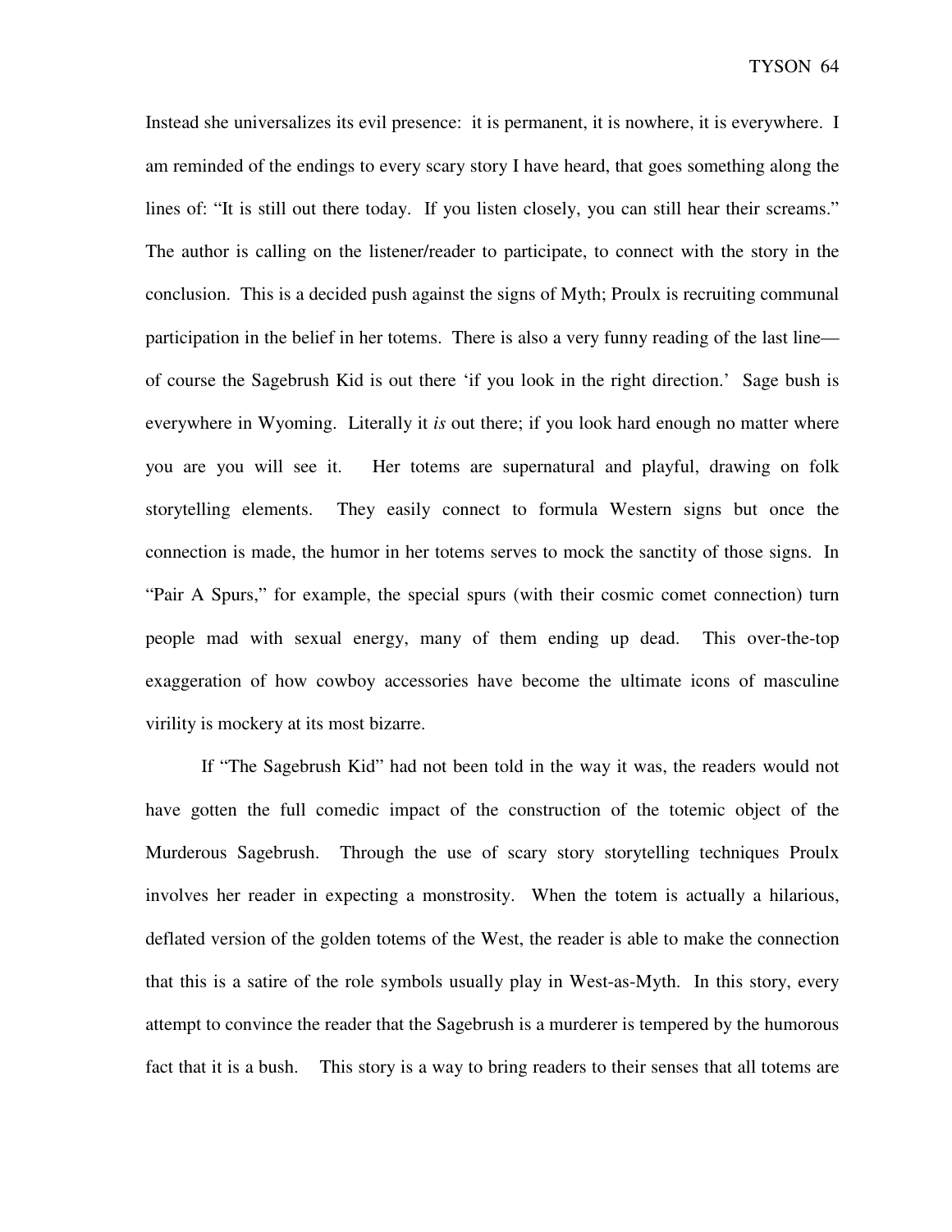Instead she universalizes its evil presence: it is permanent, it is nowhere, it is everywhere. I am reminded of the endings to every scary story I have heard, that goes something along the lines of: "It is still out there today. If you listen closely, you can still hear their screams." The author is calling on the listener/reader to participate, to connect with the story in the conclusion. This is a decided push against the signs of Myth; Proulx is recruiting communal participation in the belief in her totems. There is also a very funny reading of the last line—of course the Sagebrush Kid is out there 'if you look in the right direction.' Sage bush is everywhere in Wyoming. Literally it *is* out there; if you look hard enough no matter where you are you will see it. Her totems are supernatural and playful, drawing on folk storytelling elements. They easily connect to formula Western signs but once the connection is made, the humor in her totems serves to mock the sanctity of those signs. In "Pair A Spurs," for example, the special spurs (with their cosmic comet connection) turn people mad with sexual energy, many of them ending up dead. This over-the-top exaggeration of how cowboy accessories have become the ultimate icons of masculine virility is mockery at its most bizarre.

If "The Sagebrush Kid" had not been told in the way it was, the readers would not have gotten the full comedic impact of the construction of the totemic object of the Murderous Sagebrush. Through the use of scary story storytelling techniques Proulx involves her reader in expecting a monstrosity. When the totem is actually a hilarious, deflated version of the golden totems of the West, the reader is able to make the connection that this is a satire of the role symbols usually play in West-as-Myth. In this story, every attempt to convince the reader that the Sagebrush is a murderer is tempered by the humorous fact that it is a bush. This story is a way to bring readers to their senses that all totems are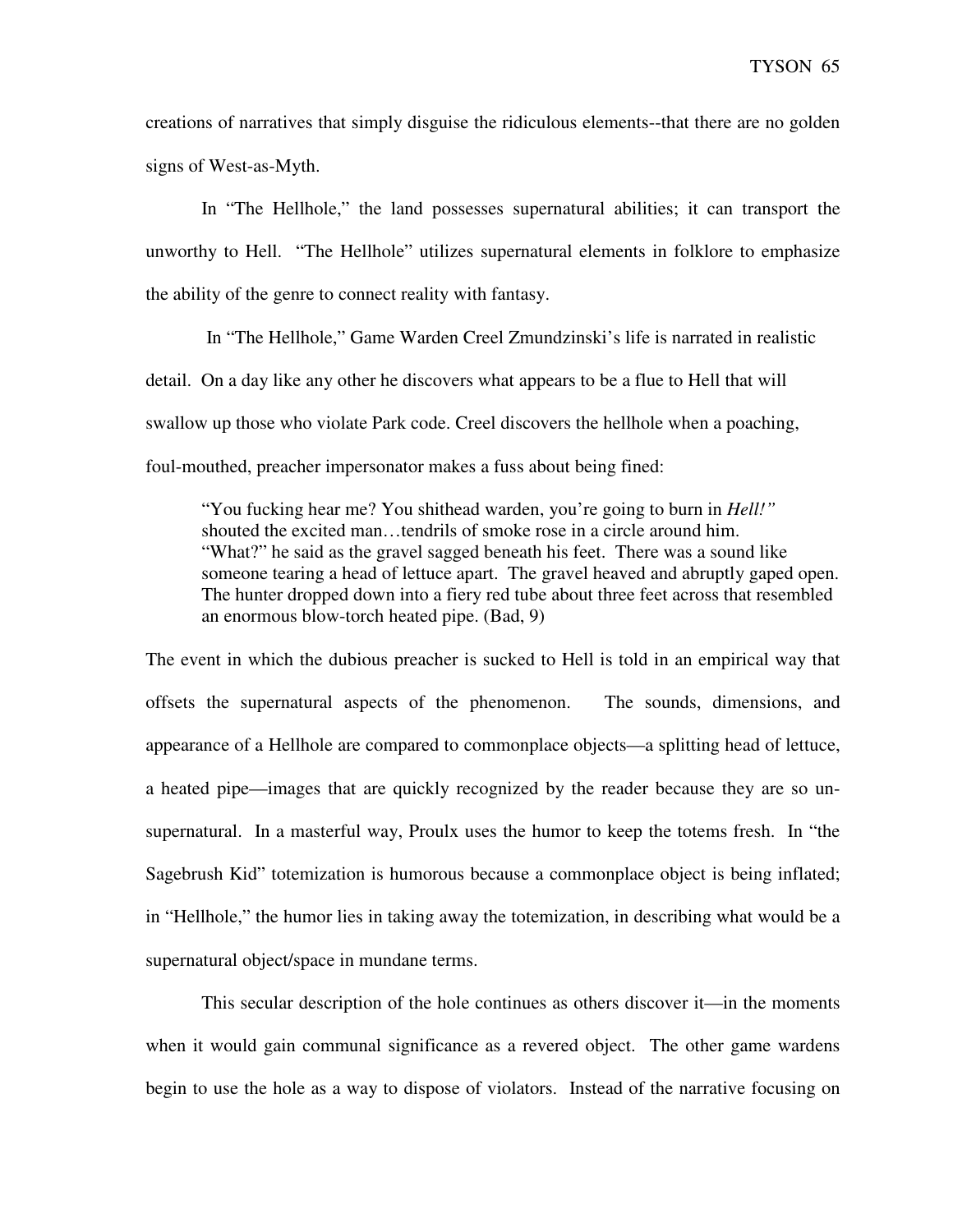creations of narratives that simply disguise the ridiculous elements--that there are no golden signs of West-as-Myth.

In "The Hellhole," the land possesses supernatural abilities; it can transport the unworthy to Hell. "The Hellhole" utilizes supernatural elements in folklore to emphasize the ability of the genre to connect reality with fantasy.

In "The Hellhole," Game Warden Creel Zmundzinski's life is narrated in realistic detail. On a day like any other he discovers what appears to be a flue to Hell that will swallow up those who violate Park code. Creel discovers the hellhole when a poaching, foul-mouthed, preacher impersonator makes a fuss about being fined:

> "You fucking hear me? You shithead warden, you're going to burn in *Hell!"* shouted the excited man…tendrils of smoke rose in a circle around him. "What?" he said as the gravel sagged beneath his feet. There was a sound like someone tearing a head of lettuce apart. The gravel heaved and abruptly gaped open. The hunter dropped down into a fiery red tube about three feet across that resembled an enormous blow-torch heated pipe. (Bad, 9)

The event in which the dubious preacher is sucked to Hell is told in an empirical way that offsets the supernatural aspects of the phenomenon. The sounds, dimensions, and appearance of a Hellhole are compared to commonplace objects—a splitting head of lettuce, a heated pipe—images that are quickly recognized by the reader because they are so un-supernatural. In a masterful way, Proulx uses the humor to keep the totems fresh. In "the Sagebrush Kid" totemization is humorous because a commonplace object is being inflated; in "Hellhole," the humor lies in taking away the totemization, in describing what would be a supernatural object/space in mundane terms.

This secular description of the hole continues as others discover it—in the moments when it would gain communal significance as a revered object. The other game wardens begin to use the hole as a way to dispose of violators. Instead of the narrative focusing on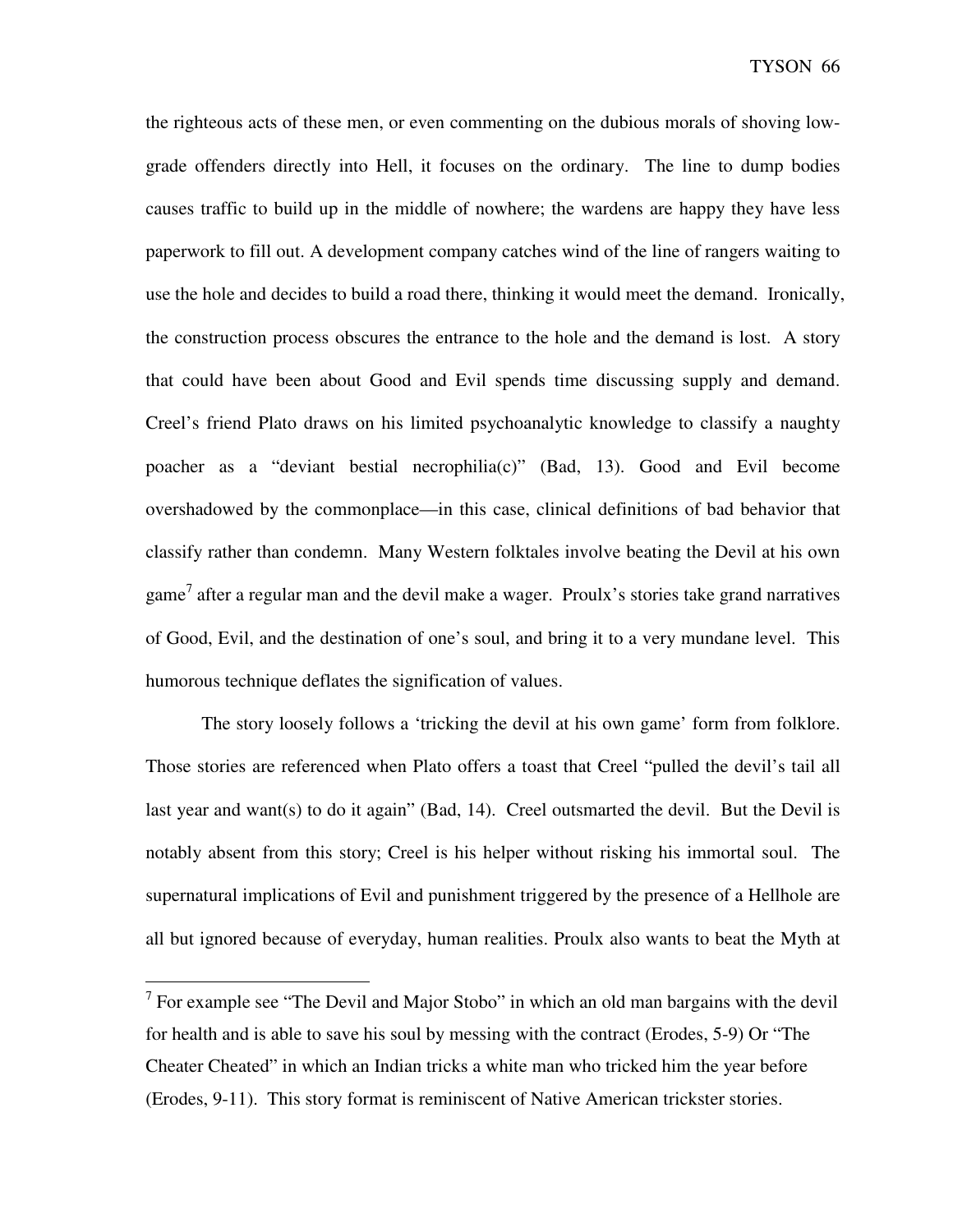the righteous acts of these men, or even commenting on the dubious morals of shoving low-grade offenders directly into Hell, it focuses on the ordinary. The line to dump bodies causes traffic to build up in the middle of nowhere; the wardens are happy they have less paperwork to fill out. A development company catches wind of the line of rangers waiting to use the hole and decides to build a road there, thinking it would meet the demand. Ironically, the construction process obscures the entrance to the hole and the demand is lost. A story that could have been about Good and Evil spends time discussing supply and demand. Creel's friend Plato draws on his limited psychoanalytic knowledge to classify a naughty poacher as a "deviant bestial necrophilia(c)" (Bad, 13). Good and Evil become overshadowed by the commonplace—in this case, clinical definitions of bad behavior that classify rather than condemn. Many Western folktales involve beating the Devil at his own game[7] after a regular man and the devil make a wager. Proulx's stories take grand narratives of Good, Evil, and the destination of one's soul, and bring it to a very mundane level. This humorous technique deflates the signification of values.

The story loosely follows a 'tricking the devil at his own game' form from folklore. Those stories are referenced when Plato offers a toast that Creel "pulled the devil's tail all last year and want(s) to do it again" (Bad, 14). Creel outsmarted the devil. But the Devil is notably absent from this story; Creel is his helper without risking his immortal soul. The supernatural implications of Evil and punishment triggered by the presence of a Hellhole are all but ignored because of everyday, human realities. Proulx also wants to beat the Myth at

---

[7] For example see "The Devil and Major Stobo" in which an old man bargains with the devil for health and is able to save his soul by messing with the contract (Erodes, 5-9) Or "The Cheater Cheated" in which an Indian tricks a white man who tricked him the year before (Erodes, 9-11). This story format is reminiscent of Native American trickster stories.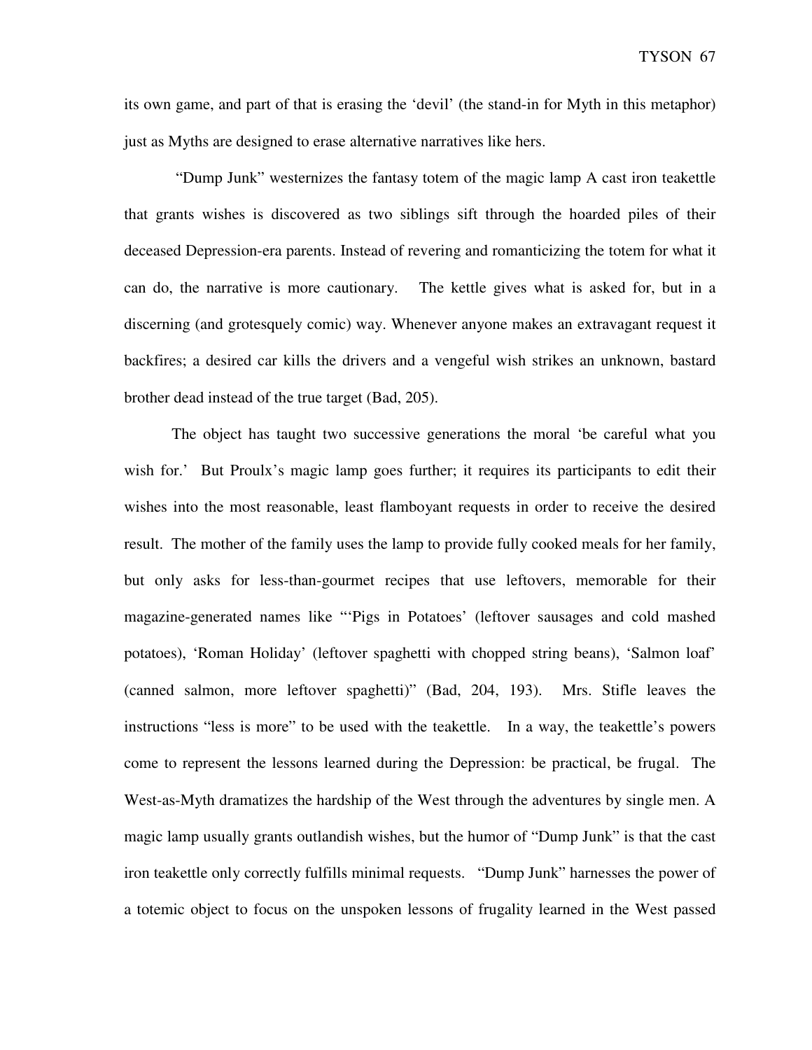its own game, and part of that is erasing the 'devil' (the stand-in for Myth in this metaphor) just as Myths are designed to erase alternative narratives like hers.

"Dump Junk" westernizes the fantasy totem of the magic lamp A cast iron teakettle that grants wishes is discovered as two siblings sift through the hoarded piles of their deceased Depression-era parents. Instead of revering and romanticizing the totem for what it can do, the narrative is more cautionary. The kettle gives what is asked for, but in a discerning (and grotesquely comic) way. Whenever anyone makes an extravagant request it backfires; a desired car kills the drivers and a vengeful wish strikes an unknown, bastard brother dead instead of the true target (Bad, 205).

The object has taught two successive generations the moral 'be careful what you wish for.' But Proulx's magic lamp goes further; it requires its participants to edit their wishes into the most reasonable, least flamboyant requests in order to receive the desired result. The mother of the family uses the lamp to provide fully cooked meals for her family, but only asks for less-than-gourmet recipes that use leftovers, memorable for their magazine-generated names like "'Pigs in Potatoes' (leftover sausages and cold mashed potatoes), 'Roman Holiday' (leftover spaghetti with chopped string beans), 'Salmon loaf' (canned salmon, more leftover spaghetti)" (Bad, 204, 193). Mrs. Stifle leaves the instructions "less is more" to be used with the teakettle. In a way, the teakettle's powers come to represent the lessons learned during the Depression: be practical, be frugal. The West-as-Myth dramatizes the hardship of the West through the adventures by single men. A magic lamp usually grants outlandish wishes, but the humor of "Dump Junk" is that the cast iron teakettle only correctly fulfills minimal requests. "Dump Junk" harnesses the power of a totemic object to focus on the unspoken lessons of frugality learned in the West passed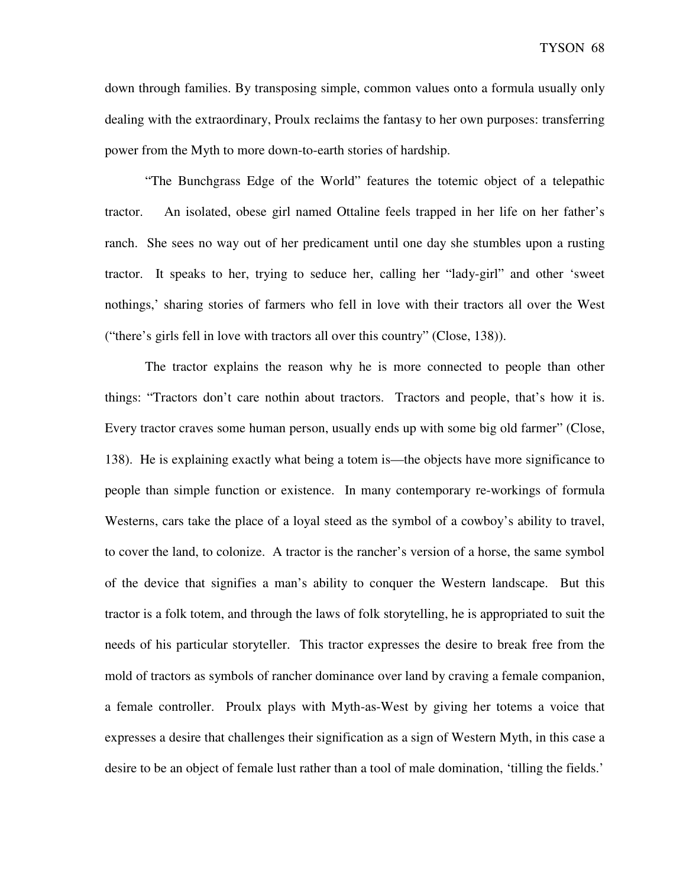down through families. By transposing simple, common values onto a formula usually only dealing with the extraordinary, Proulx reclaims the fantasy to her own purposes: transferring power from the Myth to more down-to-earth stories of hardship.

"The Bunchgrass Edge of the World" features the totemic object of a telepathic tractor. An isolated, obese girl named Ottaline feels trapped in her life on her father's ranch. She sees no way out of her predicament until one day she stumbles upon a rusting tractor. It speaks to her, trying to seduce her, calling her "lady-girl" and other 'sweet nothings,' sharing stories of farmers who fell in love with their tractors all over the West ("there's girls fell in love with tractors all over this country" (Close, 138)).

The tractor explains the reason why he is more connected to people than other things: "Tractors don't care nothin about tractors. Tractors and people, that's how it is. Every tractor craves some human person, usually ends up with some big old farmer" (Close, 138). He is explaining exactly what being a totem is—the objects have more significance to people than simple function or existence. In many contemporary re-workings of formula Westerns, cars take the place of a loyal steed as the symbol of a cowboy's ability to travel, to cover the land, to colonize. A tractor is the rancher's version of a horse, the same symbol of the device that signifies a man's ability to conquer the Western landscape. But this tractor is a folk totem, and through the laws of folk storytelling, he is appropriated to suit the needs of his particular storyteller. This tractor expresses the desire to break free from the mold of tractors as symbols of rancher dominance over land by craving a female companion, a female controller. Proulx plays with Myth-as-West by giving her totems a voice that expresses a desire that challenges their signification as a sign of Western Myth, in this case a desire to be an object of female lust rather than a tool of male domination, 'tilling the fields.'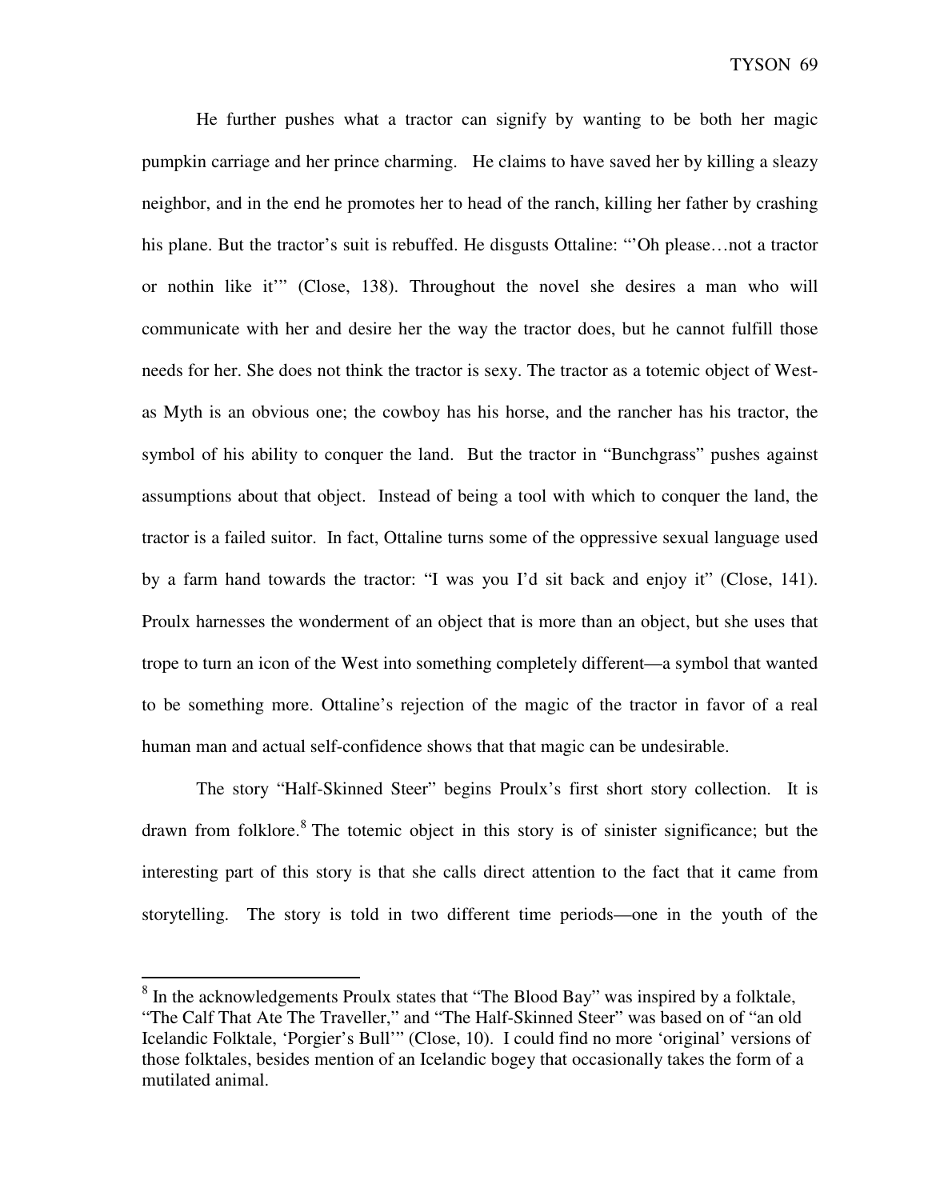He further pushes what a tractor can signify by wanting to be both her magic pumpkin carriage and her prince charming. He claims to have saved her by killing a sleazy neighbor, and in the end he promotes her to head of the ranch, killing her father by crashing his plane. But the tractor's suit is rebuffed. He disgusts Ottaline: "'Oh please…not a tractor or nothin like it'" (Close, 138). Throughout the novel she desires a man who will communicate with her and desire her the way the tractor does, but he cannot fulfill those needs for her. She does not think the tractor is sexy. The tractor as a totemic object of West-as Myth is an obvious one; the cowboy has his horse, and the rancher has his tractor, the symbol of his ability to conquer the land. But the tractor in "Bunchgrass" pushes against assumptions about that object. Instead of being a tool with which to conquer the land, the tractor is a failed suitor. In fact, Ottaline turns some of the oppressive sexual language used by a farm hand towards the tractor: "I was you I'd sit back and enjoy it" (Close, 141). Proulx harnesses the wonderment of an object that is more than an object, but she uses that trope to turn an icon of the West into something completely different—a symbol that wanted to be something more. Ottaline's rejection of the magic of the tractor in favor of a real human man and actual self-confidence shows that that magic can be undesirable.

The story "Half-Skinned Steer" begins Proulx's first short story collection. It is drawn from folklore.[8] The totemic object in this story is of sinister significance; but the interesting part of this story is that she calls direct attention to the fact that it came from storytelling. The story is told in two different time periods—one in the youth of the

[8] In the acknowledgements Proulx states that "The Blood Bay" was inspired by a folktale, "The Calf That Ate The Traveller," and "The Half-Skinned Steer" was based on of "an old Icelandic Folktale, 'Þorgier's Bull'" (Close, 10). I could find no more 'original' versions of those folktales, besides mention of an Icelandic bogey that occasionally takes the form of a mutilated animal.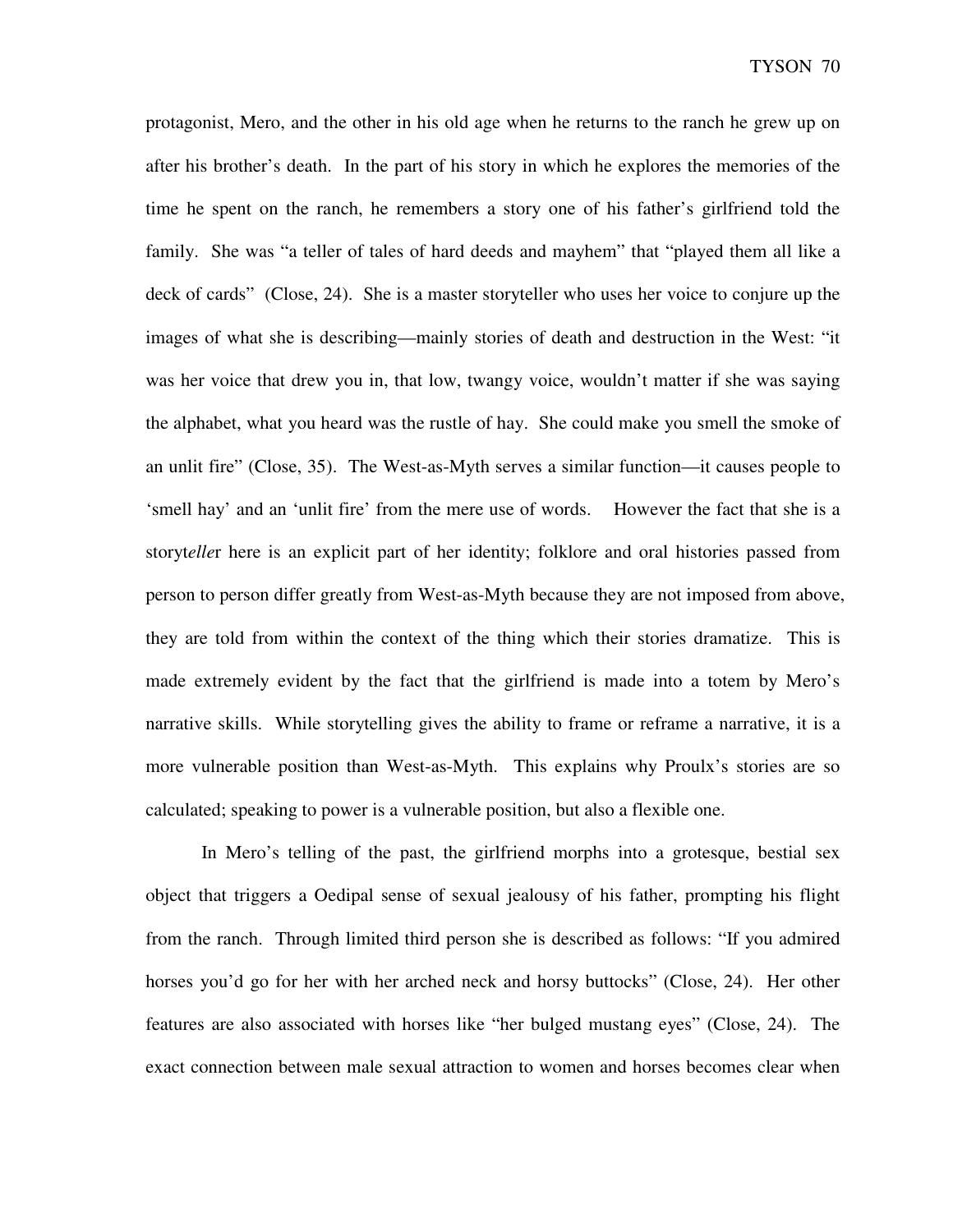protagonist, Mero, and the other in his old age when he returns to the ranch he grew up on after his brother's death. In the part of his story in which he explores the memories of the time he spent on the ranch, he remembers a story one of his father's girlfriend told the family. She was "a teller of tales of hard deeds and mayhem" that "played them all like a deck of cards" (Close, 24). She is a master storyteller who uses her voice to conjure up the images of what she is describing—mainly stories of death and destruction in the West: "it was her voice that drew you in, that low, twangy voice, wouldn't matter if she was saying the alphabet, what you heard was the rustle of hay. She could make you smell the smoke of an unlit fire" (Close, 35). The West-as-Myth serves a similar function—it causes people to 'smell hay' and an 'unlit fire' from the mere use of words. However the fact that she is a story*elle*r here is an explicit part of her identity; folklore and oral histories passed from person to person differ greatly from West-as-Myth because they are not imposed from above, they are told from within the context of the thing which their stories dramatize. This is made extremely evident by the fact that the girlfriend is made into a totem by Mero's narrative skills. While storytelling gives the ability to frame or reframe a narrative, it is a more vulnerable position than West-as-Myth. This explains why Proulx's stories are so calculated; speaking to power is a vulnerable position, but also a flexible one.

In Mero's telling of the past, the girlfriend morphs into a grotesque, bestial sex object that triggers a Oedipal sense of sexual jealousy of his father, prompting his flight from the ranch. Through limited third person she is described as follows: "If you admired horses you'd go for her with her arched neck and horsy buttocks" (Close, 24). Her other features are also associated with horses like "her bulged mustang eyes" (Close, 24). The exact connection between male sexual attraction to women and horses becomes clear when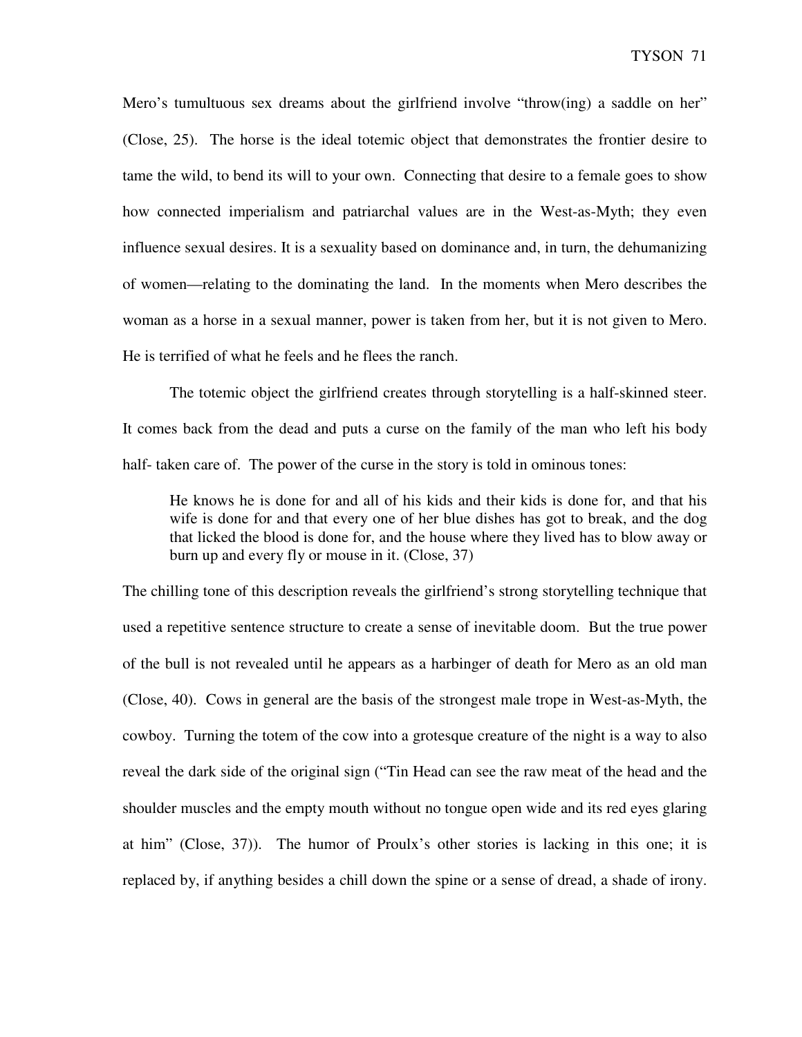Mero's tumultuous sex dreams about the girlfriend involve "throw(ing) a saddle on her" (Close, 25). The horse is the ideal totemic object that demonstrates the frontier desire to tame the wild, to bend its will to your own. Connecting that desire to a female goes to show how connected imperialism and patriarchal values are in the West-as-Myth; they even influence sexual desires. It is a sexuality based on dominance and, in turn, the dehumanizing of women—relating to the dominating the land. In the moments when Mero describes the woman as a horse in a sexual manner, power is taken from her, but it is not given to Mero. He is terrified of what he feels and he flees the ranch.

The totemic object the girlfriend creates through storytelling is a half-skinned steer. It comes back from the dead and puts a curse on the family of the man who left his body half- taken care of. The power of the curse in the story is told in ominous tones:

> He knows he is done for and all of his kids and their kids is done for, and that his wife is done for and that every one of her blue dishes has got to break, and the dog that licked the blood is done for, and the house where they lived has to blow away or burn up and every fly or mouse in it. (Close, 37)

The chilling tone of this description reveals the girlfriend's strong storytelling technique that used a repetitive sentence structure to create a sense of inevitable doom. But the true power of the bull is not revealed until he appears as a harbinger of death for Mero as an old man (Close, 40). Cows in general are the basis of the strongest male trope in West-as-Myth, the cowboy. Turning the totem of the cow into a grotesque creature of the night is a way to also reveal the dark side of the original sign ("Tin Head can see the raw meat of the head and the shoulder muscles and the empty mouth without no tongue open wide and its red eyes glaring at him" (Close, 37)). The humor of Proulx's other stories is lacking in this one; it is replaced by, if anything besides a chill down the spine or a sense of dread, a shade of irony.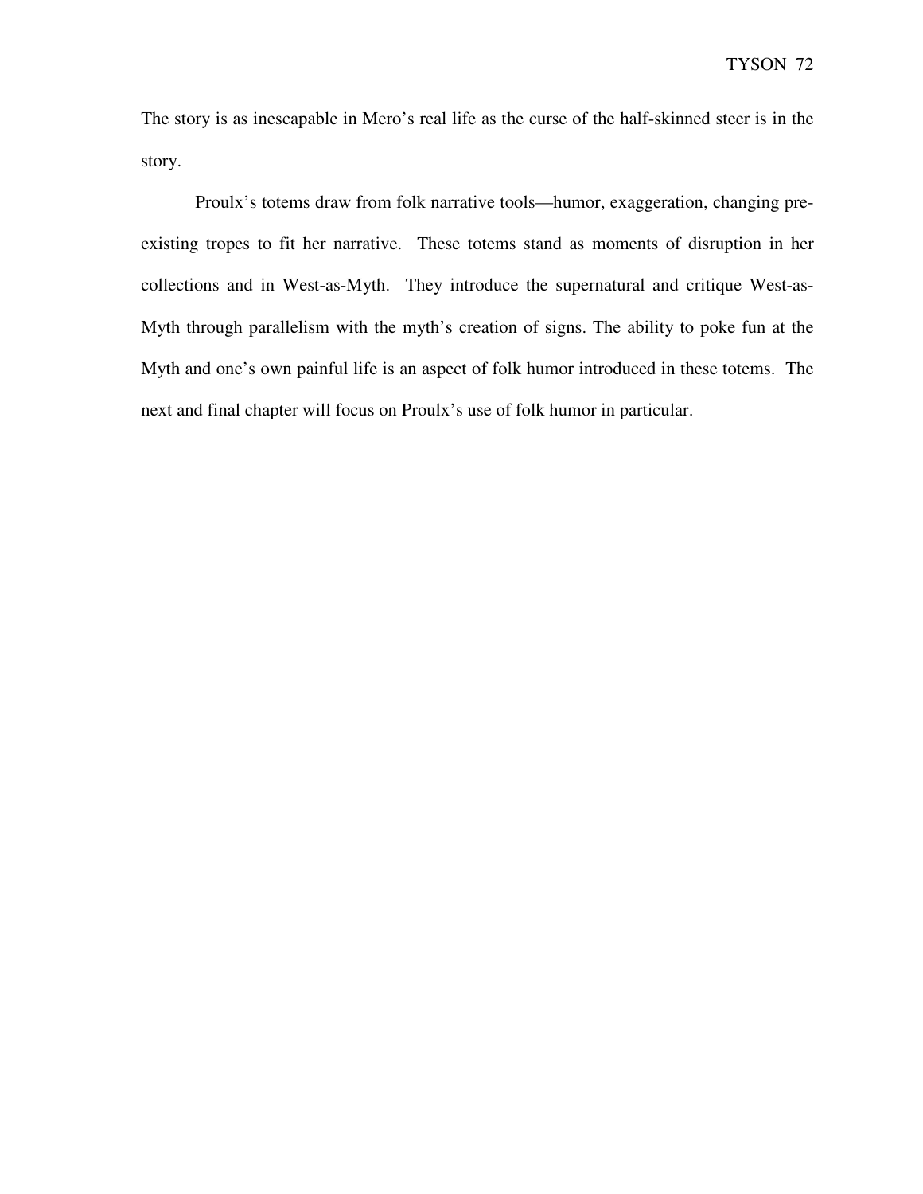The story is as inescapable in Mero's real life as the curse of the half-skinned steer is in the story.

Proulx's totems draw from folk narrative tools—humor, exaggeration, changing pre-existing tropes to fit her narrative. These totems stand as moments of disruption in her collections and in West-as-Myth. They introduce the supernatural and critique West-as-Myth through parallelism with the myth's creation of signs. The ability to poke fun at the Myth and one's own painful life is an aspect of folk humor introduced in these totems. The next and final chapter will focus on Proulx's use of folk humor in particular.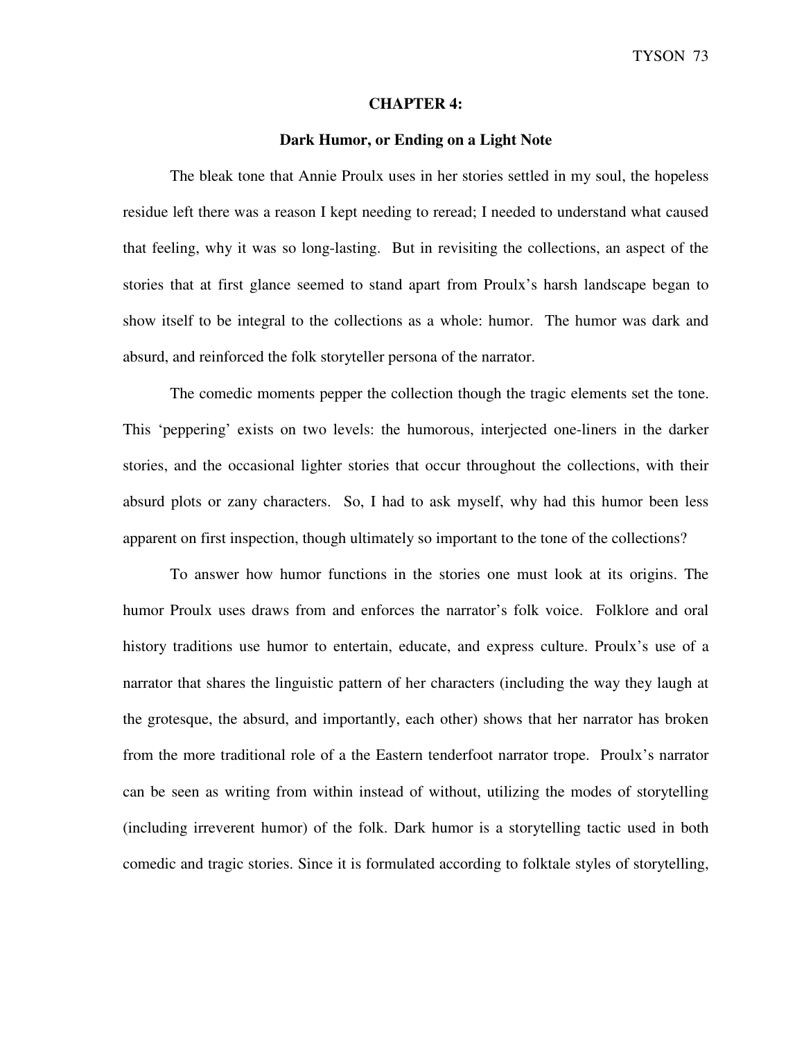## CHAPTER 4:

### Dark Humor, or Ending on a Light Note

The bleak tone that Annie Proulx uses in her stories settled in my soul, the hopeless residue left there was a reason I kept needing to reread; I needed to understand what caused that feeling, why it was so long-lasting. But in revisiting the collections, an aspect of the stories that at first glance seemed to stand apart from Proulx's harsh landscape began to show itself to be integral to the collections as a whole: humor. The humor was dark and absurd, and reinforced the folk storyteller persona of the narrator.

The comedic moments pepper the collection though the tragic elements set the tone. This 'peppering' exists on two levels: the humorous, interjected one-liners in the darker stories, and the occasional lighter stories that occur throughout the collections, with their absurd plots or zany characters. So, I had to ask myself, why had this humor been less apparent on first inspection, though ultimately so important to the tone of the collections?

To answer how humor functions in the stories one must look at its origins. The humor Proulx uses draws from and enforces the narrator's folk voice. Folklore and oral history traditions use humor to entertain, educate, and express culture. Proulx's use of a narrator that shares the linguistic pattern of her characters (including the way they laugh at the grotesque, the absurd, and importantly, each other) shows that her narrator has broken from the more traditional role of a the Eastern tenderfoot narrator trope. Proulx's narrator can be seen as writing from within instead of without, utilizing the modes of storytelling (including irreverent humor) of the folk. Dark humor is a storytelling tactic used in both comedic and tragic stories. Since it is formulated according to folktale styles of storytelling,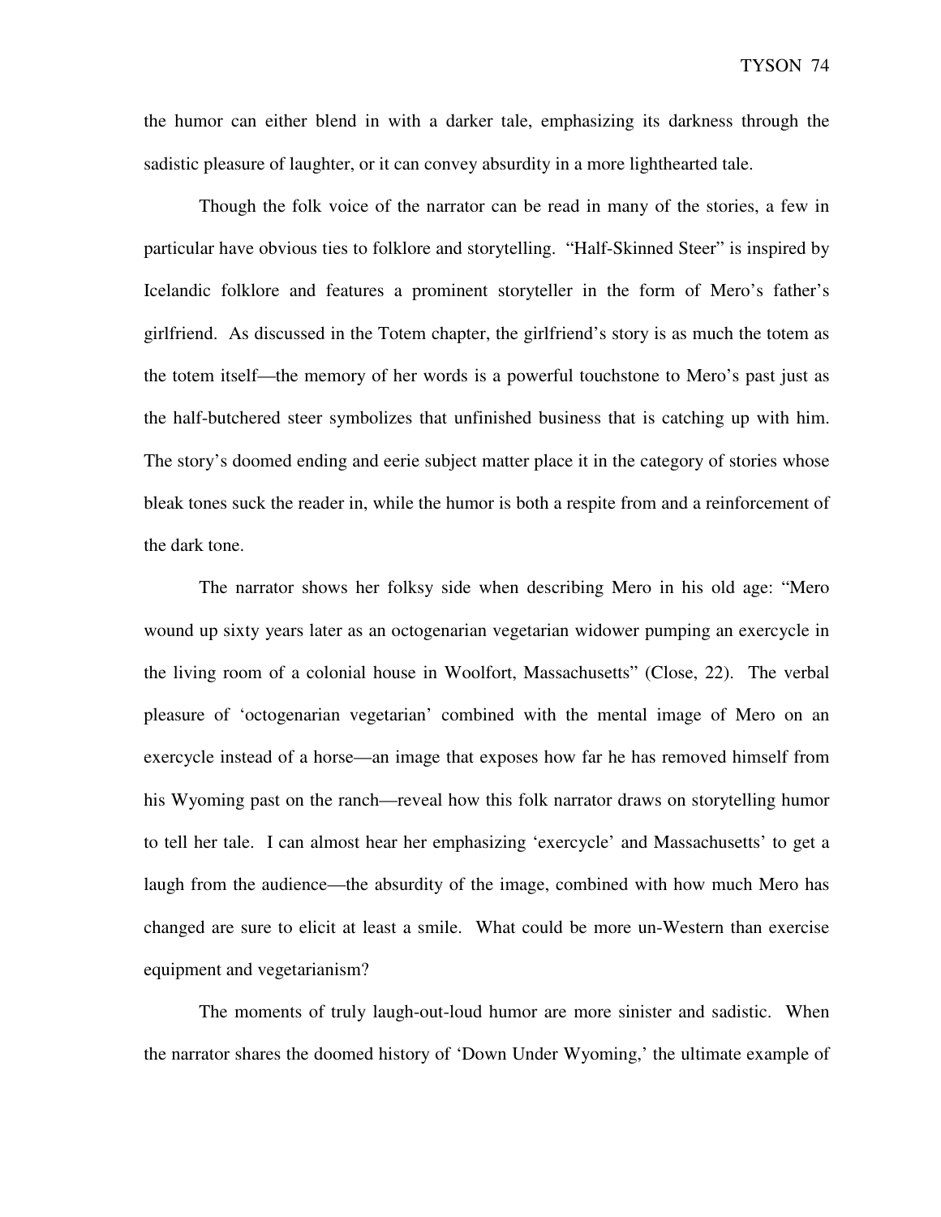the humor can either blend in with a darker tale, emphasizing its darkness through the sadistic pleasure of laughter, or it can convey absurdity in a more lighthearted tale.

Though the folk voice of the narrator can be read in many of the stories, a few in particular have obvious ties to folklore and storytelling. "Half-Skinned Steer" is inspired by Icelandic folklore and features a prominent storyteller in the form of Mero's father's girlfriend. As discussed in the Totem chapter, the girlfriend's story is as much the totem as the totem itself—the memory of her words is a powerful touchstone to Mero's past just as the half-butchered steer symbolizes that unfinished business that is catching up with him. The story's doomed ending and eerie subject matter place it in the category of stories whose bleak tones suck the reader in, while the humor is both a respite from and a reinforcement of the dark tone.

The narrator shows her folksy side when describing Mero in his old age: "Mero wound up sixty years later as an octogenarian vegetarian widower pumping an exercycle in the living room of a colonial house in Woolfort, Massachusetts" (Close, 22). The verbal pleasure of 'octogenarian vegetarian' combined with the mental image of Mero on an exercycle instead of a horse—an image that exposes how far he has removed himself from his Wyoming past on the ranch—reveal how this folk narrator draws on storytelling humor to tell her tale. I can almost hear her emphasizing 'exercycle' and Massachusetts' to get a laugh from the audience—the absurdity of the image, combined with how much Mero has changed are sure to elicit at least a smile. What could be more un-Western than exercise equipment and vegetarianism?

The moments of truly laugh-out-loud humor are more sinister and sadistic. When the narrator shares the doomed history of 'Down Under Wyoming,' the ultimate example of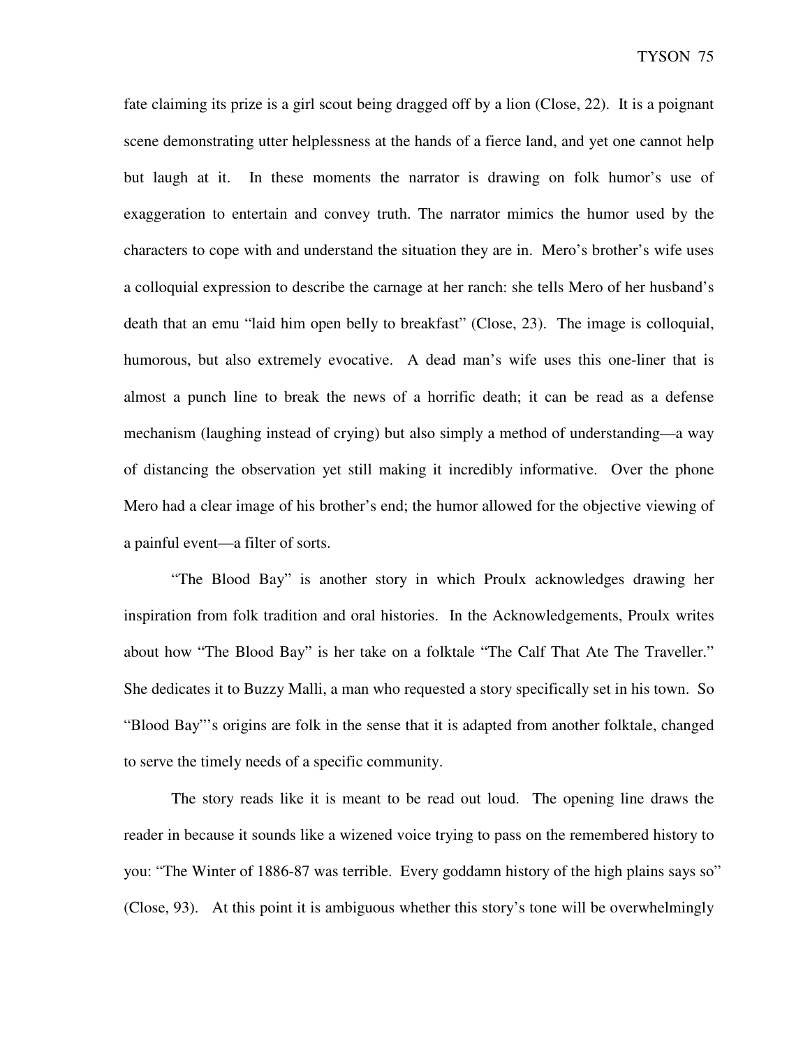fate claiming its prize is a girl scout being dragged off by a lion (Close, 22). It is a poignant scene demonstrating utter helplessness at the hands of a fierce land, and yet one cannot help but laugh at it. In these moments the narrator is drawing on folk humor's use of exaggeration to entertain and convey truth. The narrator mimics the humor used by the characters to cope with and understand the situation they are in. Mero's brother's wife uses a colloquial expression to describe the carnage at her ranch: she tells Mero of her husband's death that an emu "laid him open belly to breakfast" (Close, 23). The image is colloquial, humorous, but also extremely evocative. A dead man's wife uses this one-liner that is almost a punch line to break the news of a horrific death; it can be read as a defense mechanism (laughing instead of crying) but also simply a method of understanding—a way of distancing the observation yet still making it incredibly informative. Over the phone Mero had a clear image of his brother's end; the humor allowed for the objective viewing of a painful event—a filter of sorts.

"The Blood Bay" is another story in which Proulx acknowledges drawing her inspiration from folk tradition and oral histories. In the Acknowledgements, Proulx writes about how "The Blood Bay" is her take on a folktale "The Calf That Ate The Traveller." She dedicates it to Buzzy Malli, a man who requested a story specifically set in his town. So "Blood Bay"'s origins are folk in the sense that it is adapted from another folktale, changed to serve the timely needs of a specific community.

The story reads like it is meant to be read out loud. The opening line draws the reader in because it sounds like a wizened voice trying to pass on the remembered history to you: "The Winter of 1886-87 was terrible. Every goddamn history of the high plains says so" (Close, 93). At this point it is ambiguous whether this story's tone will be overwhelmingly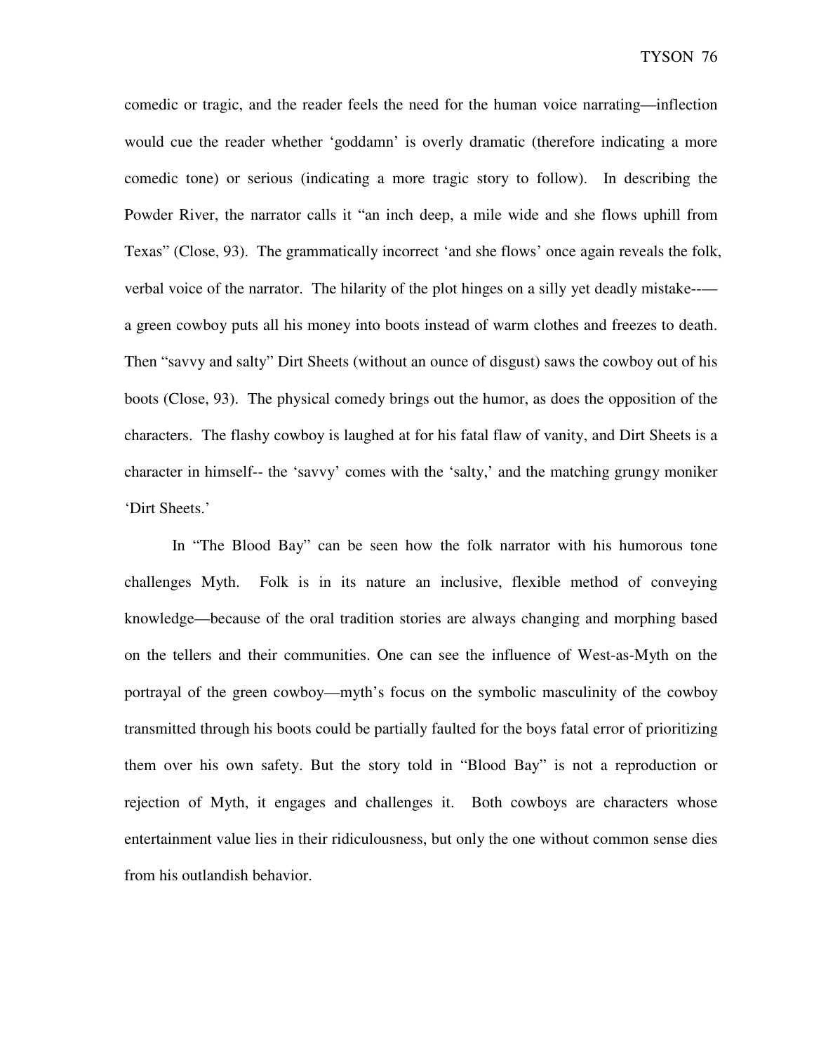comedic or tragic, and the reader feels the need for the human voice narrating—inflection would cue the reader whether 'goddamn' is overly dramatic (therefore indicating a more comedic tone) or serious (indicating a more tragic story to follow). In describing the Powder River, the narrator calls it "an inch deep, a mile wide and she flows uphill from Texas" (Close, 93). The grammatically incorrect 'and she flows' once again reveals the folk, verbal voice of the narrator. The hilarity of the plot hinges on a silly yet deadly mistake--—a green cowboy puts all his money into boots instead of warm clothes and freezes to death. Then "savvy and salty" Dirt Sheets (without an ounce of disgust) saws the cowboy out of his boots (Close, 93). The physical comedy brings out the humor, as does the opposition of the characters. The flashy cowboy is laughed at for his fatal flaw of vanity, and Dirt Sheets is a character in himself-- the 'savvy' comes with the 'salty,' and the matching grungy moniker 'Dirt Sheets.'

In "The Blood Bay" can be seen how the folk narrator with his humorous tone challenges Myth. Folk is in its nature an inclusive, flexible method of conveying knowledge—because of the oral tradition stories are always changing and morphing based on the tellers and their communities. One can see the influence of West-as-Myth on the portrayal of the green cowboy—myth's focus on the symbolic masculinity of the cowboy transmitted through his boots could be partially faulted for the boys fatal error of prioritizing them over his own safety. But the story told in "Blood Bay" is not a reproduction or rejection of Myth, it engages and challenges it. Both cowboys are characters whose entertainment value lies in their ridiculousness, but only the one without common sense dies from his outlandish behavior.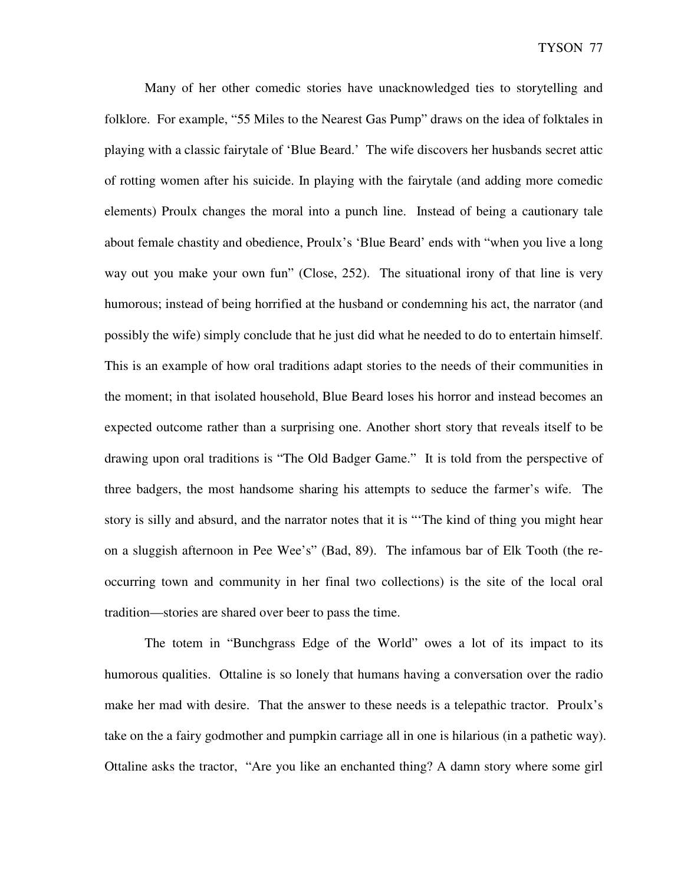Many of her other comedic stories have unacknowledged ties to storytelling and folklore. For example, "55 Miles to the Nearest Gas Pump" draws on the idea of folktales in playing with a classic fairytale of 'Blue Beard.' The wife discovers her husbands secret attic of rotting women after his suicide. In playing with the fairytale (and adding more comedic elements) Proulx changes the moral into a punch line. Instead of being a cautionary tale about female chastity and obedience, Proulx's 'Blue Beard' ends with "when you live a long way out you make your own fun" (Close, 252). The situational irony of that line is very humorous; instead of being horrified at the husband or condemning his act, the narrator (and possibly the wife) simply conclude that he just did what he needed to do to entertain himself. This is an example of how oral traditions adapt stories to the needs of their communities in the moment; in that isolated household, Blue Beard loses his horror and instead becomes an expected outcome rather than a surprising one. Another short story that reveals itself to be drawing upon oral traditions is "The Old Badger Game." It is told from the perspective of three badgers, the most handsome sharing his attempts to seduce the farmer's wife. The story is silly and absurd, and the narrator notes that it is "'The kind of thing you might hear on a sluggish afternoon in Pee Wee's" (Bad, 89). The infamous bar of Elk Tooth (the re-occurring town and community in her final two collections) is the site of the local oral tradition—stories are shared over beer to pass the time.

The totem in "Bunchgrass Edge of the World" owes a lot of its impact to its humorous qualities. Ottaline is so lonely that humans having a conversation over the radio make her mad with desire. That the answer to these needs is a telepathic tractor. Proulx's take on the a fairy godmother and pumpkin carriage all in one is hilarious (in a pathetic way). Ottaline asks the tractor, "Are you like an enchanted thing? A damn story where some girl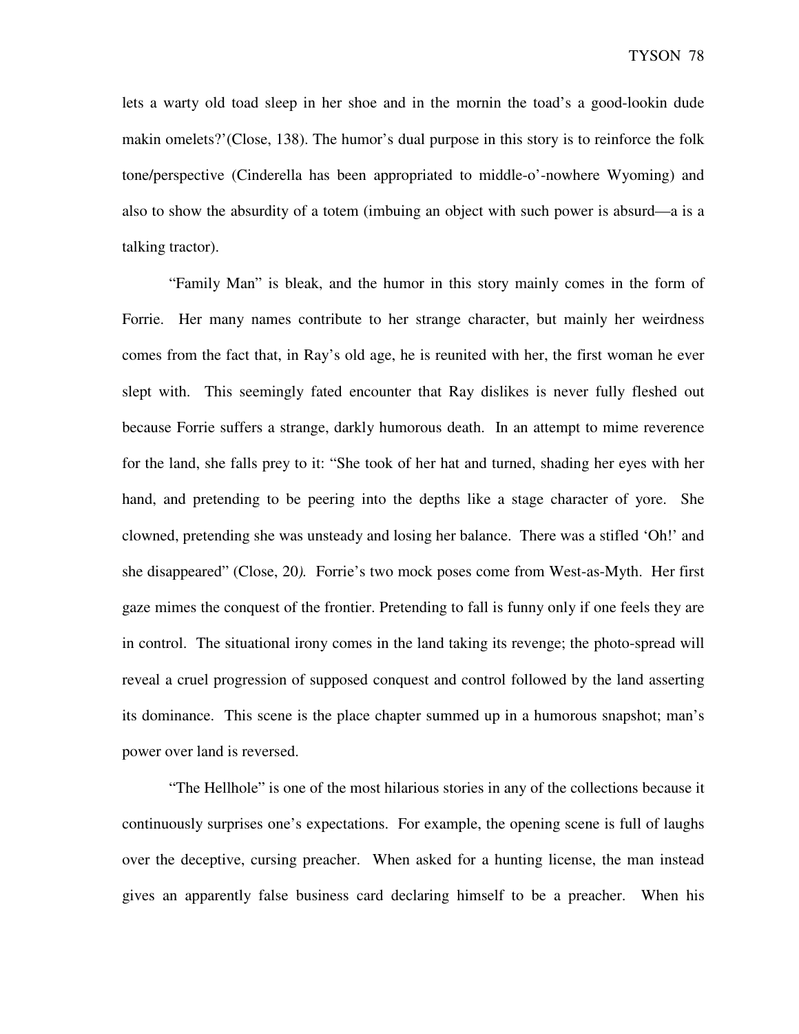lets a warty old toad sleep in her shoe and in the mornin the toad's a good-lookin dude makin omelets?'(Close, 138). The humor's dual purpose in this story is to reinforce the folk tone/perspective (Cinderella has been appropriated to middle-o'-nowhere Wyoming) and also to show the absurdity of a totem (imbuing an object with such power is absurd—a is a talking tractor).

"Family Man" is bleak, and the humor in this story mainly comes in the form of Forrie. Her many names contribute to her strange character, but mainly her weirdness comes from the fact that, in Ray's old age, he is reunited with her, the first woman he ever slept with. This seemingly fated encounter that Ray dislikes is never fully fleshed out because Forrie suffers a strange, darkly humorous death. In an attempt to mime reverence for the land, she falls prey to it: "She took of her hat and turned, shading her eyes with her hand, and pretending to be peering into the depths like a stage character of yore. She clowned, pretending she was unsteady and losing her balance. There was a stifled 'Oh!' and she disappeared" (Close, 20*).* Forrie's two mock poses come from West-as-Myth. Her first gaze mimes the conquest of the frontier. Pretending to fall is funny only if one feels they are in control. The situational irony comes in the land taking its revenge; the photo-spread will reveal a cruel progression of supposed conquest and control followed by the land asserting its dominance. This scene is the place chapter summed up in a humorous snapshot; man's power over land is reversed.

"The Hellhole" is one of the most hilarious stories in any of the collections because it continuously surprises one's expectations. For example, the opening scene is full of laughs over the deceptive, cursing preacher. When asked for a hunting license, the man instead gives an apparently false business card declaring himself to be a preacher. When his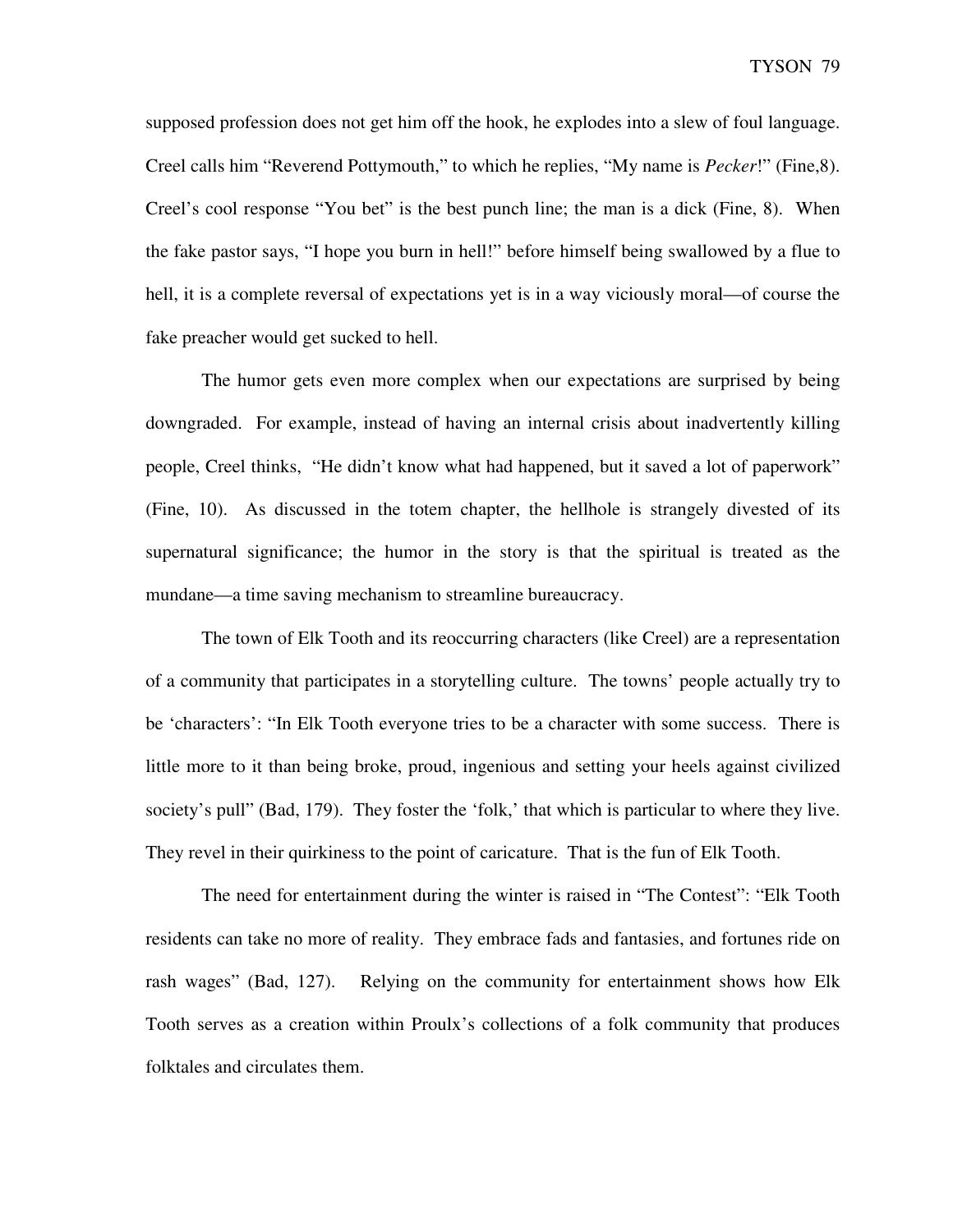supposed profession does not get him off the hook, he explodes into a slew of foul language. Creel calls him "Reverend Pottymouth," to which he replies, "My name is *Pecker*!" (Fine,8). Creel's cool response "You bet" is the best punch line; the man is a dick (Fine, 8). When the fake pastor says, "I hope you burn in hell!" before himself being swallowed by a flue to hell, it is a complete reversal of expectations yet is in a way viciously moral—of course the fake preacher would get sucked to hell.

The humor gets even more complex when our expectations are surprised by being downgraded. For example, instead of having an internal crisis about inadvertently killing people, Creel thinks, "He didn't know what had happened, but it saved a lot of paperwork" (Fine, 10). As discussed in the totem chapter, the hellhole is strangely divested of its supernatural significance; the humor in the story is that the spiritual is treated as the mundane—a time saving mechanism to streamline bureaucracy.

The town of Elk Tooth and its reoccurring characters (like Creel) are a representation of a community that participates in a storytelling culture. The towns' people actually try to be 'characters': "In Elk Tooth everyone tries to be a character with some success. There is little more to it than being broke, proud, ingenious and setting your heels against civilized society's pull" (Bad, 179). They foster the 'folk,' that which is particular to where they live. They revel in their quirkiness to the point of caricature. That is the fun of Elk Tooth.

The need for entertainment during the winter is raised in "The Contest": "Elk Tooth residents can take no more of reality. They embrace fads and fantasies, and fortunes ride on rash wages" (Bad, 127). Relying on the community for entertainment shows how Elk Tooth serves as a creation within Proulx's collections of a folk community that produces folktales and circulates them.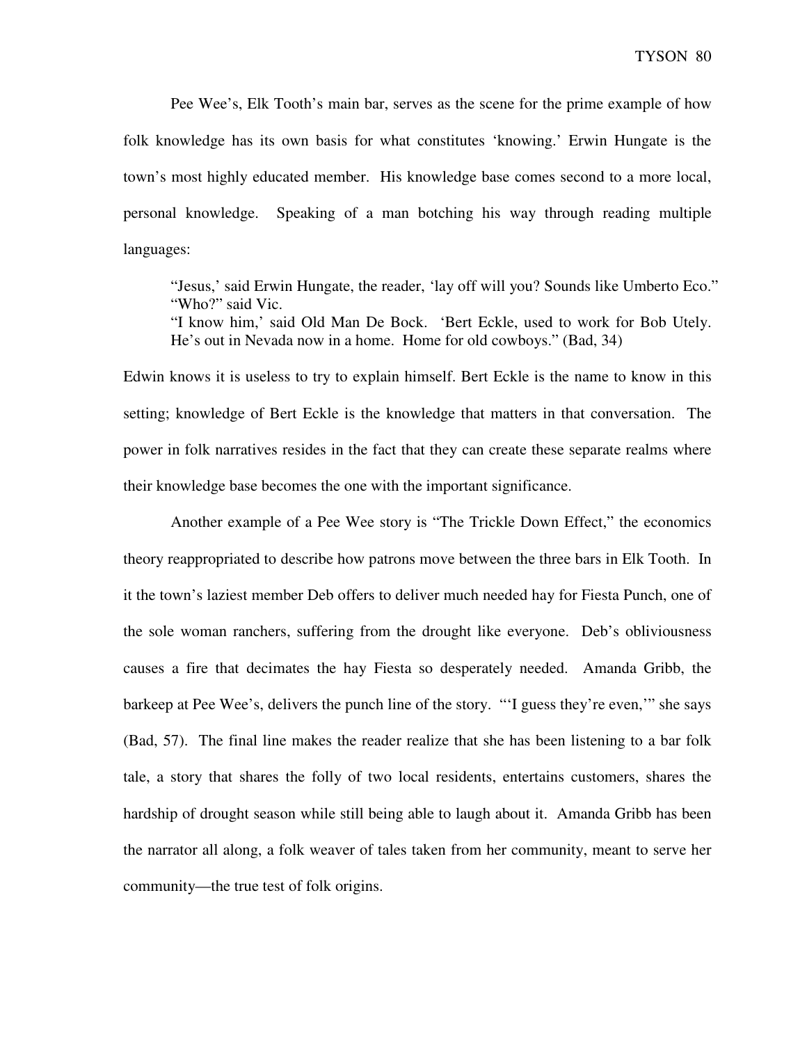Pee Wee's, Elk Tooth's main bar, serves as the scene for the prime example of how folk knowledge has its own basis for what constitutes 'knowing.' Erwin Hungate is the town's most highly educated member. His knowledge base comes second to a more local, personal knowledge. Speaking of a man botching his way through reading multiple languages:

> "Jesus,' said Erwin Hungate, the reader, 'lay off will you? Sounds like Umberto Eco."
> "Who?" said Vic.
> "I know him,' said Old Man De Bock. 'Bert Eckle, used to work for Bob Utely. He's out in Nevada now in a home. Home for old cowboys." (Bad, 34)

Edwin knows it is useless to try to explain himself. Bert Eckle is the name to know in this setting; knowledge of Bert Eckle is the knowledge that matters in that conversation. The power in folk narratives resides in the fact that they can create these separate realms where their knowledge base becomes the one with the important significance.

Another example of a Pee Wee story is "The Trickle Down Effect," the economics theory reappropriated to describe how patrons move between the three bars in Elk Tooth. In it the town's laziest member Deb offers to deliver much needed hay for Fiesta Punch, one of the sole woman ranchers, suffering from the drought like everyone. Deb's obliviousness causes a fire that decimates the hay Fiesta so desperately needed. Amanda Gribb, the barkeep at Pee Wee's, delivers the punch line of the story. "'I guess they're even,'" she says (Bad, 57). The final line makes the reader realize that she has been listening to a bar folk tale, a story that shares the folly of two local residents, entertains customers, shares the hardship of drought season while still being able to laugh about it. Amanda Gribb has been the narrator all along, a folk weaver of tales taken from her community, meant to serve her community—the true test of folk origins.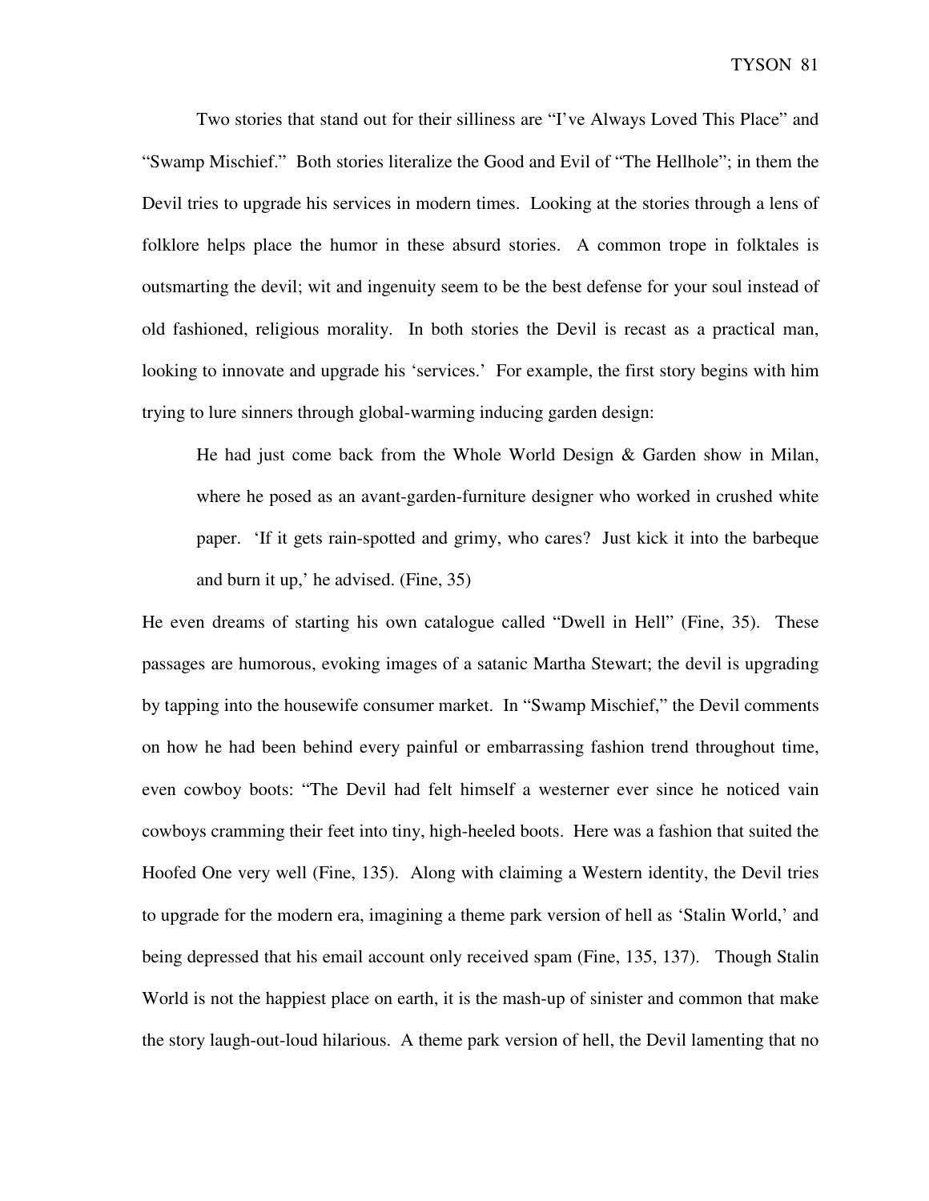Two stories that stand out for their silliness are "I've Always Loved This Place" and "Swamp Mischief." Both stories literalize the Good and Evil of "The Hellhole"; in them the Devil tries to upgrade his services in modern times. Looking at the stories through a lens of folklore helps place the humor in these absurd stories. A common trope in folktales is outsmarting the devil; wit and ingenuity seem to be the best defense for your soul instead of old fashioned, religious morality. In both stories the Devil is recast as a practical man, looking to innovate and upgrade his 'services.' For example, the first story begins with him trying to lure sinners through global-warming inducing garden design:

> He had just come back from the Whole World Design & Garden show in Milan, where he posed as an avant-garden-furniture designer who worked in crushed white paper. 'If it gets rain-spotted and grimy, who cares? Just kick it into the barbeque and burn it up,' he advised. (Fine, 35)

He even dreams of starting his own catalogue called "Dwell in Hell" (Fine, 35). These passages are humorous, evoking images of a satanic Martha Stewart; the devil is upgrading by tapping into the housewife consumer market. In "Swamp Mischief," the Devil comments on how he had been behind every painful or embarrassing fashion trend throughout time, even cowboy boots: "The Devil had felt himself a westerner ever since he noticed vain cowboys cramming their feet into tiny, high-heeled boots. Here was a fashion that suited the Hoofed One very well (Fine, 135). Along with claiming a Western identity, the Devil tries to upgrade for the modern era, imagining a theme park version of hell as 'Stalin World,' and being depressed that his email account only received spam (Fine, 135, 137). Though Stalin World is not the happiest place on earth, it is the mash-up of sinister and common that make the story laugh-out-loud hilarious. A theme park version of hell, the Devil lamenting that no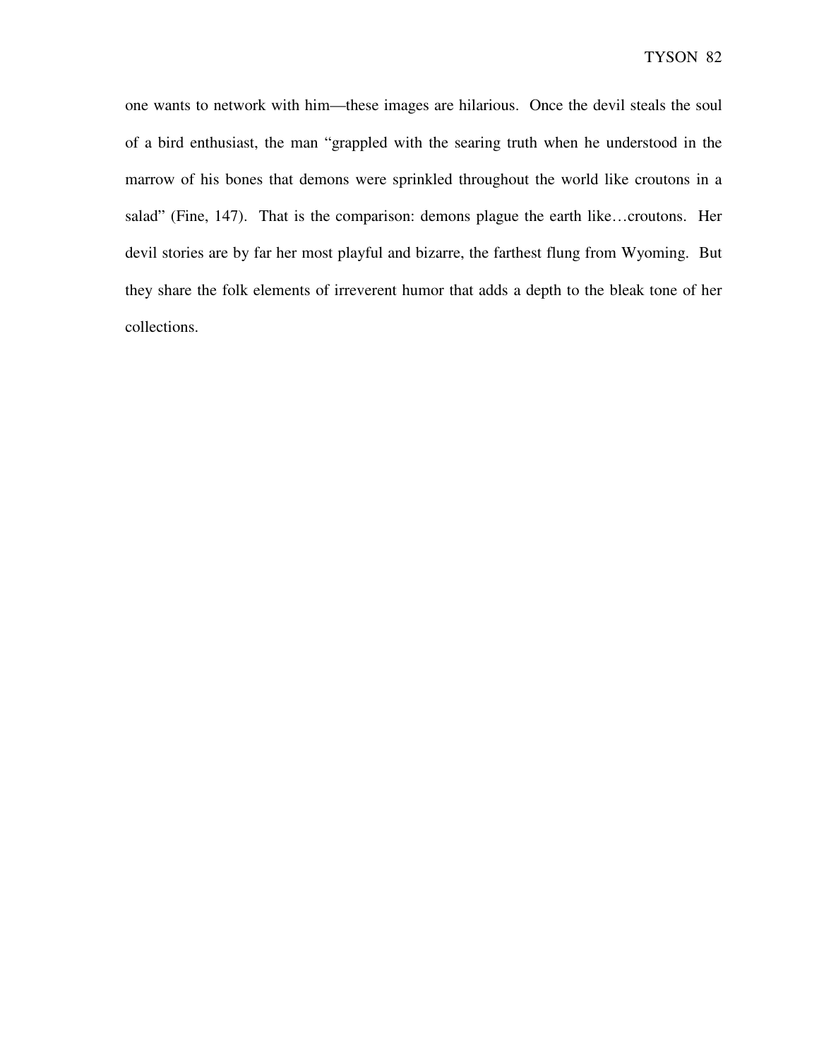one wants to network with him—these images are hilarious. Once the devil steals the soul of a bird enthusiast, the man "grappled with the searing truth when he understood in the marrow of his bones that demons were sprinkled throughout the world like croutons in a salad" (Fine, 147). That is the comparison: demons plague the earth like…croutons. Her devil stories are by far her most playful and bizarre, the farthest flung from Wyoming. But they share the folk elements of irreverent humor that adds a depth to the bleak tone of her collections.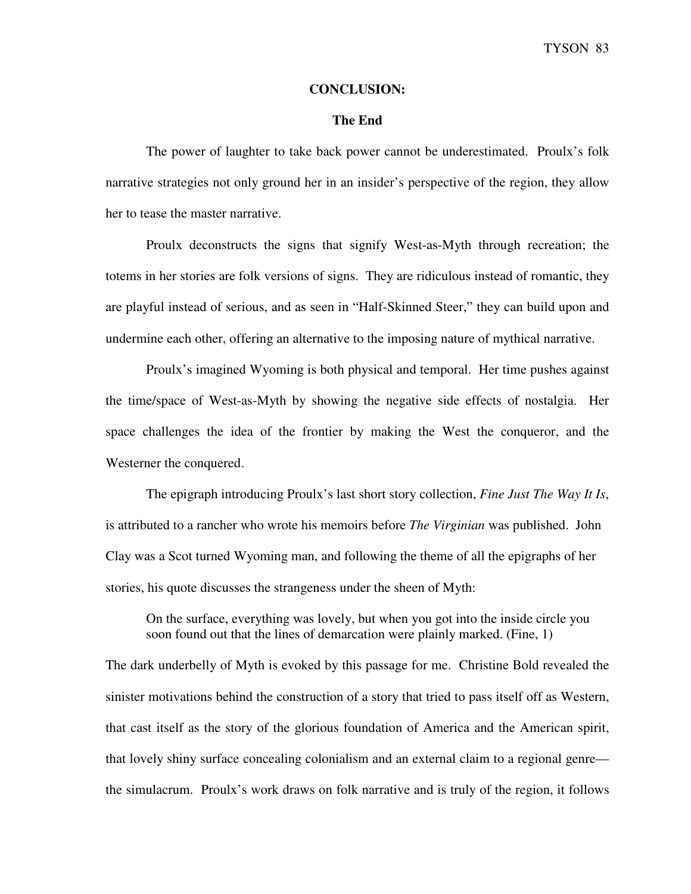# CONCLUSION:

## The End

The power of laughter to take back power cannot be underestimated. Proulx's folk narrative strategies not only ground her in an insider's perspective of the region, they allow her to tease the master narrative.

Proulx deconstructs the signs that signify West-as-Myth through recreation; the totems in her stories are folk versions of signs. They are ridiculous instead of romantic, they are playful instead of serious, and as seen in "Half-Skinned Steer," they can build upon and undermine each other, offering an alternative to the imposing nature of mythical narrative.

Proulx's imagined Wyoming is both physical and temporal. Her time pushes against the time/space of West-as-Myth by showing the negative side effects of nostalgia. Her space challenges the idea of the frontier by making the West the conqueror, and the Westerner the conquered.

The epigraph introducing Proulx's last short story collection, *Fine Just The Way It Is*, is attributed to a rancher who wrote his memoirs before *The Virginian* was published. John Clay was a Scot turned Wyoming man, and following the theme of all the epigraphs of her stories, his quote discusses the strangeness under the sheen of Myth:

> On the surface, everything was lovely, but when you got into the inside circle you soon found out that the lines of demarcation were plainly marked. (Fine, 1)

The dark underbelly of Myth is evoked by this passage for me. Christine Bold revealed the sinister motivations behind the construction of a story that tried to pass itself off as Western, that cast itself as the story of the glorious foundation of America and the American spirit, that lovely shiny surface concealing colonialism and an external claim to a regional genre—the simulacrum. Proulx's work draws on folk narrative and is truly of the region, it follows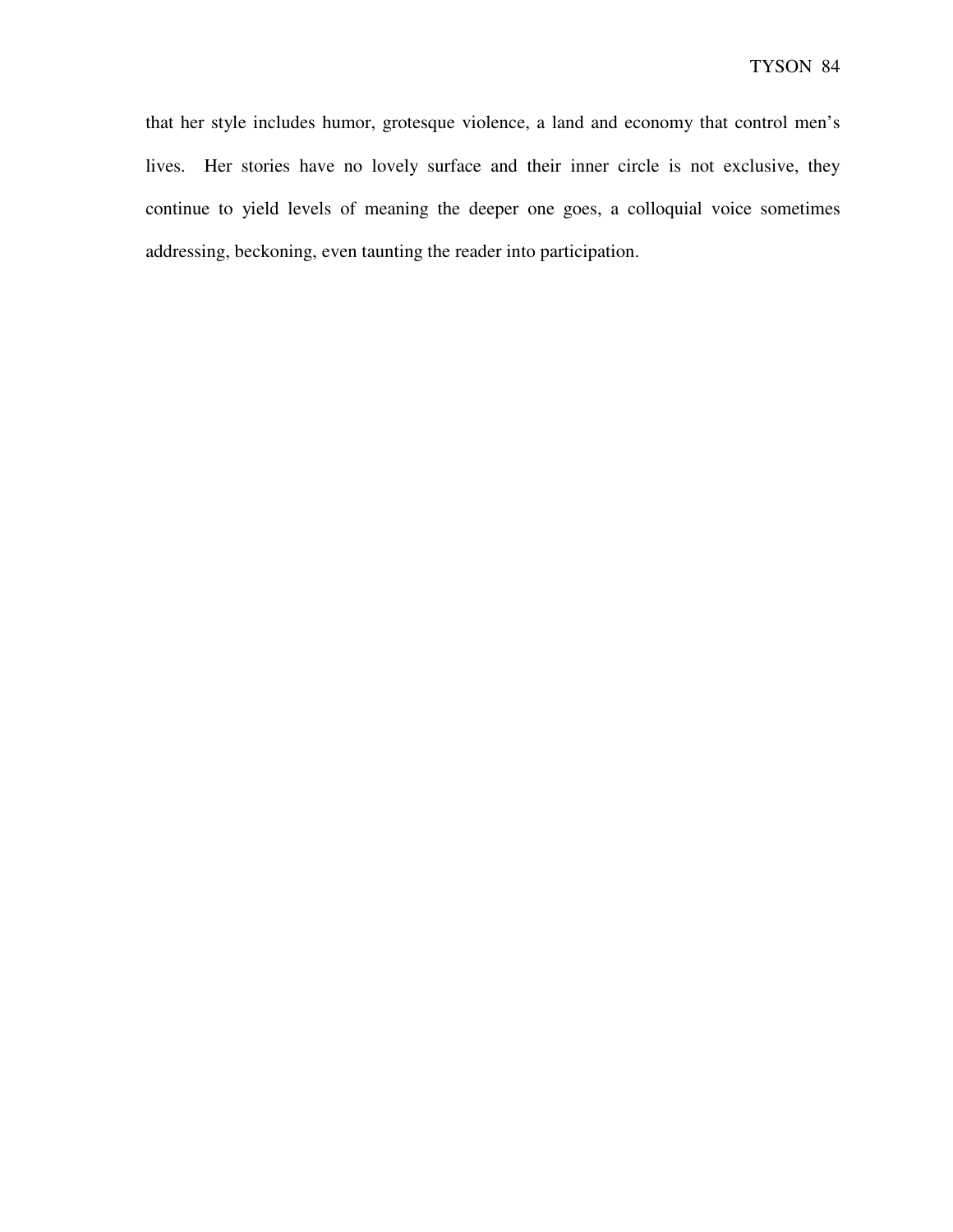that her style includes humor, grotesque violence, a land and economy that control men's lives. Her stories have no lovely surface and their inner circle is not exclusive, they continue to yield levels of meaning the deeper one goes, a colloquial voice sometimes addressing, beckoning, even taunting the reader into participation.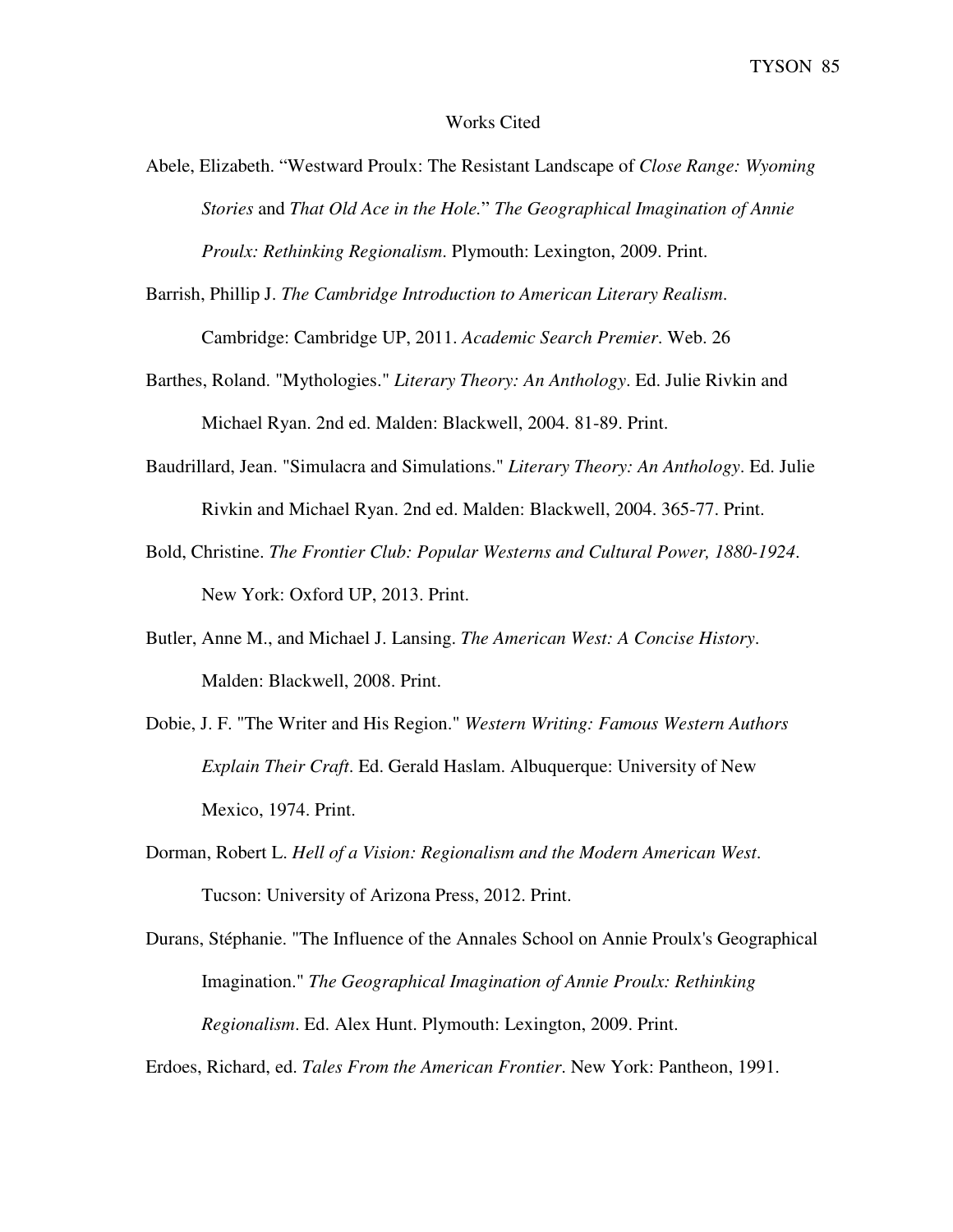# Works Cited

Abele, Elizabeth. “Westward Proulx: The Resistant Landscape of *Close Range: Wyoming Stories* and *That Old Ace in the Hole.*” *The Geographical Imagination of Annie Proulx: Rethinking Regionalism*. Plymouth: Lexington, 2009. Print.

Barrish, Phillip J. *The Cambridge Introduction to American Literary Realism*. Cambridge: Cambridge UP, 2011. *Academic Search Premier*. Web. 26

Barthes, Roland. "Mythologies." *Literary Theory: An Anthology*. Ed. Julie Rivkin and Michael Ryan. 2nd ed. Malden: Blackwell, 2004. 81-89. Print.

Baudrillard, Jean. "Simulacra and Simulations." *Literary Theory: An Anthology*. Ed. Julie Rivkin and Michael Ryan. 2nd ed. Malden: Blackwell, 2004. 365-77. Print.

Bold, Christine. *The Frontier Club: Popular Westerns and Cultural Power, 1880-1924*. New York: Oxford UP, 2013. Print.

Butler, Anne M., and Michael J. Lansing. *The American West: A Concise History*. Malden: Blackwell, 2008. Print.

Dobie, J. F. "The Writer and His Region." *Western Writing: Famous Western Authors Explain Their Craft*. Ed. Gerald Haslam. Albuquerque: University of New Mexico, 1974. Print.

Dorman, Robert L. *Hell of a Vision: Regionalism and the Modern American West*. Tucson: University of Arizona Press, 2012. Print.

Durans, Stéphanie. "The Influence of the Annales School on Annie Proulx's Geographical Imagination." *The Geographical Imagination of Annie Proulx: Rethinking Regionalism*. Ed. Alex Hunt. Plymouth: Lexington, 2009. Print.

Erdoes, Richard, ed. *Tales From the American Frontier*. New York: Pantheon, 1991.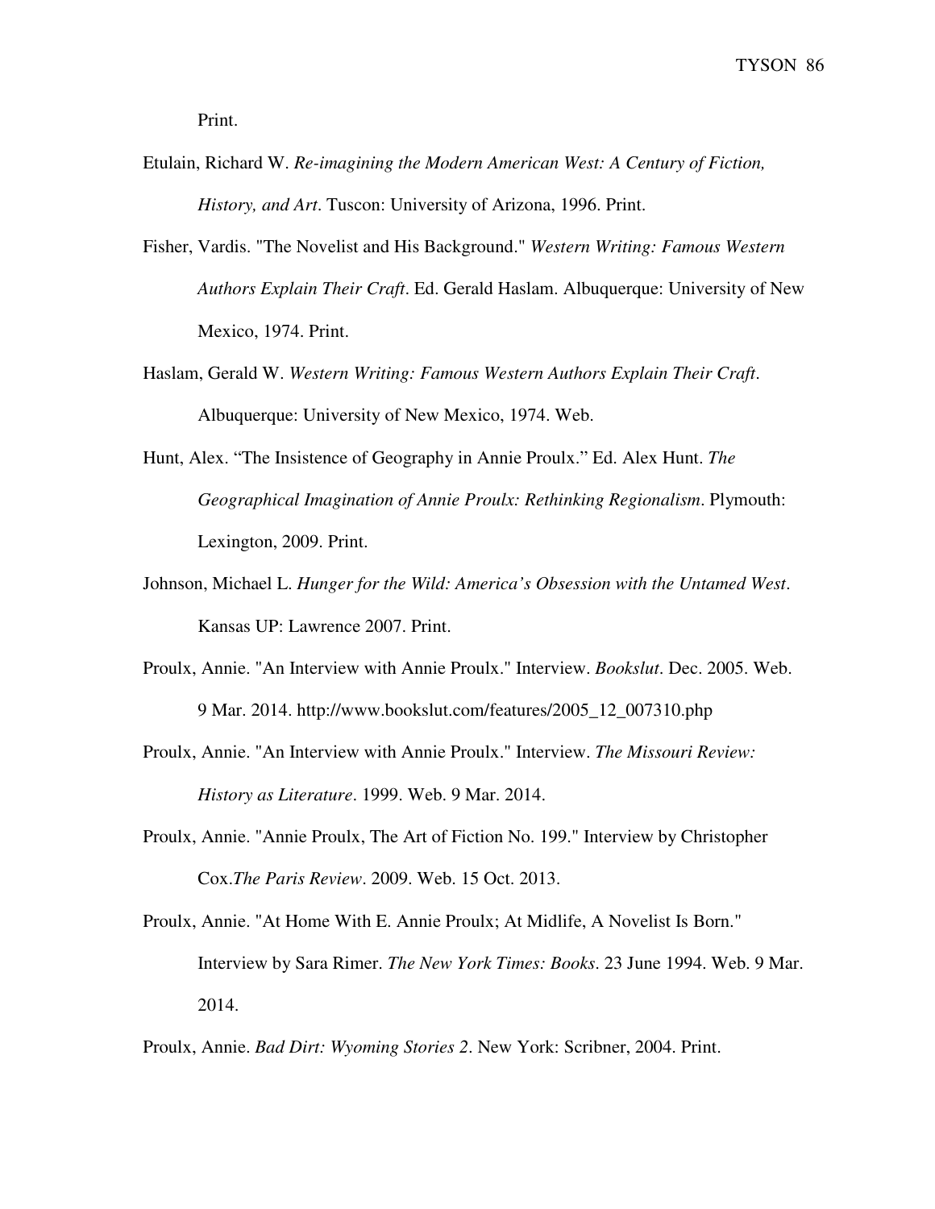Print.

Etulain, Richard W. *Re-imagining the Modern American West: A Century of Fiction, History, and Art*. Tuscon: University of Arizona, 1996. Print.

Fisher, Vardis. "The Novelist and His Background." *Western Writing: Famous Western Authors Explain Their Craft*. Ed. Gerald Haslam. Albuquerque: University of New Mexico, 1974. Print.

Haslam, Gerald W. *Western Writing: Famous Western Authors Explain Their Craft*. Albuquerque: University of New Mexico, 1974. Web.

Hunt, Alex. "The Insistence of Geography in Annie Proulx." Ed. Alex Hunt. *The Geographical Imagination of Annie Proulx: Rethinking Regionalism*. Plymouth: Lexington, 2009. Print.

Johnson, Michael L. *Hunger for the Wild: America's Obsession with the Untamed West*. Kansas UP: Lawrence 2007. Print.

Proulx, Annie. "An Interview with Annie Proulx." Interview. *Bookslut*. Dec. 2005. Web. 9 Mar. 2014. http://www.bookslut.com/features/2005_12_007310.php

Proulx, Annie. "An Interview with Annie Proulx." Interview. *The Missouri Review: History as Literature*. 1999. Web. 9 Mar. 2014.

Proulx, Annie. "Annie Proulx, The Art of Fiction No. 199." Interview by Christopher Cox.*The Paris Review*. 2009. Web. 15 Oct. 2013.

Proulx, Annie. "At Home With E. Annie Proulx; At Midlife, A Novelist Is Born." Interview by Sara Rimer. *The New York Times: Books*. 23 June 1994. Web. 9 Mar. 2014.

Proulx, Annie. *Bad Dirt: Wyoming Stories 2*. New York: Scribner, 2004. Print.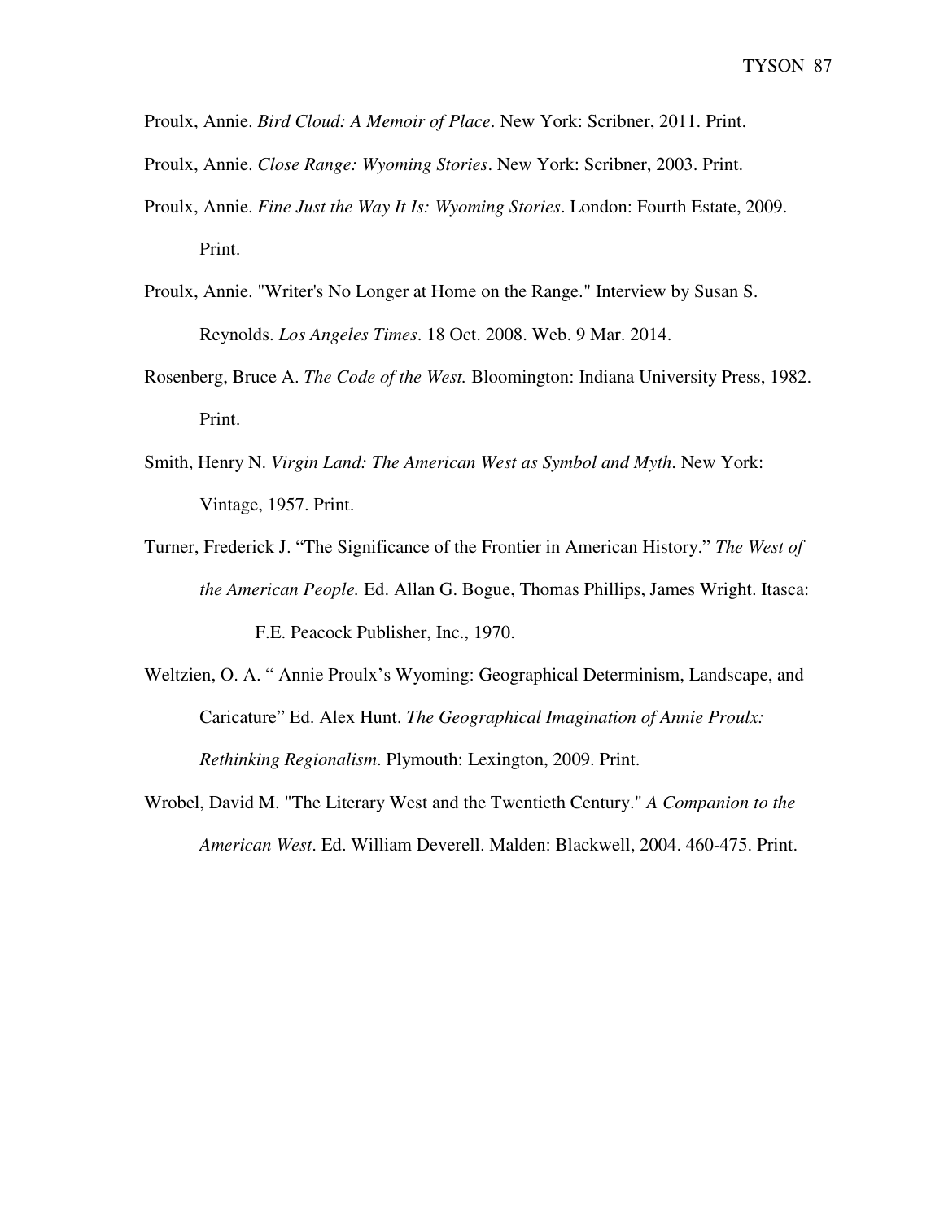Proulx, Annie. *Bird Cloud: A Memoir of Place*. New York: Scribner, 2011. Print.

Proulx, Annie. *Close Range: Wyoming Stories*. New York: Scribner, 2003. Print.

Proulx, Annie. *Fine Just the Way It Is: Wyoming Stories*. London: Fourth Estate, 2009. Print.

Proulx, Annie. "Writer's No Longer at Home on the Range." Interview by Susan S. Reynolds. *Los Angeles Times*. 18 Oct. 2008. Web. 9 Mar. 2014.

Rosenberg, Bruce A. *The Code of the West.* Bloomington: Indiana University Press, 1982. Print.

Smith, Henry N. *Virgin Land: The American West as Symbol and Myth*. New York: Vintage, 1957. Print.

Turner, Frederick J. "The Significance of the Frontier in American History." *The West of the American People.* Ed. Allan G. Bogue, Thomas Phillips, James Wright. Itasca: F.E. Peacock Publisher, Inc., 1970.

Weltzien, O. A. " Annie Proulx's Wyoming: Geographical Determinism, Landscape, and Caricature" Ed. Alex Hunt. *The Geographical Imagination of Annie Proulx: Rethinking Regionalism*. Plymouth: Lexington, 2009. Print.

Wrobel, David M. "The Literary West and the Twentieth Century." *A Companion to the American West*. Ed. William Deverell. Malden: Blackwell, 2004. 460-475. Print.